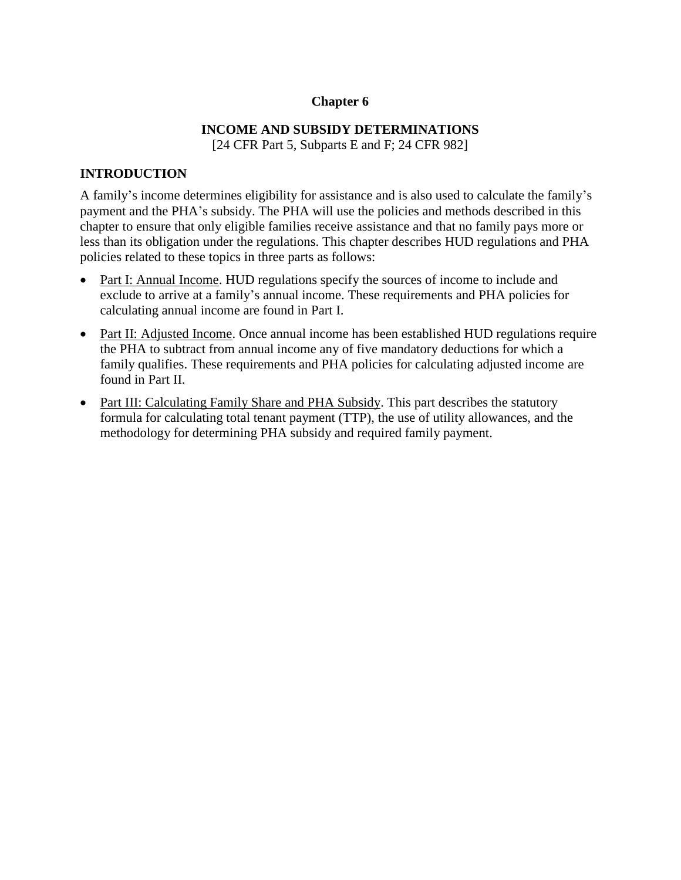# Chapter 6

## INCOME AND SUBSIDY DETERMINATIONS

[24 CFR Part 5, Subparts E and F; 24 CFR 982]

## INTRODUCTION

A family's income determines eligibility for assistance and is also used to calculate the family's payment and the PHA's subsidy. The PHA will use the policies and methods described in this chapter to ensure that only eligible families receive assistance and that no family pays more or less than its obligation under the regulations. This chapter describes HUD regulations and PHA policies related to these topics in three parts as follows:

- <u>Part I: Annual Income</u>. HUD regulations specify the sources of income to include and exclude to arrive at a family's annual income. These requirements and PHA policies for calculating annual income are found in Part I.
- <u>Part II: Adjusted Income</u>. Once annual income has been established HUD regulations require the PHA to subtract from annual income any of five mandatory deductions for which a family qualifies. These requirements and PHA policies for calculating adjusted income are found in Part II.
- <u>Part III: Calculating Family Share and PHA Subsidy</u>. This part describes the statutory formula for calculating total tenant payment (TTP), the use of utility allowances, and the methodology for determining PHA subsidy and required family payment.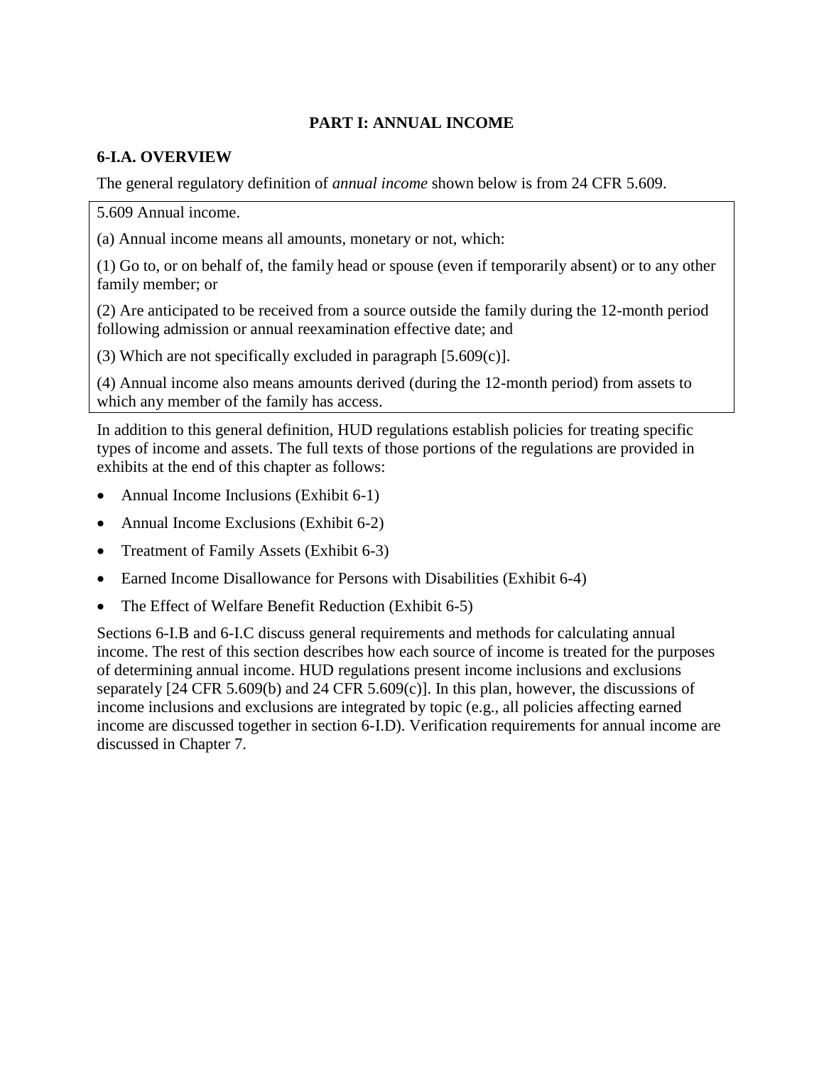## PART I: ANNUAL INCOME

### 6-I.A. OVERVIEW

The general regulatory definition of *annual income* shown below is from 24 CFR 5.609.

> 5.609 Annual income.
>
> (a) Annual income means all amounts, monetary or not, which:
>
> (1) Go to, or on behalf of, the family head or spouse (even if temporarily absent) or to any other family member; or
>
> (2) Are anticipated to be received from a source outside the family during the 12-month period following admission or annual reexamination effective date; and
>
> (3) Which are not specifically excluded in paragraph [5.609(c)].
>
> (4) Annual income also means amounts derived (during the 12-month period) from assets to which any member of the family has access.

In addition to this general definition, HUD regulations establish policies for treating specific types of income and assets. The full texts of those portions of the regulations are provided in exhibits at the end of this chapter as follows:

- Annual Income Inclusions (Exhibit 6-1)
- Annual Income Exclusions (Exhibit 6-2)
- Treatment of Family Assets (Exhibit 6-3)
- Earned Income Disallowance for Persons with Disabilities (Exhibit 6-4)
- The Effect of Welfare Benefit Reduction (Exhibit 6-5)

Sections 6-I.B and 6-I.C discuss general requirements and methods for calculating annual income. The rest of this section describes how each source of income is treated for the purposes of determining annual income. HUD regulations present income inclusions and exclusions separately [24 CFR 5.609(b) and 24 CFR 5.609(c)]. In this plan, however, the discussions of income inclusions and exclusions are integrated by topic (e.g., all policies affecting earned income are discussed together in section 6-I.D). Verification requirements for annual income are discussed in Chapter 7.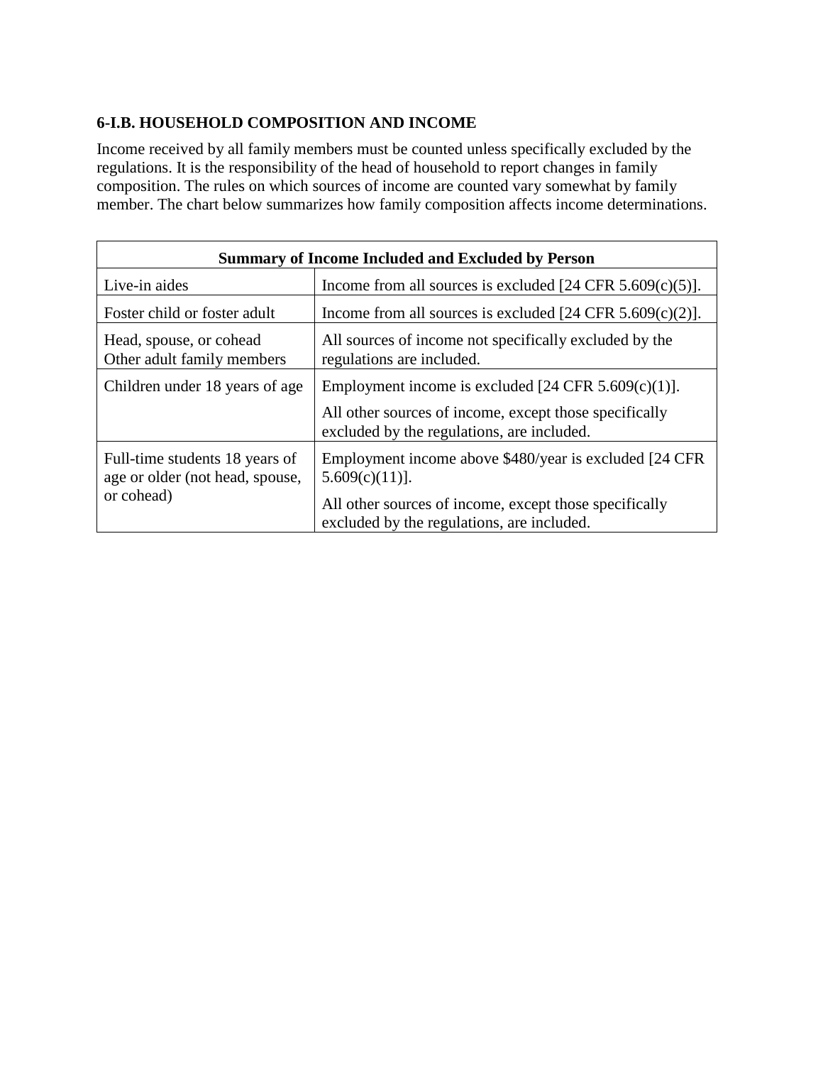### 6-I.B. HOUSEHOLD COMPOSITION AND INCOME

Income received by all family members must be counted unless specifically excluded by the regulations. It is the responsibility of the head of household to report changes in family composition. The rules on which sources of income are counted vary somewhat by family member. The chart below summarizes how family composition affects income determinations.

| **Summary of Income Included and Excluded by Person** | |
|---|---|
| Live-in aides | Income from all sources is excluded [24 CFR 5.609(c)(5)]. |
| Foster child or foster adult | Income from all sources is excluded [24 CFR 5.609(c)(2)]. |
| Head, spouse, or cohead<br>Other adult family members | All sources of income not specifically excluded by the regulations are included. |
| Children under 18 years of age | Employment income is excluded [24 CFR 5.609(c)(1)].<br>All other sources of income, except those specifically excluded by the regulations, are included. |
| Full-time students 18 years of age or older (not head, spouse, or cohead) | Employment income above $480/year is excluded [24 CFR 5.609(c)(11)].<br>All other sources of income, except those specifically excluded by the regulations, are included. |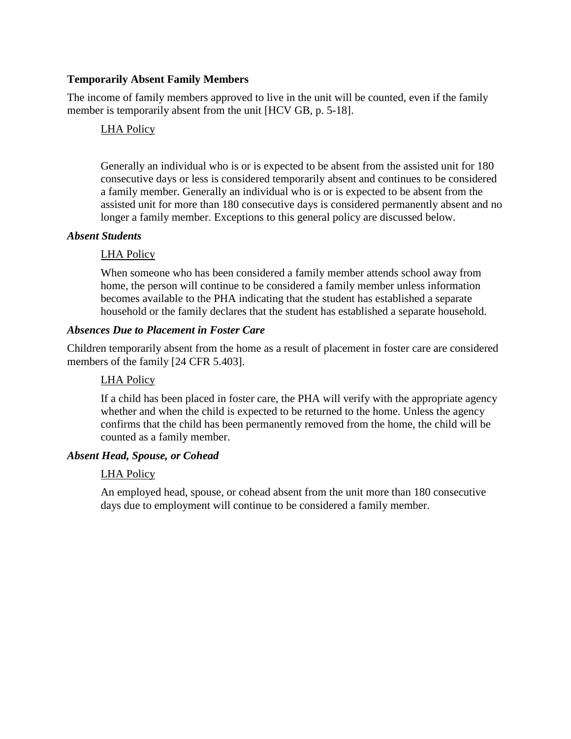**Temporarily Absent Family Members**

The income of family members approved to live in the unit will be counted, even if the family member is temporarily absent from the unit [HCV GB, p. 5-18].

LHA Policy

Generally an individual who is or is expected to be absent from the assisted unit for 180 consecutive days or less is considered temporarily absent and continues to be considered a family member. Generally an individual who is or is expected to be absent from the assisted unit for more than 180 consecutive days is considered permanently absent and no longer a family member. Exceptions to this general policy are discussed below.

***Absent Students***

LHA Policy

When someone who has been considered a family member attends school away from home, the person will continue to be considered a family member unless information becomes available to the PHA indicating that the student has established a separate household or the family declares that the student has established a separate household.

***Absences Due to Placement in Foster Care***

Children temporarily absent from the home as a result of placement in foster care are considered members of the family [24 CFR 5.403].

LHA Policy

If a child has been placed in foster care, the PHA will verify with the appropriate agency whether and when the child is expected to be returned to the home. Unless the agency confirms that the child has been permanently removed from the home, the child will be counted as a family member.

***Absent Head, Spouse, or Cohead***

LHA Policy

An employed head, spouse, or cohead absent from the unit more than 180 consecutive days due to employment will continue to be considered a family member.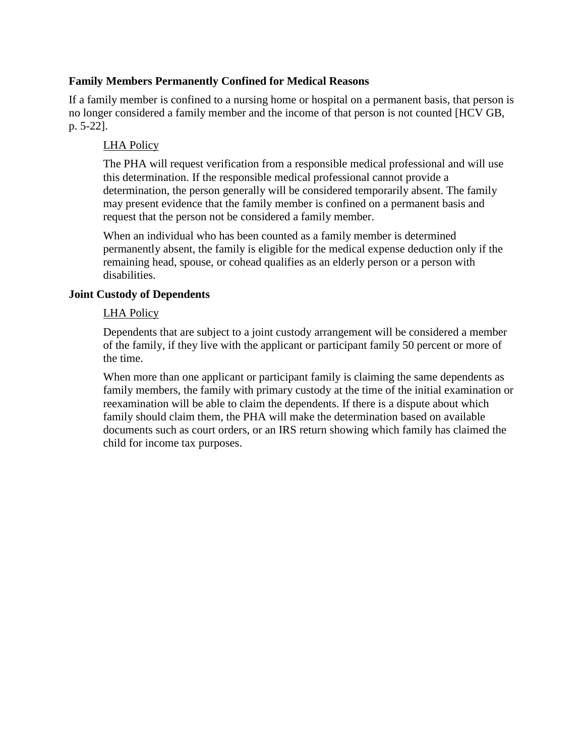### Family Members Permanently Confined for Medical Reasons

If a family member is confined to a nursing home or hospital on a permanent basis, that person is no longer considered a family member and the income of that person is not counted [HCV GB, p. 5-22].

<u>LHA Policy</u>

The PHA will request verification from a responsible medical professional and will use this determination. If the responsible medical professional cannot provide a determination, the person generally will be considered temporarily absent. The family may present evidence that the family member is confined on a permanent basis and request that the person not be considered a family member.

When an individual who has been counted as a family member is determined permanently absent, the family is eligible for the medical expense deduction only if the remaining head, spouse, or cohead qualifies as an elderly person or a person with disabilities.

### Joint Custody of Dependents

<u>LHA Policy</u>

Dependents that are subject to a joint custody arrangement will be considered a member of the family, if they live with the applicant or participant family 50 percent or more of the time.

When more than one applicant or participant family is claiming the same dependents as family members, the family with primary custody at the time of the initial examination or reexamination will be able to claim the dependents. If there is a dispute about which family should claim them, the PHA will make the determination based on available documents such as court orders, or an IRS return showing which family has claimed the child for income tax purposes.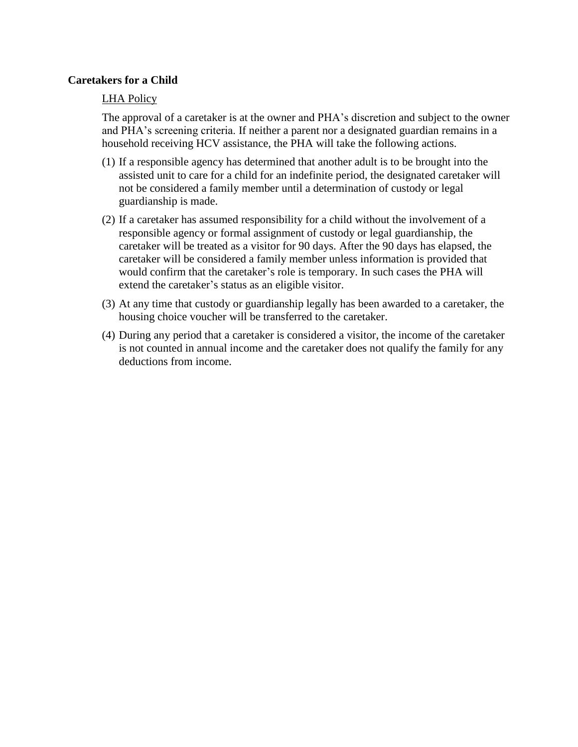**Caretakers for a Child**

LHA Policy

The approval of a caretaker is at the owner and PHA's discretion and subject to the owner and PHA's screening criteria. If neither a parent nor a designated guardian remains in a household receiving HCV assistance, the PHA will take the following actions.

(1) If a responsible agency has determined that another adult is to be brought into the assisted unit to care for a child for an indefinite period, the designated caretaker will not be considered a family member until a determination of custody or legal guardianship is made.

(2) If a caretaker has assumed responsibility for a child without the involvement of a responsible agency or formal assignment of custody or legal guardianship, the caretaker will be treated as a visitor for 90 days. After the 90 days has elapsed, the caretaker will be considered a family member unless information is provided that would confirm that the caretaker's role is temporary. In such cases the PHA will extend the caretaker's status as an eligible visitor.

(3) At any time that custody or guardianship legally has been awarded to a caretaker, the housing choice voucher will be transferred to the caretaker.

(4) During any period that a caretaker is considered a visitor, the income of the caretaker is not counted in annual income and the caretaker does not qualify the family for any deductions from income.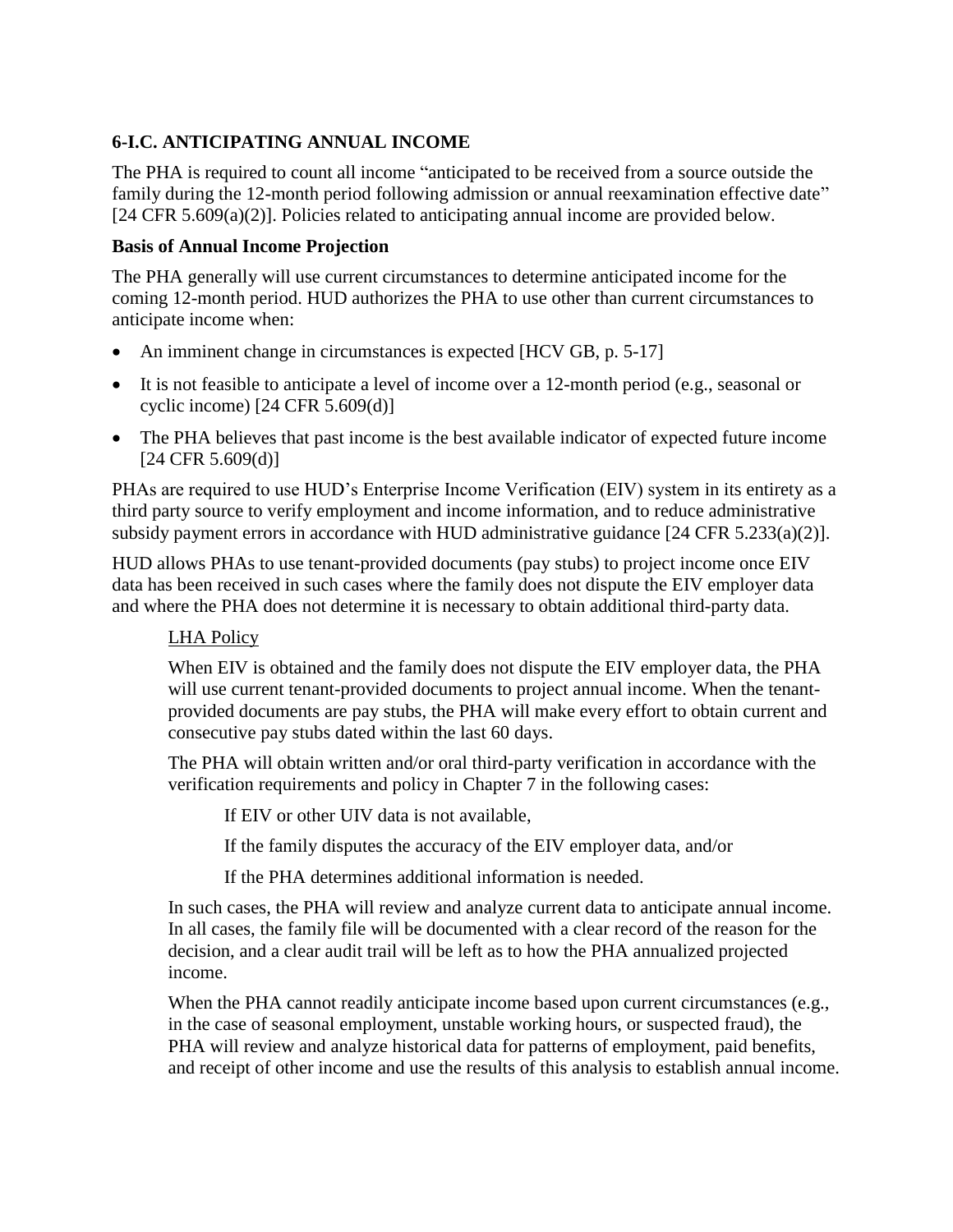## 6-I.C. ANTICIPATING ANNUAL INCOME

The PHA is required to count all income "anticipated to be received from a source outside the family during the 12-month period following admission or annual reexamination effective date" [24 CFR 5.609(a)(2)]. Policies related to anticipating annual income are provided below.

### Basis of Annual Income Projection

The PHA generally will use current circumstances to determine anticipated income for the coming 12-month period. HUD authorizes the PHA to use other than current circumstances to anticipate income when:

- An imminent change in circumstances is expected [HCV GB, p. 5-17]
- It is not feasible to anticipate a level of income over a 12-month period (e.g., seasonal or cyclic income) [24 CFR 5.609(d)]
- The PHA believes that past income is the best available indicator of expected future income [24 CFR 5.609(d)]

PHAs are required to use HUD's Enterprise Income Verification (EIV) system in its entirety as a third party source to verify employment and income information, and to reduce administrative subsidy payment errors in accordance with HUD administrative guidance [24 CFR 5.233(a)(2)].

HUD allows PHAs to use tenant-provided documents (pay stubs) to project income once EIV data has been received in such cases where the family does not dispute the EIV employer data and where the PHA does not determine it is necessary to obtain additional third-party data.

LHA Policy

When EIV is obtained and the family does not dispute the EIV employer data, the PHA will use current tenant-provided documents to project annual income. When the tenant-provided documents are pay stubs, the PHA will make every effort to obtain current and consecutive pay stubs dated within the last 60 days.

The PHA will obtain written and/or oral third-party verification in accordance with the verification requirements and policy in Chapter 7 in the following cases:

If EIV or other UIV data is not available,

If the family disputes the accuracy of the EIV employer data, and/or

If the PHA determines additional information is needed.

In such cases, the PHA will review and analyze current data to anticipate annual income. In all cases, the family file will be documented with a clear record of the reason for the decision, and a clear audit trail will be left as to how the PHA annualized projected income.

When the PHA cannot readily anticipate income based upon current circumstances (e.g., in the case of seasonal employment, unstable working hours, or suspected fraud), the PHA will review and analyze historical data for patterns of employment, paid benefits, and receipt of other income and use the results of this analysis to establish annual income.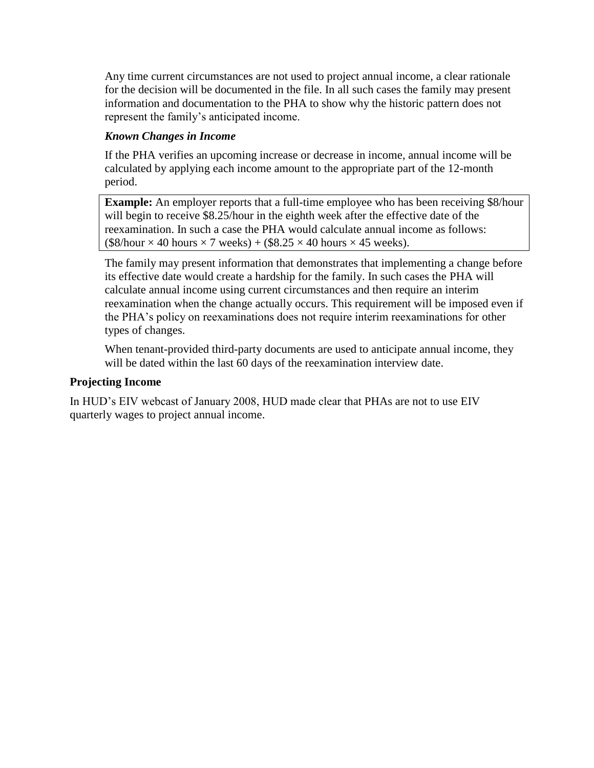Any time current circumstances are not used to project annual income, a clear rationale for the decision will be documented in the file. In all such cases the family may present information and documentation to the PHA to show why the historic pattern does not represent the family's anticipated income.

***Known Changes in Income***

If the PHA verifies an upcoming increase or decrease in income, annual income will be calculated by applying each income amount to the appropriate part of the 12-month period.

> **Example:** An employer reports that a full-time employee who has been receiving $8/hour will begin to receive $8.25/hour in the eighth week after the effective date of the reexamination. In such a case the PHA would calculate annual income as follows: ($8/hour × 40 hours × 7 weeks) + ($8.25 × 40 hours × 45 weeks).

The family may present information that demonstrates that implementing a change before its effective date would create a hardship for the family. In such cases the PHA will calculate annual income using current circumstances and then require an interim reexamination when the change actually occurs. This requirement will be imposed even if the PHA's policy on reexaminations does not require interim reexaminations for other types of changes.

When tenant-provided third-party documents are used to anticipate annual income, they will be dated within the last 60 days of the reexamination interview date.

**Projecting Income**

In HUD's EIV webcast of January 2008, HUD made clear that PHAs are not to use EIV quarterly wages to project annual income.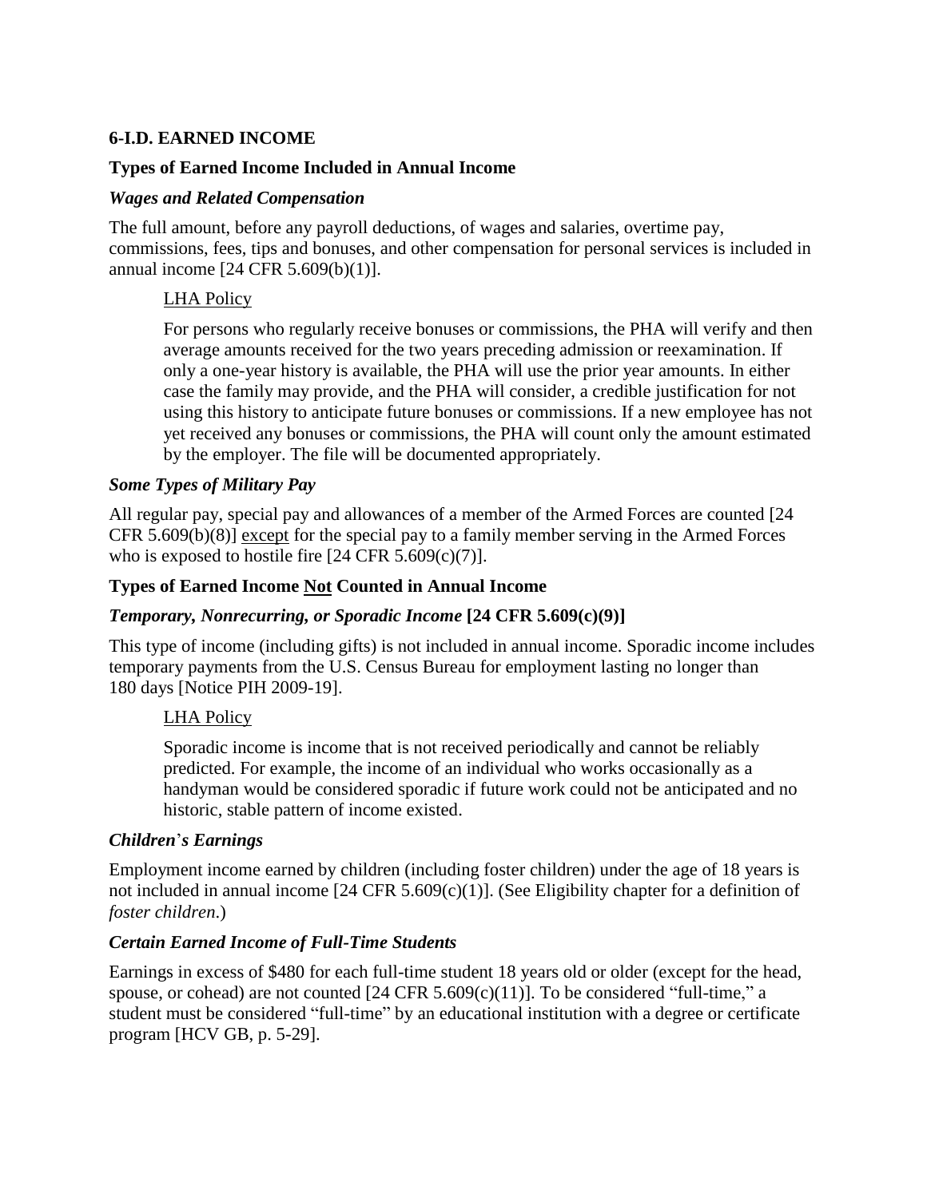### 6-I.D. EARNED INCOME

**Types of Earned Income Included in Annual Income**

***Wages and Related Compensation***

The full amount, before any payroll deductions, of wages and salaries, overtime pay, commissions, fees, tips and bonuses, and other compensation for personal services is included in annual income [24 CFR 5.609(b)(1)].

> <u>LHA Policy</u>
>
> For persons who regularly receive bonuses or commissions, the PHA will verify and then average amounts received for the two years preceding admission or reexamination. If only a one-year history is available, the PHA will use the prior year amounts. In either case the family may provide, and the PHA will consider, a credible justification for not using this history to anticipate future bonuses or commissions. If a new employee has not yet received any bonuses or commissions, the PHA will count only the amount estimated by the employer. The file will be documented appropriately.

***Some Types of Military Pay***

All regular pay, special pay and allowances of a member of the Armed Forces are counted [24 CFR 5.609(b)(8)] <u>except</u> for the special pay to a family member serving in the Armed Forces who is exposed to hostile fire [24 CFR 5.609(c)(7)].

**Types of Earned Income <u>Not</u> Counted in Annual Income**

***Temporary, Nonrecurring, or Sporadic Income* [24 CFR 5.609(c)(9)]**

This type of income (including gifts) is not included in annual income. Sporadic income includes temporary payments from the U.S. Census Bureau for employment lasting no longer than 180 days [Notice PIH 2009-19].

> <u>LHA Policy</u>
>
> Sporadic income is income that is not received periodically and cannot be reliably predicted. For example, the income of an individual who works occasionally as a handyman would be considered sporadic if future work could not be anticipated and no historic, stable pattern of income existed.

***Children's Earnings***

Employment income earned by children (including foster children) under the age of 18 years is not included in annual income [24 CFR 5.609(c)(1)]. (See Eligibility chapter for a definition of *foster children*.)

***Certain Earned Income of Full-Time Students***

Earnings in excess of $480 for each full-time student 18 years old or older (except for the head, spouse, or cohead) are not counted [24 CFR 5.609(c)(11)]. To be considered "full-time," a student must be considered "full-time" by an educational institution with a degree or certificate program [HCV GB, p. 5-29].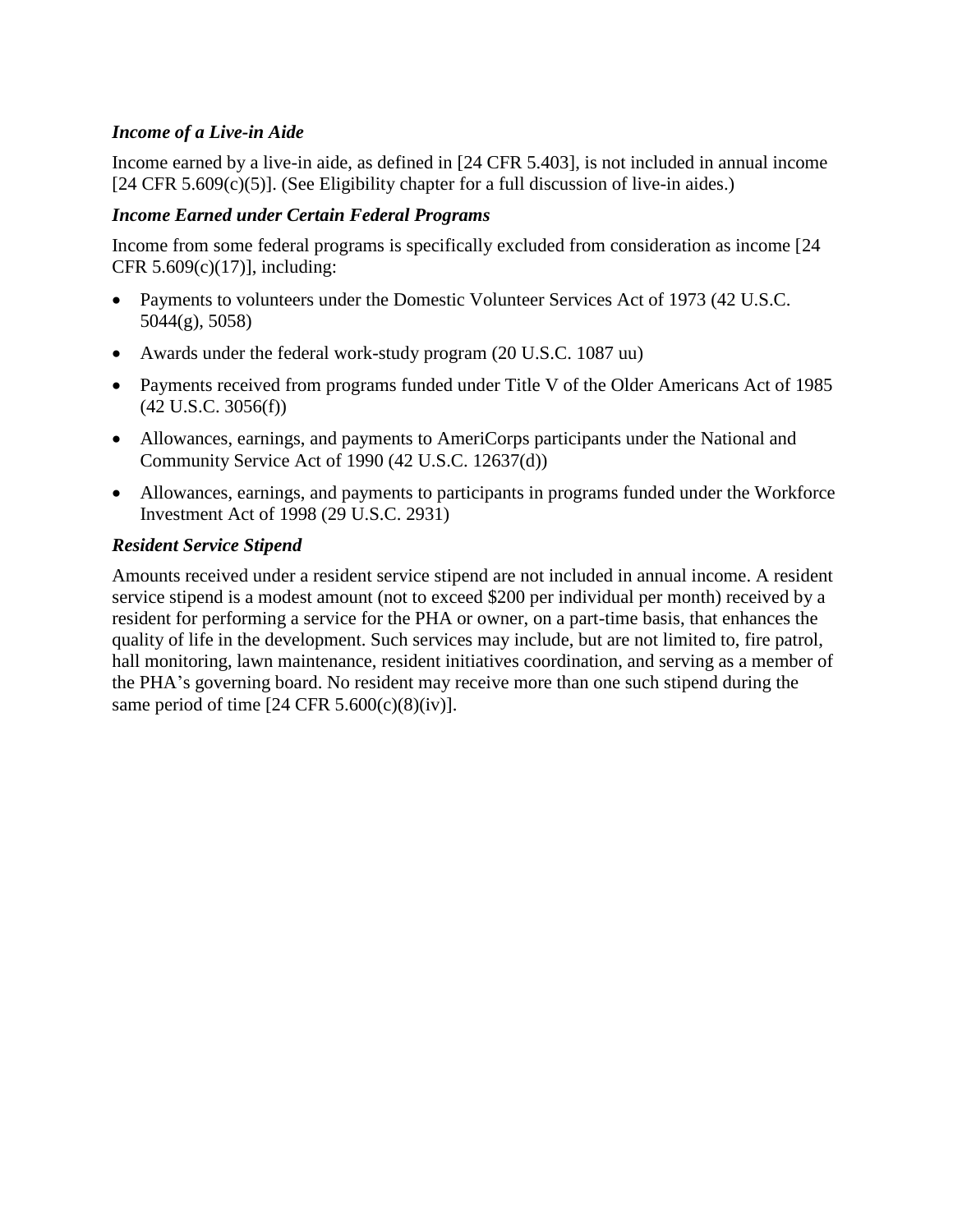***Income of a Live-in Aide***

Income earned by a live-in aide, as defined in [24 CFR 5.403], is not included in annual income [24 CFR 5.609(c)(5)]. (See Eligibility chapter for a full discussion of live-in aides.)

***Income Earned under Certain Federal Programs***

Income from some federal programs is specifically excluded from consideration as income [24 CFR 5.609(c)(17)], including:

- Payments to volunteers under the Domestic Volunteer Services Act of 1973 (42 U.S.C. 5044(g), 5058)
- Awards under the federal work-study program (20 U.S.C. 1087 uu)
- Payments received from programs funded under Title V of the Older Americans Act of 1985 (42 U.S.C. 3056(f))
- Allowances, earnings, and payments to AmeriCorps participants under the National and Community Service Act of 1990 (42 U.S.C. 12637(d))
- Allowances, earnings, and payments to participants in programs funded under the Workforce Investment Act of 1998 (29 U.S.C. 2931)

***Resident Service Stipend***

Amounts received under a resident service stipend are not included in annual income. A resident service stipend is a modest amount (not to exceed $200 per individual per month) received by a resident for performing a service for the PHA or owner, on a part-time basis, that enhances the quality of life in the development. Such services may include, but are not limited to, fire patrol, hall monitoring, lawn maintenance, resident initiatives coordination, and serving as a member of the PHA's governing board. No resident may receive more than one such stipend during the same period of time [24 CFR 5.600(c)(8)(iv)].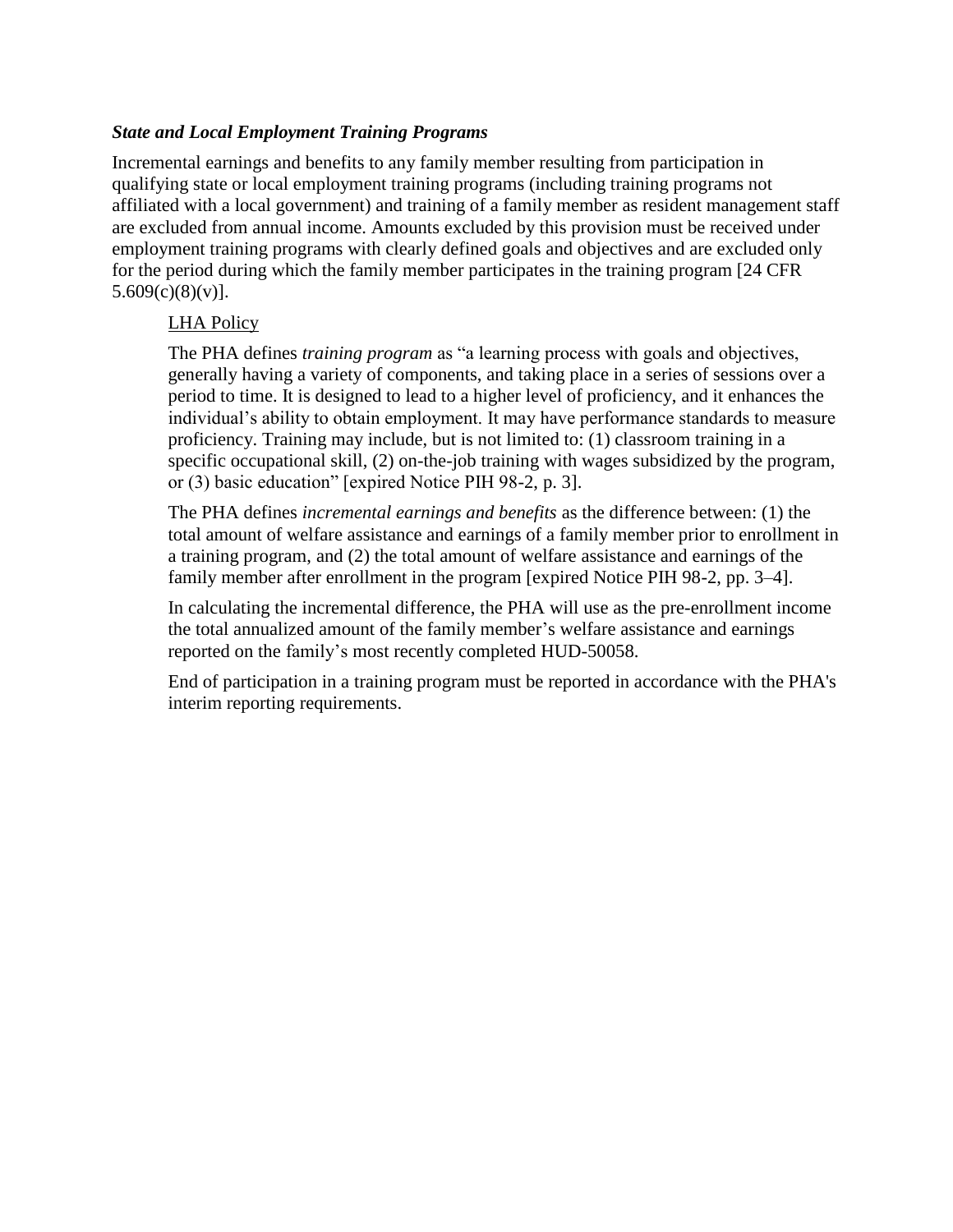***State and Local Employment Training Programs***

Incremental earnings and benefits to any family member resulting from participation in qualifying state or local employment training programs (including training programs not affiliated with a local government) and training of a family member as resident management staff are excluded from annual income. Amounts excluded by this provision must be received under employment training programs with clearly defined goals and objectives and are excluded only for the period during which the family member participates in the training program [24 CFR 5.609(c)(8)(v)].

<u>LHA Policy</u>

The PHA defines *training program* as "a learning process with goals and objectives, generally having a variety of components, and taking place in a series of sessions over a period to time. It is designed to lead to a higher level of proficiency, and it enhances the individual's ability to obtain employment. It may have performance standards to measure proficiency. Training may include, but is not limited to: (1) classroom training in a specific occupational skill, (2) on-the-job training with wages subsidized by the program, or (3) basic education" [expired Notice PIH 98-2, p. 3].

The PHA defines *incremental earnings and benefits* as the difference between: (1) the total amount of welfare assistance and earnings of a family member prior to enrollment in a training program, and (2) the total amount of welfare assistance and earnings of the family member after enrollment in the program [expired Notice PIH 98-2, pp. 3–4].

In calculating the incremental difference, the PHA will use as the pre-enrollment income the total annualized amount of the family member's welfare assistance and earnings reported on the family's most recently completed HUD-50058.

End of participation in a training program must be reported in accordance with the PHA's interim reporting requirements.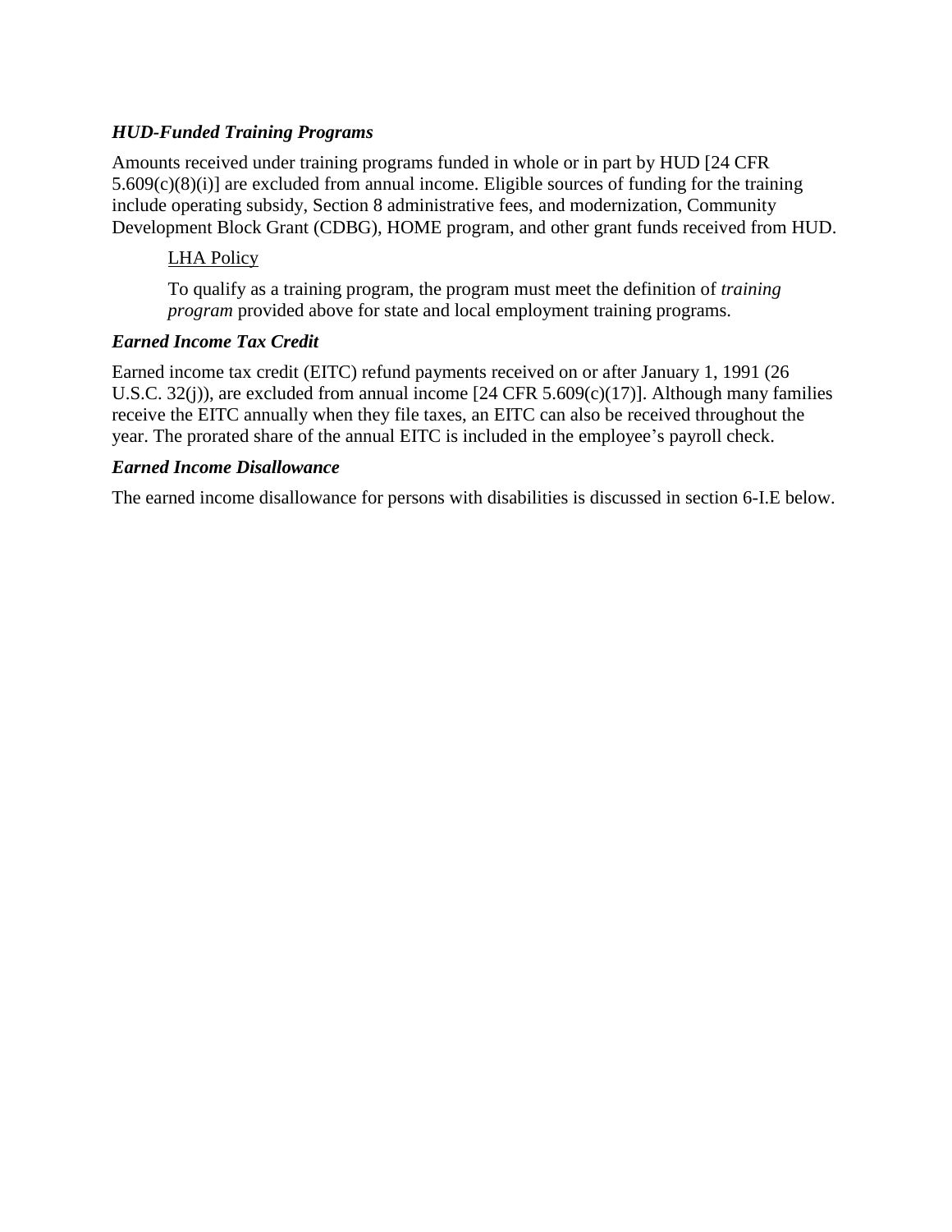***HUD-Funded Training Programs***

Amounts received under training programs funded in whole or in part by HUD [24 CFR 5.609(c)(8)(i)] are excluded from annual income. Eligible sources of funding for the training include operating subsidy, Section 8 administrative fees, and modernization, Community Development Block Grant (CDBG), HOME program, and other grant funds received from HUD.

> <u>LHA Policy</u>
>
> To qualify as a training program, the program must meet the definition of *training program* provided above for state and local employment training programs.

***Earned Income Tax Credit***

Earned income tax credit (EITC) refund payments received on or after January 1, 1991 (26 U.S.C. 32(j)), are excluded from annual income [24 CFR 5.609(c)(17)]. Although many families receive the EITC annually when they file taxes, an EITC can also be received throughout the year. The prorated share of the annual EITC is included in the employee's payroll check.

***Earned Income Disallowance***

The earned income disallowance for persons with disabilities is discussed in section 6-I.E below.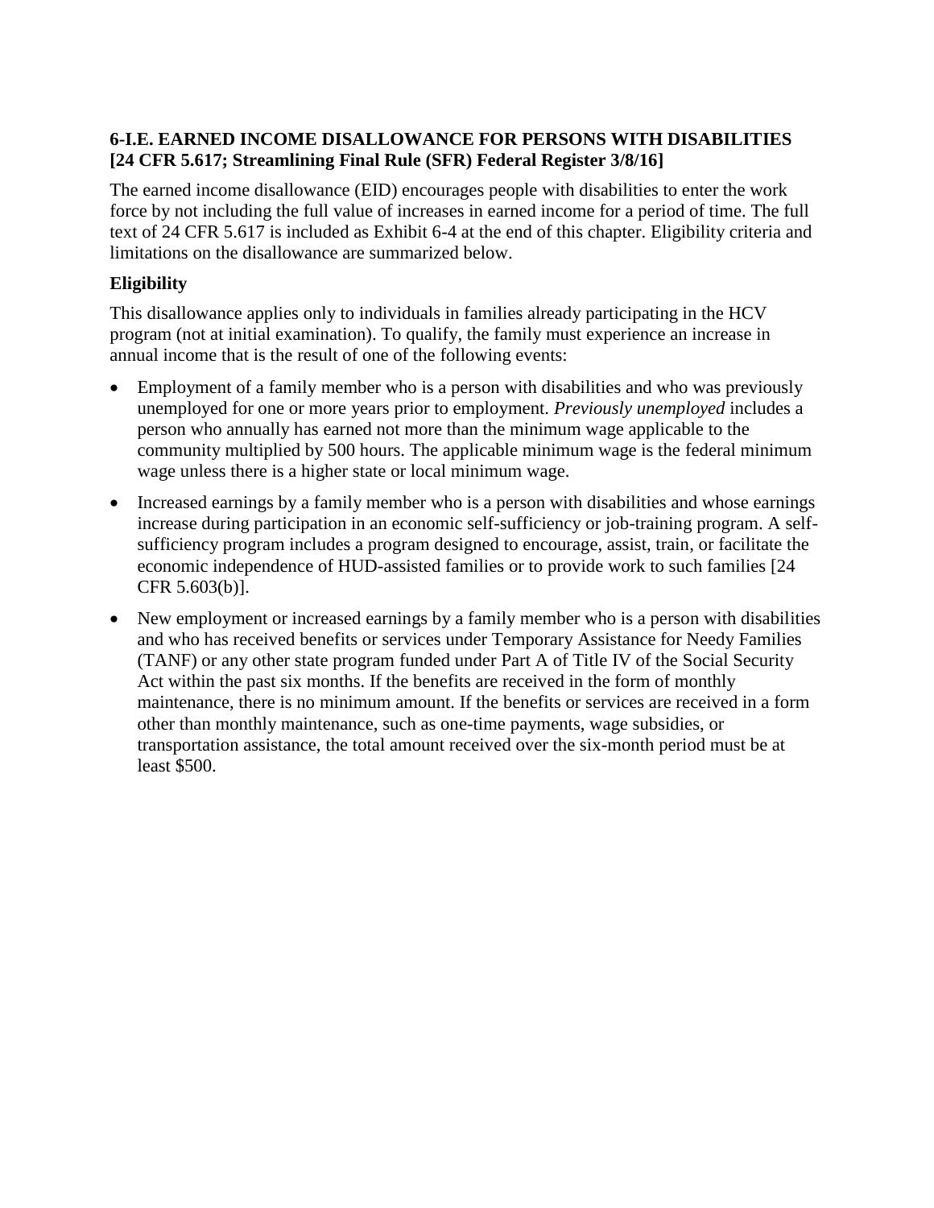### 6-I.E. EARNED INCOME DISALLOWANCE FOR PERSONS WITH DISABILITIES [24 CFR 5.617; Streamlining Final Rule (SFR) Federal Register 3/8/16]

The earned income disallowance (EID) encourages people with disabilities to enter the work force by not including the full value of increases in earned income for a period of time. The full text of 24 CFR 5.617 is included as Exhibit 6-4 at the end of this chapter. Eligibility criteria and limitations on the disallowance are summarized below.

#### Eligibility

This disallowance applies only to individuals in families already participating in the HCV program (not at initial examination). To qualify, the family must experience an increase in annual income that is the result of one of the following events:

- Employment of a family member who is a person with disabilities and who was previously unemployed for one or more years prior to employment. *Previously unemployed* includes a person who annually has earned not more than the minimum wage applicable to the community multiplied by 500 hours. The applicable minimum wage is the federal minimum wage unless there is a higher state or local minimum wage.
- Increased earnings by a family member who is a person with disabilities and whose earnings increase during participation in an economic self-sufficiency or job-training program. A self-sufficiency program includes a program designed to encourage, assist, train, or facilitate the economic independence of HUD-assisted families or to provide work to such families [24 CFR 5.603(b)].
- New employment or increased earnings by a family member who is a person with disabilities and who has received benefits or services under Temporary Assistance for Needy Families (TANF) or any other state program funded under Part A of Title IV of the Social Security Act within the past six months. If the benefits are received in the form of monthly maintenance, there is no minimum amount. If the benefits or services are received in a form other than monthly maintenance, such as one-time payments, wage subsidies, or transportation assistance, the total amount received over the six-month period must be at least $500.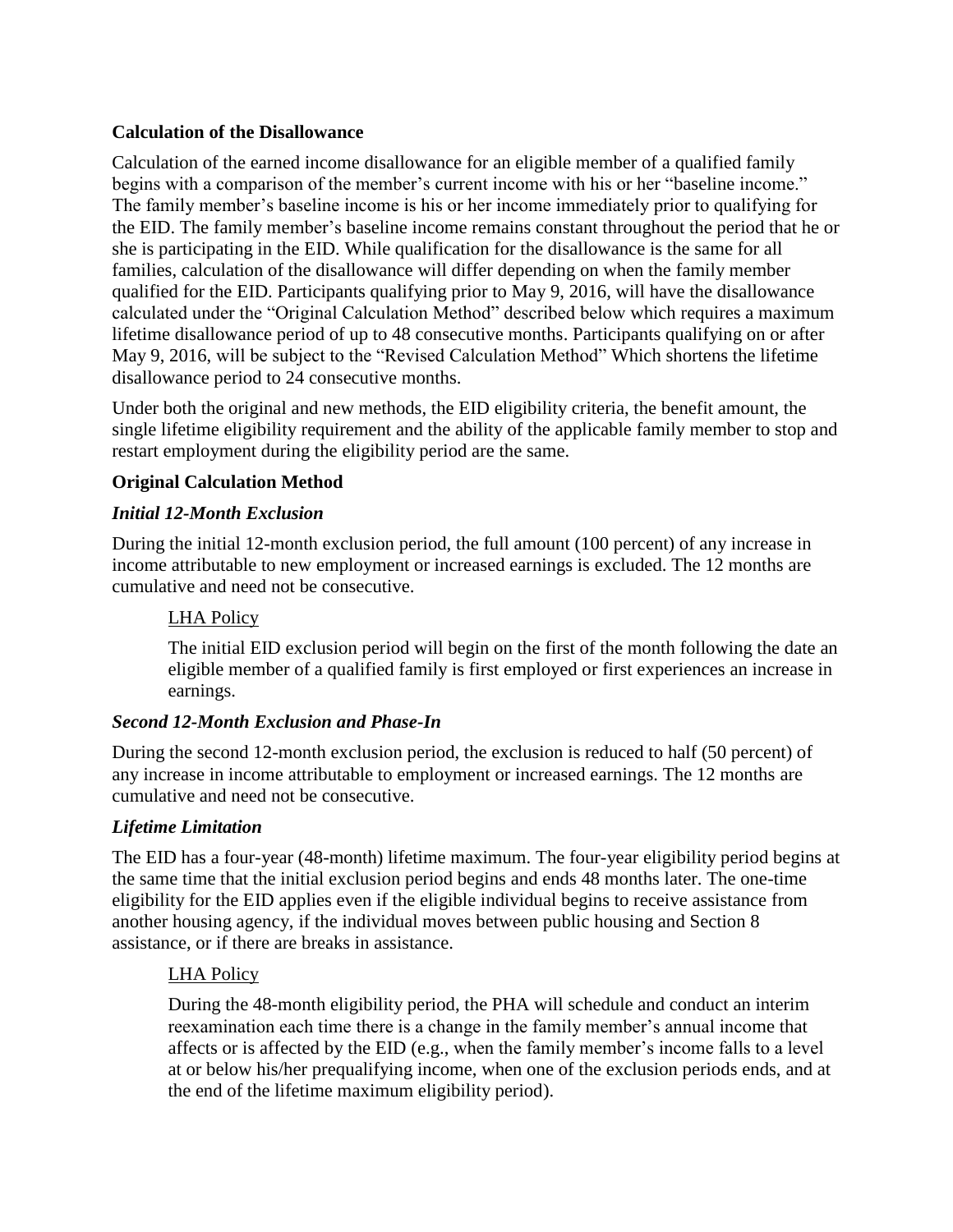### Calculation of the Disallowance

Calculation of the earned income disallowance for an eligible member of a qualified family begins with a comparison of the member's current income with his or her "baseline income." The family member's baseline income is his or her income immediately prior to qualifying for the EID. The family member's baseline income remains constant throughout the period that he or she is participating in the EID. While qualification for the disallowance is the same for all families, calculation of the disallowance will differ depending on when the family member qualified for the EID. Participants qualifying prior to May 9, 2016, will have the disallowance calculated under the "Original Calculation Method" described below which requires a maximum lifetime disallowance period of up to 48 consecutive months. Participants qualifying on or after May 9, 2016, will be subject to the "Revised Calculation Method" Which shortens the lifetime disallowance period to 24 consecutive months.

Under both the original and new methods, the EID eligibility criteria, the benefit amount, the single lifetime eligibility requirement and the ability of the applicable family member to stop and restart employment during the eligibility period are the same.

### Original Calculation Method

#### *Initial 12-Month Exclusion*

During the initial 12-month exclusion period, the full amount (100 percent) of any increase in income attributable to new employment or increased earnings is excluded. The 12 months are cumulative and need not be consecutive.

> LHA Policy
>
> The initial EID exclusion period will begin on the first of the month following the date an eligible member of a qualified family is first employed or first experiences an increase in earnings.

#### *Second 12-Month Exclusion and Phase-In*

During the second 12-month exclusion period, the exclusion is reduced to half (50 percent) of any increase in income attributable to employment or increased earnings. The 12 months are cumulative and need not be consecutive.

#### *Lifetime Limitation*

The EID has a four-year (48-month) lifetime maximum. The four-year eligibility period begins at the same time that the initial exclusion period begins and ends 48 months later. The one-time eligibility for the EID applies even if the eligible individual begins to receive assistance from another housing agency, if the individual moves between public housing and Section 8 assistance, or if there are breaks in assistance.

> LHA Policy
>
> During the 48-month eligibility period, the PHA will schedule and conduct an interim reexamination each time there is a change in the family member's annual income that affects or is affected by the EID (e.g., when the family member's income falls to a level at or below his/her prequalifying income, when one of the exclusion periods ends, and at the end of the lifetime maximum eligibility period).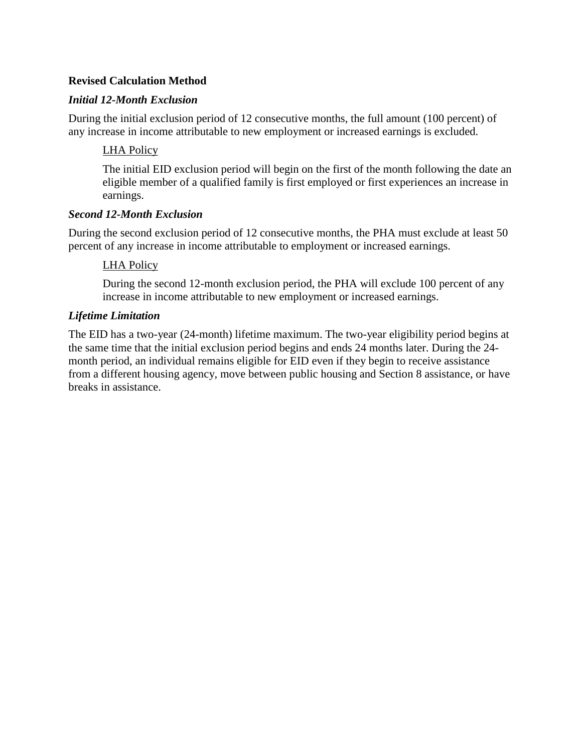**Revised Calculation Method**

***Initial 12-Month Exclusion***

During the initial exclusion period of 12 consecutive months, the full amount (100 percent) of any increase in income attributable to new employment or increased earnings is excluded.

> <u>LHA Policy</u>
>
> The initial EID exclusion period will begin on the first of the month following the date an eligible member of a qualified family is first employed or first experiences an increase in earnings.

***Second 12-Month Exclusion***

During the second exclusion period of 12 consecutive months, the PHA must exclude at least 50 percent of any increase in income attributable to employment or increased earnings.

> <u>LHA Policy</u>
>
> During the second 12-month exclusion period, the PHA will exclude 100 percent of any increase in income attributable to new employment or increased earnings.

***Lifetime Limitation***

The EID has a two-year (24-month) lifetime maximum. The two-year eligibility period begins at the same time that the initial exclusion period begins and ends 24 months later. During the 24-month period, an individual remains eligible for EID even if they begin to receive assistance from a different housing agency, move between public housing and Section 8 assistance, or have breaks in assistance.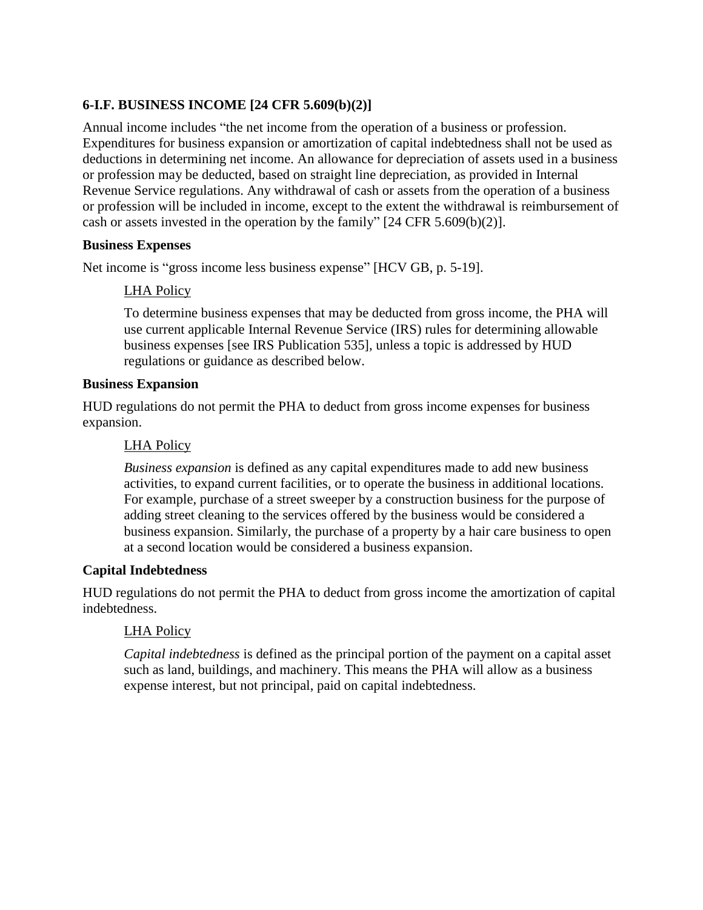### 6-I.F. BUSINESS INCOME [24 CFR 5.609(b)(2)]

Annual income includes "the net income from the operation of a business or profession. Expenditures for business expansion or amortization of capital indebtedness shall not be used as deductions in determining net income. An allowance for depreciation of assets used in a business or profession may be deducted, based on straight line depreciation, as provided in Internal Revenue Service regulations. Any withdrawal of cash or assets from the operation of a business or profession will be included in income, except to the extent the withdrawal is reimbursement of cash or assets invested in the operation by the family" [24 CFR 5.609(b)(2)].

**Business Expenses**

Net income is "gross income less business expense" [HCV GB, p. 5-19].

> <u>LHA Policy</u>
>
> To determine business expenses that may be deducted from gross income, the PHA will use current applicable Internal Revenue Service (IRS) rules for determining allowable business expenses [see IRS Publication 535], unless a topic is addressed by HUD regulations or guidance as described below.

**Business Expansion**

HUD regulations do not permit the PHA to deduct from gross income expenses for business expansion.

> <u>LHA Policy</u>
>
> *Business expansion* is defined as any capital expenditures made to add new business activities, to expand current facilities, or to operate the business in additional locations. For example, purchase of a street sweeper by a construction business for the purpose of adding street cleaning to the services offered by the business would be considered a business expansion. Similarly, the purchase of a property by a hair care business to open at a second location would be considered a business expansion.

**Capital Indebtedness**

HUD regulations do not permit the PHA to deduct from gross income the amortization of capital indebtedness.

> <u>LHA Policy</u>
>
> *Capital indebtedness* is defined as the principal portion of the payment on a capital asset such as land, buildings, and machinery. This means the PHA will allow as a business expense interest, but not principal, paid on capital indebtedness.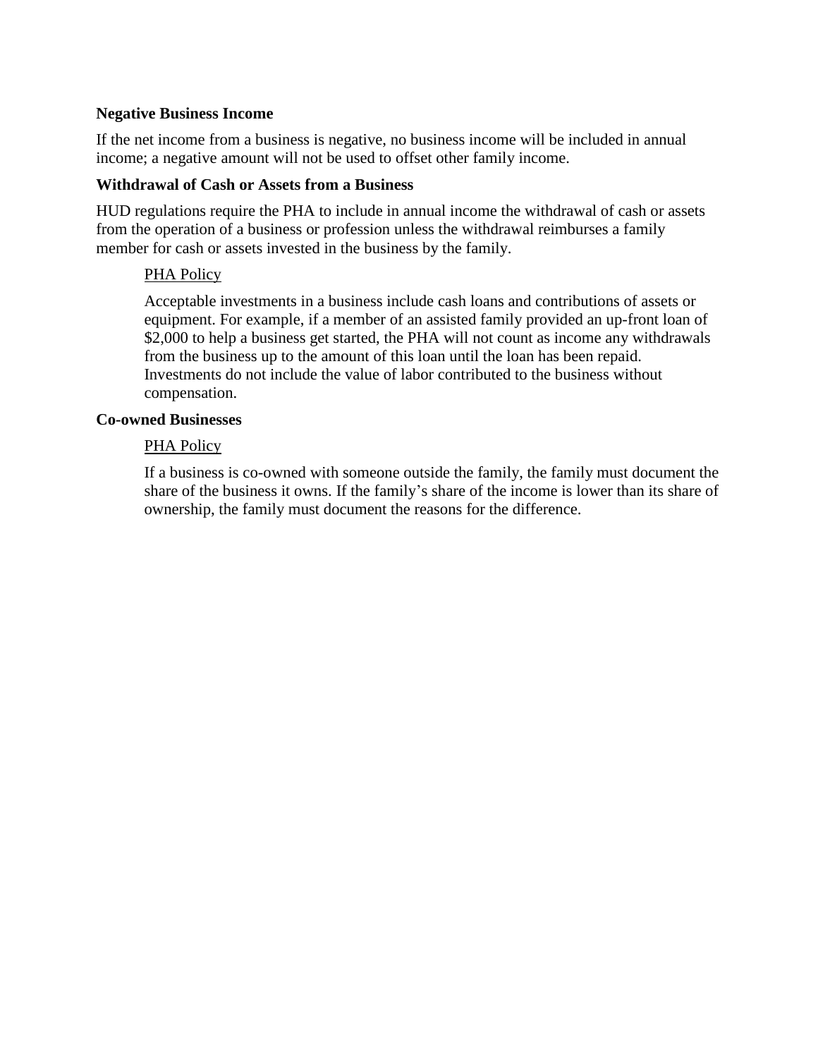**Negative Business Income**

If the net income from a business is negative, no business income will be included in annual income; a negative amount will not be used to offset other family income.

**Withdrawal of Cash or Assets from a Business**

HUD regulations require the PHA to include in annual income the withdrawal of cash or assets from the operation of a business or profession unless the withdrawal reimburses a family member for cash or assets invested in the business by the family.

> PHA Policy
>
> Acceptable investments in a business include cash loans and contributions of assets or equipment. For example, if a member of an assisted family provided an up-front loan of $2,000 to help a business get started, the PHA will not count as income any withdrawals from the business up to the amount of this loan until the loan has been repaid. Investments do not include the value of labor contributed to the business without compensation.

**Co-owned Businesses**

> PHA Policy
>
> If a business is co-owned with someone outside the family, the family must document the share of the business it owns. If the family's share of the income is lower than its share of ownership, the family must document the reasons for the difference.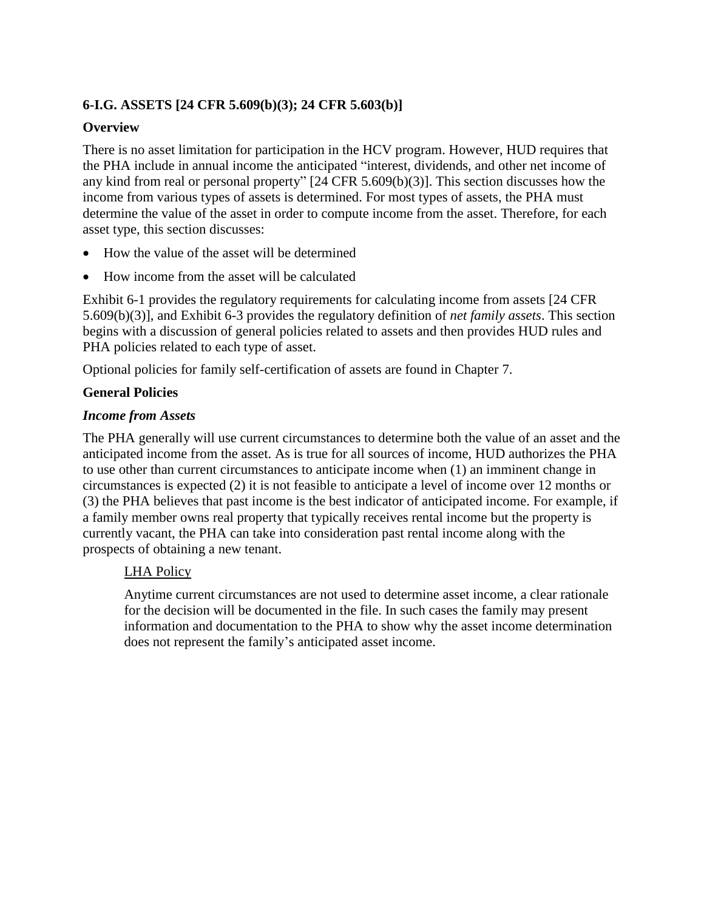### 6-I.G. ASSETS [24 CFR 5.609(b)(3); 24 CFR 5.603(b)]

**Overview**

There is no asset limitation for participation in the HCV program. However, HUD requires that the PHA include in annual income the anticipated "interest, dividends, and other net income of any kind from real or personal property" [24 CFR 5.609(b)(3)]. This section discusses how the income from various types of assets is determined. For most types of assets, the PHA must determine the value of the asset in order to compute income from the asset. Therefore, for each asset type, this section discusses:

- How the value of the asset will be determined
- How income from the asset will be calculated

Exhibit 6-1 provides the regulatory requirements for calculating income from assets [24 CFR 5.609(b)(3)], and Exhibit 6-3 provides the regulatory definition of *net family assets*. This section begins with a discussion of general policies related to assets and then provides HUD rules and PHA policies related to each type of asset.

Optional policies for family self-certification of assets are found in Chapter 7.

**General Policies**

***Income from Assets***

The PHA generally will use current circumstances to determine both the value of an asset and the anticipated income from the asset. As is true for all sources of income, HUD authorizes the PHA to use other than current circumstances to anticipate income when (1) an imminent change in circumstances is expected (2) it is not feasible to anticipate a level of income over 12 months or (3) the PHA believes that past income is the best indicator of anticipated income. For example, if a family member owns real property that typically receives rental income but the property is currently vacant, the PHA can take into consideration past rental income along with the prospects of obtaining a new tenant.

> <u>LHA Policy</u>
>
> Anytime current circumstances are not used to determine asset income, a clear rationale for the decision will be documented in the file. In such cases the family may present information and documentation to the PHA to show why the asset income determination does not represent the family's anticipated asset income.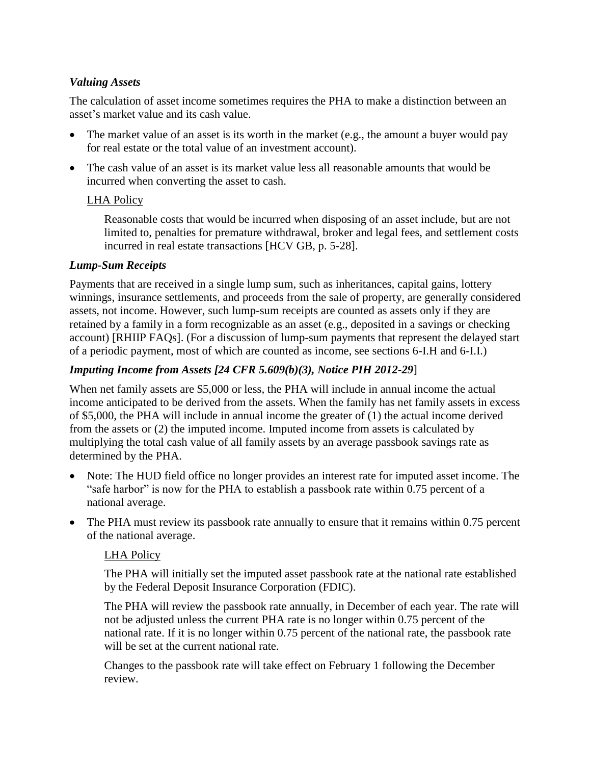### *Valuing Assets*

The calculation of asset income sometimes requires the PHA to make a distinction between an asset's market value and its cash value.

- The market value of an asset is its worth in the market (e.g., the amount a buyer would pay for real estate or the total value of an investment account).
- The cash value of an asset is its market value less all reasonable amounts that would be incurred when converting the asset to cash.

LHA Policy

> Reasonable costs that would be incurred when disposing of an asset include, but are not limited to, penalties for premature withdrawal, broker and legal fees, and settlement costs incurred in real estate transactions [HCV GB, p. 5-28].

### *Lump-Sum Receipts*

Payments that are received in a single lump sum, such as inheritances, capital gains, lottery winnings, insurance settlements, and proceeds from the sale of property, are generally considered assets, not income. However, such lump-sum receipts are counted as assets only if they are retained by a family in a form recognizable as an asset (e.g., deposited in a savings or checking account) [RHIIP FAQs]. (For a discussion of lump-sum payments that represent the delayed start of a periodic payment, most of which are counted as income, see sections 6-I.H and 6-I.I.)

### *Imputing Income from Assets [24 CFR 5.609(b)(3), Notice PIH 2012-29*]

When net family assets are $5,000 or less, the PHA will include in annual income the actual income anticipated to be derived from the assets. When the family has net family assets in excess of $5,000, the PHA will include in annual income the greater of (1) the actual income derived from the assets or (2) the imputed income. Imputed income from assets is calculated by multiplying the total cash value of all family assets by an average passbook savings rate as determined by the PHA.

- Note: The HUD field office no longer provides an interest rate for imputed asset income. The "safe harbor" is now for the PHA to establish a passbook rate within 0.75 percent of a national average.
- The PHA must review its passbook rate annually to ensure that it remains within 0.75 percent of the national average.

LHA Policy

> The PHA will initially set the imputed asset passbook rate at the national rate established by the Federal Deposit Insurance Corporation (FDIC).
>
> The PHA will review the passbook rate annually, in December of each year. The rate will not be adjusted unless the current PHA rate is no longer within 0.75 percent of the national rate. If it is no longer within 0.75 percent of the national rate, the passbook rate will be set at the current national rate.
>
> Changes to the passbook rate will take effect on February 1 following the December review.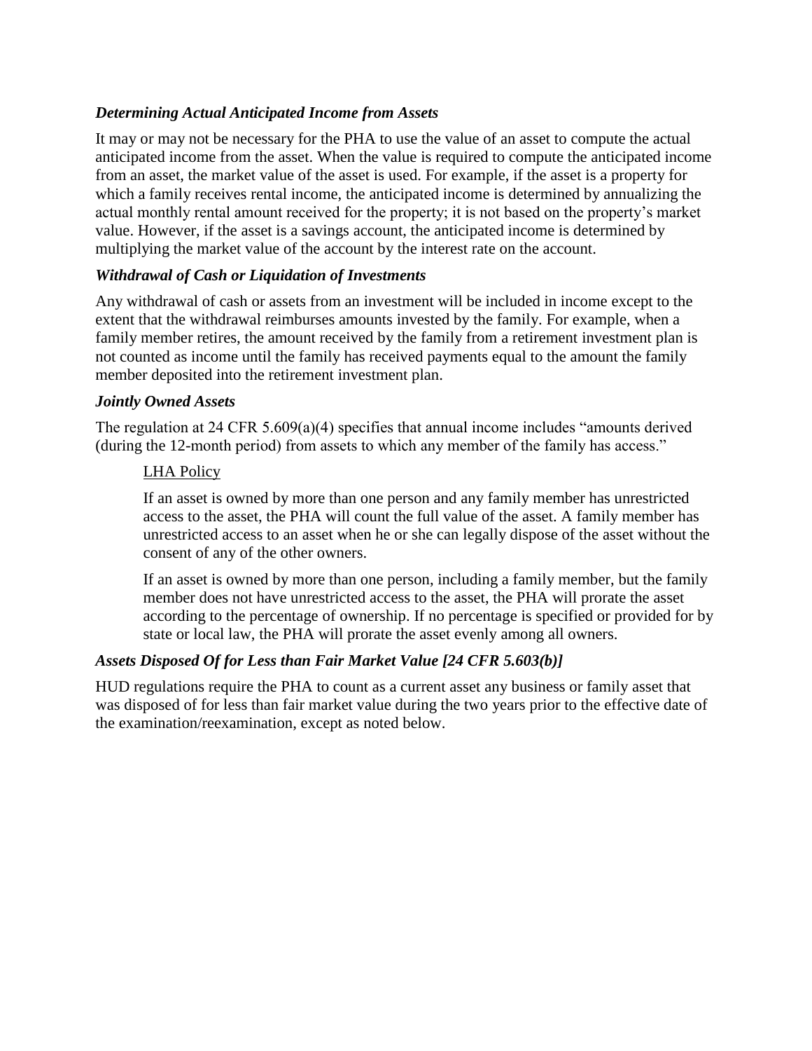### *Determining Actual Anticipated Income from Assets*

It may or may not be necessary for the PHA to use the value of an asset to compute the actual anticipated income from the asset. When the value is required to compute the anticipated income from an asset, the market value of the asset is used. For example, if the asset is a property for which a family receives rental income, the anticipated income is determined by annualizing the actual monthly rental amount received for the property; it is not based on the property's market value. However, if the asset is a savings account, the anticipated income is determined by multiplying the market value of the account by the interest rate on the account.

### *Withdrawal of Cash or Liquidation of Investments*

Any withdrawal of cash or assets from an investment will be included in income except to the extent that the withdrawal reimburses amounts invested by the family. For example, when a family member retires, the amount received by the family from a retirement investment plan is not counted as income until the family has received payments equal to the amount the family member deposited into the retirement investment plan.

### *Jointly Owned Assets*

The regulation at 24 CFR 5.609(a)(4) specifies that annual income includes "amounts derived (during the 12-month period) from assets to which any member of the family has access."

> <u>LHA Policy</u>
>
> If an asset is owned by more than one person and any family member has unrestricted access to the asset, the PHA will count the full value of the asset. A family member has unrestricted access to an asset when he or she can legally dispose of the asset without the consent of any of the other owners.
>
> If an asset is owned by more than one person, including a family member, but the family member does not have unrestricted access to the asset, the PHA will prorate the asset according to the percentage of ownership. If no percentage is specified or provided for by state or local law, the PHA will prorate the asset evenly among all owners.

### *Assets Disposed Of for Less than Fair Market Value [24 CFR 5.603(b)]*

HUD regulations require the PHA to count as a current asset any business or family asset that was disposed of for less than fair market value during the two years prior to the effective date of the examination/reexamination, except as noted below.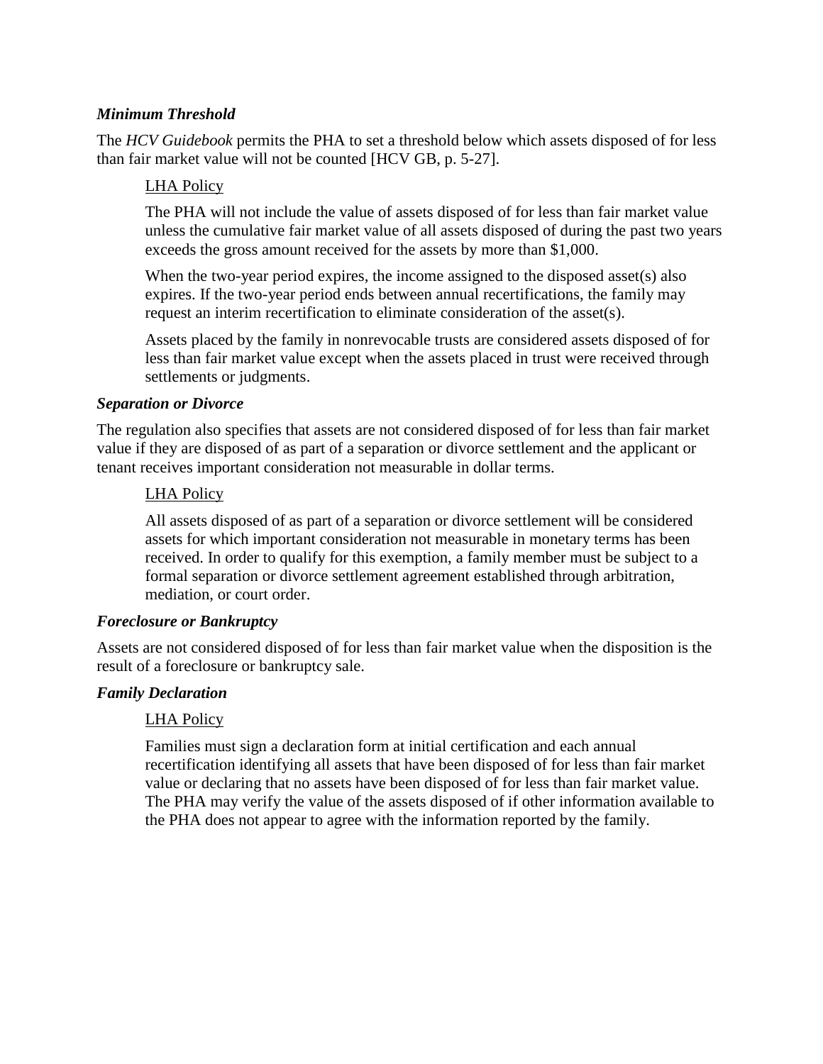### *Minimum Threshold*

The *HCV Guidebook* permits the PHA to set a threshold below which assets disposed of for less than fair market value will not be counted [HCV GB, p. 5-27].

> <u>LHA Policy</u>
>
> The PHA will not include the value of assets disposed of for less than fair market value unless the cumulative fair market value of all assets disposed of during the past two years exceeds the gross amount received for the assets by more than $1,000.
>
> When the two-year period expires, the income assigned to the disposed asset(s) also expires. If the two-year period ends between annual recertifications, the family may request an interim recertification to eliminate consideration of the asset(s).
>
> Assets placed by the family in nonrevocable trusts are considered assets disposed of for less than fair market value except when the assets placed in trust were received through settlements or judgments.

### *Separation or Divorce*

The regulation also specifies that assets are not considered disposed of for less than fair market value if they are disposed of as part of a separation or divorce settlement and the applicant or tenant receives important consideration not measurable in dollar terms.

> <u>LHA Policy</u>
>
> All assets disposed of as part of a separation or divorce settlement will be considered assets for which important consideration not measurable in monetary terms has been received. In order to qualify for this exemption, a family member must be subject to a formal separation or divorce settlement agreement established through arbitration, mediation, or court order.

### *Foreclosure or Bankruptcy*

Assets are not considered disposed of for less than fair market value when the disposition is the result of a foreclosure or bankruptcy sale.

### *Family Declaration*

> <u>LHA Policy</u>
>
> Families must sign a declaration form at initial certification and each annual recertification identifying all assets that have been disposed of for less than fair market value or declaring that no assets have been disposed of for less than fair market value. The PHA may verify the value of the assets disposed of if other information available to the PHA does not appear to agree with the information reported by the family.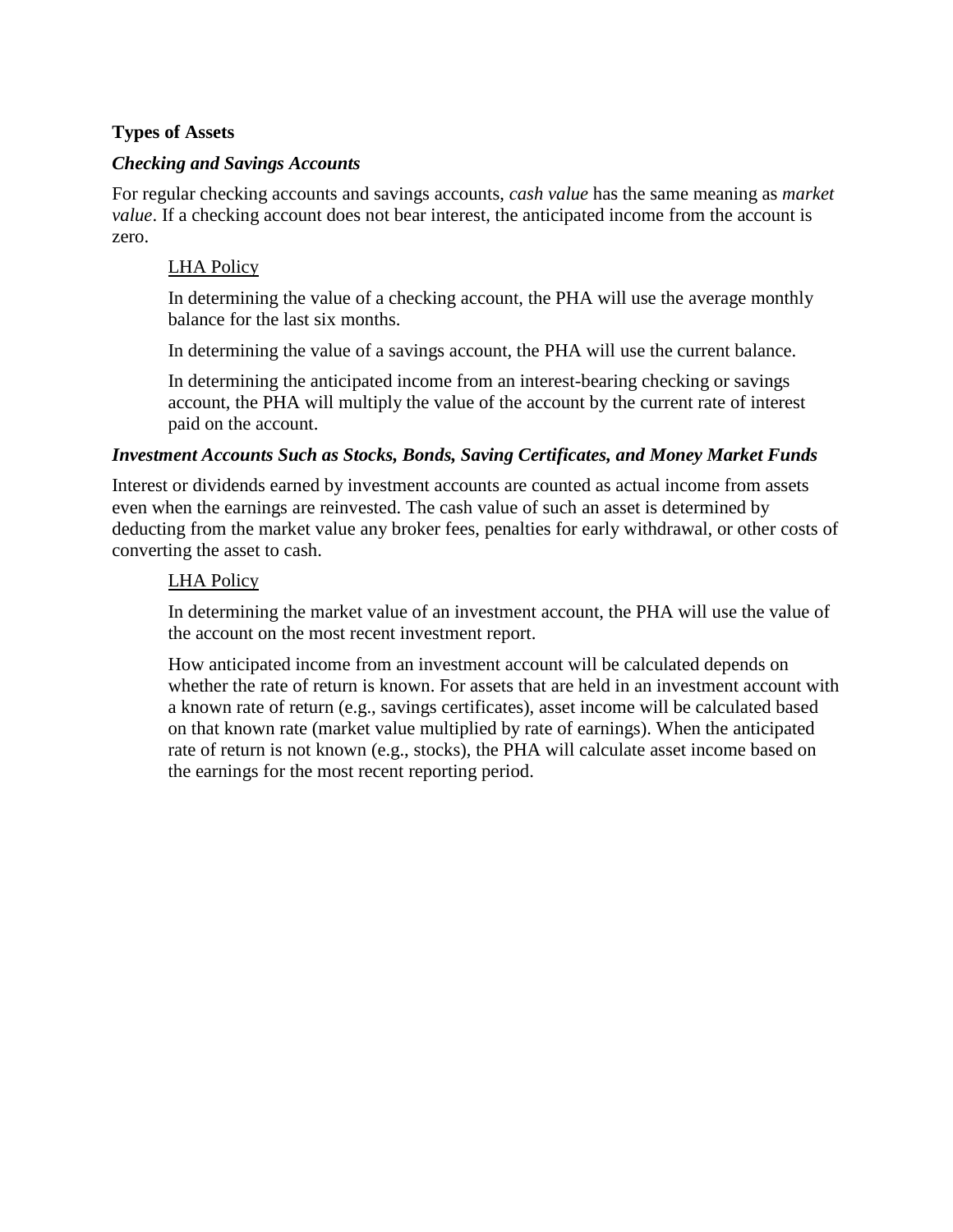**Types of Assets**

***Checking and Savings Accounts***

For regular checking accounts and savings accounts, *cash value* has the same meaning as *market value*. If a checking account does not bear interest, the anticipated income from the account is zero.

> <u>LHA Policy</u>
>
> In determining the value of a checking account, the PHA will use the average monthly balance for the last six months.
>
> In determining the value of a savings account, the PHA will use the current balance.
>
> In determining the anticipated income from an interest-bearing checking or savings account, the PHA will multiply the value of the account by the current rate of interest paid on the account.

***Investment Accounts Such as Stocks, Bonds, Saving Certificates, and Money Market Funds***

Interest or dividends earned by investment accounts are counted as actual income from assets even when the earnings are reinvested. The cash value of such an asset is determined by deducting from the market value any broker fees, penalties for early withdrawal, or other costs of converting the asset to cash.

> <u>LHA Policy</u>
>
> In determining the market value of an investment account, the PHA will use the value of the account on the most recent investment report.
>
> How anticipated income from an investment account will be calculated depends on whether the rate of return is known. For assets that are held in an investment account with a known rate of return (e.g., savings certificates), asset income will be calculated based on that known rate (market value multiplied by rate of earnings). When the anticipated rate of return is not known (e.g., stocks), the PHA will calculate asset income based on the earnings for the most recent reporting period.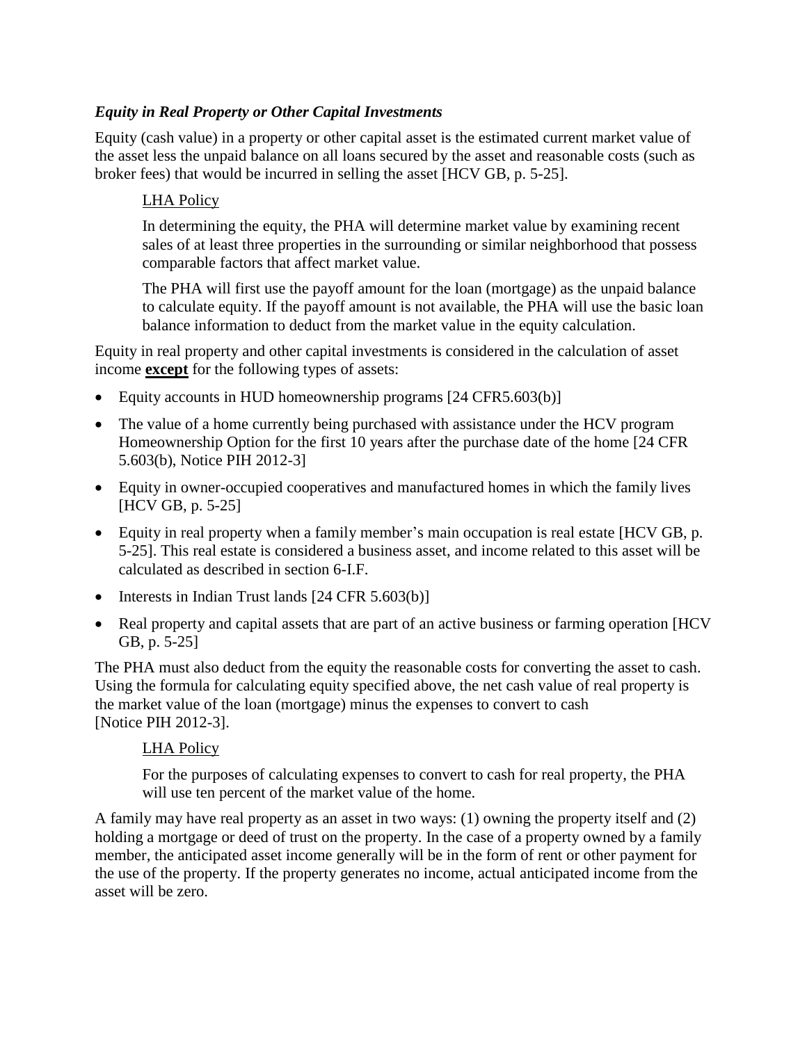### *Equity in Real Property or Other Capital Investments*

Equity (cash value) in a property or other capital asset is the estimated current market value of the asset less the unpaid balance on all loans secured by the asset and reasonable costs (such as broker fees) that would be incurred in selling the asset [HCV GB, p. 5-25].

> <u>LHA Policy</u>
>
> In determining the equity, the PHA will determine market value by examining recent sales of at least three properties in the surrounding or similar neighborhood that possess comparable factors that affect market value.
>
> The PHA will first use the payoff amount for the loan (mortgage) as the unpaid balance to calculate equity. If the payoff amount is not available, the PHA will use the basic loan balance information to deduct from the market value in the equity calculation.

Equity in real property and other capital investments is considered in the calculation of asset income **<u>except</u>** for the following types of assets:

- Equity accounts in HUD homeownership programs [24 CFR5.603(b)]
- The value of a home currently being purchased with assistance under the HCV program Homeownership Option for the first 10 years after the purchase date of the home [24 CFR 5.603(b), Notice PIH 2012-3]
- Equity in owner-occupied cooperatives and manufactured homes in which the family lives [HCV GB, p. 5-25]
- Equity in real property when a family member's main occupation is real estate [HCV GB, p. 5-25]. This real estate is considered a business asset, and income related to this asset will be calculated as described in section 6-I.F.
- Interests in Indian Trust lands [24 CFR 5.603(b)]
- Real property and capital assets that are part of an active business or farming operation [HCV GB, p. 5-25]

The PHA must also deduct from the equity the reasonable costs for converting the asset to cash. Using the formula for calculating equity specified above, the net cash value of real property is the market value of the loan (mortgage) minus the expenses to convert to cash [Notice PIH 2012-3].

> <u>LHA Policy</u>
>
> For the purposes of calculating expenses to convert to cash for real property, the PHA will use ten percent of the market value of the home.

A family may have real property as an asset in two ways: (1) owning the property itself and (2) holding a mortgage or deed of trust on the property. In the case of a property owned by a family member, the anticipated asset income generally will be in the form of rent or other payment for the use of the property. If the property generates no income, actual anticipated income from the asset will be zero.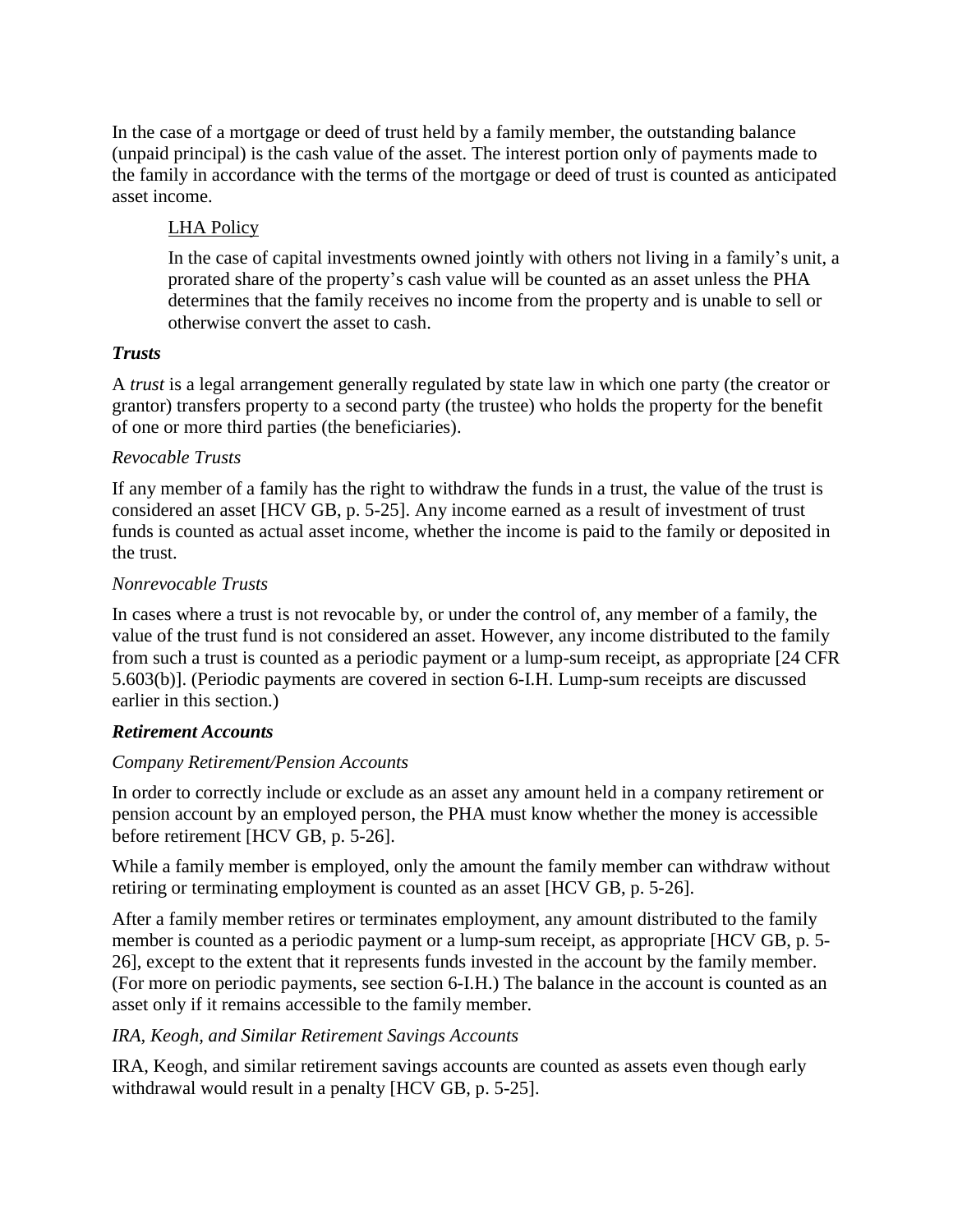In the case of a mortgage or deed of trust held by a family member, the outstanding balance (unpaid principal) is the cash value of the asset. The interest portion only of payments made to the family in accordance with the terms of the mortgage or deed of trust is counted as anticipated asset income.

> LHA Policy
>
> In the case of capital investments owned jointly with others not living in a family's unit, a prorated share of the property's cash value will be counted as an asset unless the PHA determines that the family receives no income from the property and is unable to sell or otherwise convert the asset to cash.

***Trusts***

A *trust* is a legal arrangement generally regulated by state law in which one party (the creator or grantor) transfers property to a second party (the trustee) who holds the property for the benefit of one or more third parties (the beneficiaries).

*Revocable Trusts*

If any member of a family has the right to withdraw the funds in a trust, the value of the trust is considered an asset [HCV GB, p. 5-25]. Any income earned as a result of investment of trust funds is counted as actual asset income, whether the income is paid to the family or deposited in the trust.

*Nonrevocable Trusts*

In cases where a trust is not revocable by, or under the control of, any member of a family, the value of the trust fund is not considered an asset. However, any income distributed to the family from such a trust is counted as a periodic payment or a lump-sum receipt, as appropriate [24 CFR 5.603(b)]. (Periodic payments are covered in section 6-I.H. Lump-sum receipts are discussed earlier in this section.)

***Retirement Accounts***

*Company Retirement/Pension Accounts*

In order to correctly include or exclude as an asset any amount held in a company retirement or pension account by an employed person, the PHA must know whether the money is accessible before retirement [HCV GB, p. 5-26].

While a family member is employed, only the amount the family member can withdraw without retiring or terminating employment is counted as an asset [HCV GB, p. 5-26].

After a family member retires or terminates employment, any amount distributed to the family member is counted as a periodic payment or a lump-sum receipt, as appropriate [HCV GB, p. 5-26], except to the extent that it represents funds invested in the account by the family member. (For more on periodic payments, see section 6-I.H.) The balance in the account is counted as an asset only if it remains accessible to the family member.

*IRA, Keogh, and Similar Retirement Savings Accounts*

IRA, Keogh, and similar retirement savings accounts are counted as assets even though early withdrawal would result in a penalty [HCV GB, p. 5-25].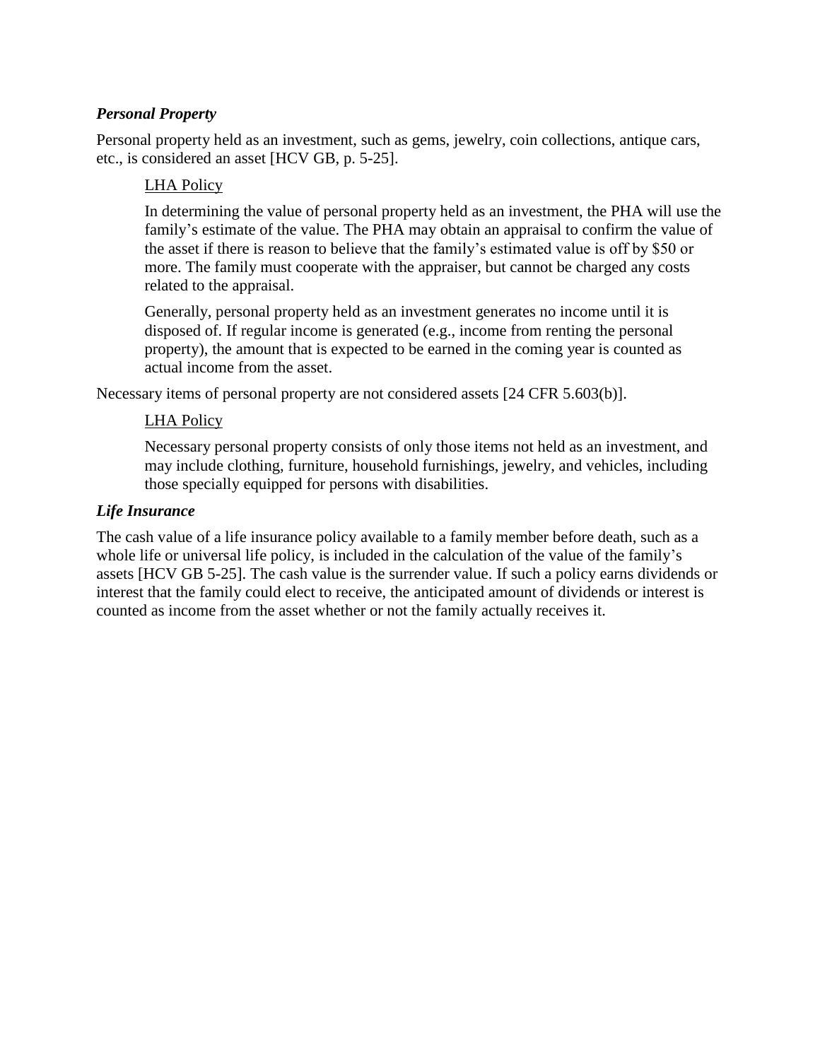### *Personal Property*

Personal property held as an investment, such as gems, jewelry, coin collections, antique cars, etc., is considered an asset [HCV GB, p. 5-25].

> <u>LHA Policy</u>
>
> In determining the value of personal property held as an investment, the PHA will use the family's estimate of the value. The PHA may obtain an appraisal to confirm the value of the asset if there is reason to believe that the family's estimated value is off by $50 or more. The family must cooperate with the appraiser, but cannot be charged any costs related to the appraisal.
>
> Generally, personal property held as an investment generates no income until it is disposed of. If regular income is generated (e.g., income from renting the personal property), the amount that is expected to be earned in the coming year is counted as actual income from the asset.

Necessary items of personal property are not considered assets [24 CFR 5.603(b)].

> <u>LHA Policy</u>
>
> Necessary personal property consists of only those items not held as an investment, and may include clothing, furniture, household furnishings, jewelry, and vehicles, including those specially equipped for persons with disabilities.

### *Life Insurance*

The cash value of a life insurance policy available to a family member before death, such as a whole life or universal life policy, is included in the calculation of the value of the family's assets [HCV GB 5-25]. The cash value is the surrender value. If such a policy earns dividends or interest that the family could elect to receive, the anticipated amount of dividends or interest is counted as income from the asset whether or not the family actually receives it.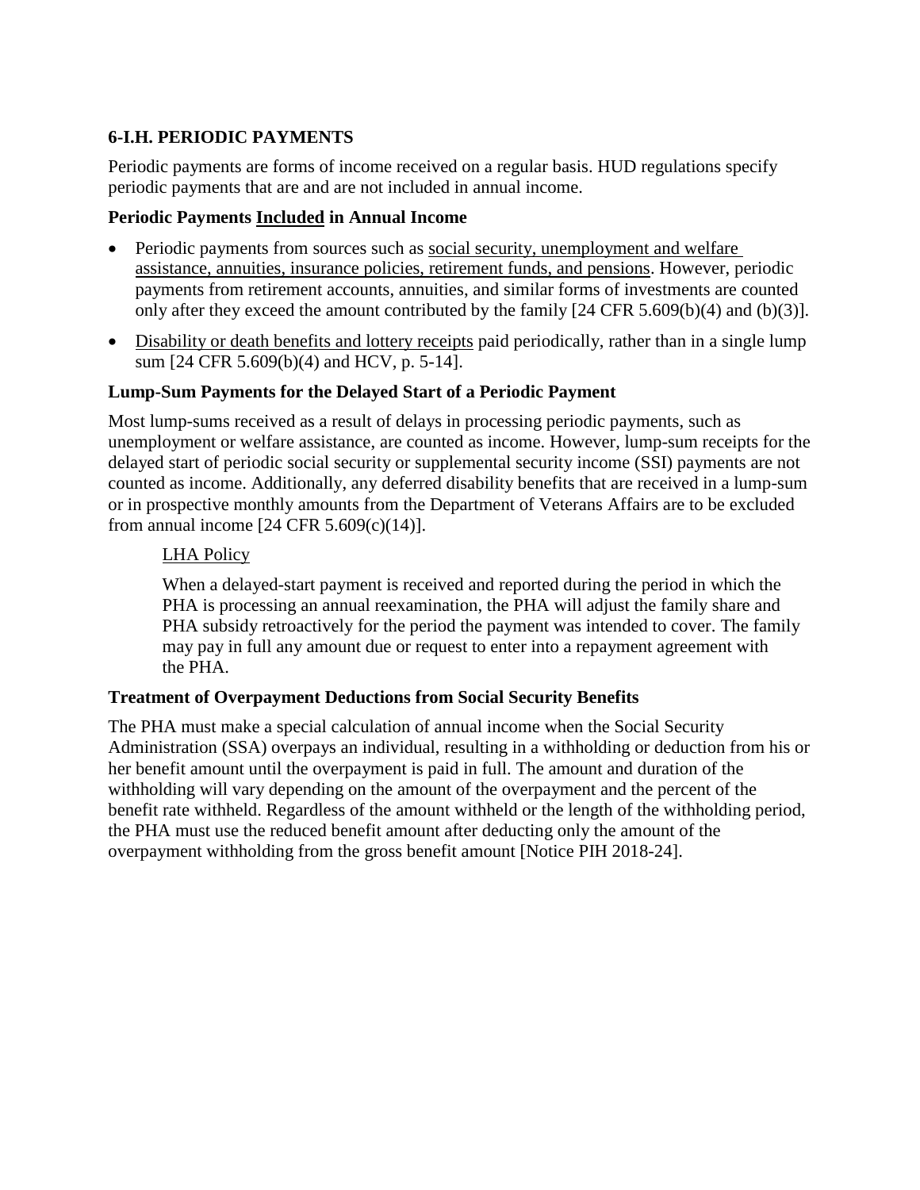### 6-I.H. PERIODIC PAYMENTS

Periodic payments are forms of income received on a regular basis. HUD regulations specify periodic payments that are and are not included in annual income.

#### Periodic Payments Included in Annual Income

- Periodic payments from sources such as social security, unemployment and welfare assistance, annuities, insurance policies, retirement funds, and pensions. However, periodic payments from retirement accounts, annuities, and similar forms of investments are counted only after they exceed the amount contributed by the family [24 CFR 5.609(b)(4) and (b)(3)].
- Disability or death benefits and lottery receipts paid periodically, rather than in a single lump sum [24 CFR 5.609(b)(4) and HCV, p. 5-14].

#### Lump-Sum Payments for the Delayed Start of a Periodic Payment

Most lump-sums received as a result of delays in processing periodic payments, such as unemployment or welfare assistance, are counted as income. However, lump-sum receipts for the delayed start of periodic social security or supplemental security income (SSI) payments are not counted as income. Additionally, any deferred disability benefits that are received in a lump-sum or in prospective monthly amounts from the Department of Veterans Affairs are to be excluded from annual income [24 CFR 5.609(c)(14)].

> LHA Policy
>
> When a delayed-start payment is received and reported during the period in which the PHA is processing an annual reexamination, the PHA will adjust the family share and PHA subsidy retroactively for the period the payment was intended to cover. The family may pay in full any amount due or request to enter into a repayment agreement with the PHA.

#### Treatment of Overpayment Deductions from Social Security Benefits

The PHA must make a special calculation of annual income when the Social Security Administration (SSA) overpays an individual, resulting in a withholding or deduction from his or her benefit amount until the overpayment is paid in full. The amount and duration of the withholding will vary depending on the amount of the overpayment and the percent of the benefit rate withheld. Regardless of the amount withheld or the length of the withholding period, the PHA must use the reduced benefit amount after deducting only the amount of the overpayment withholding from the gross benefit amount [Notice PIH 2018-24].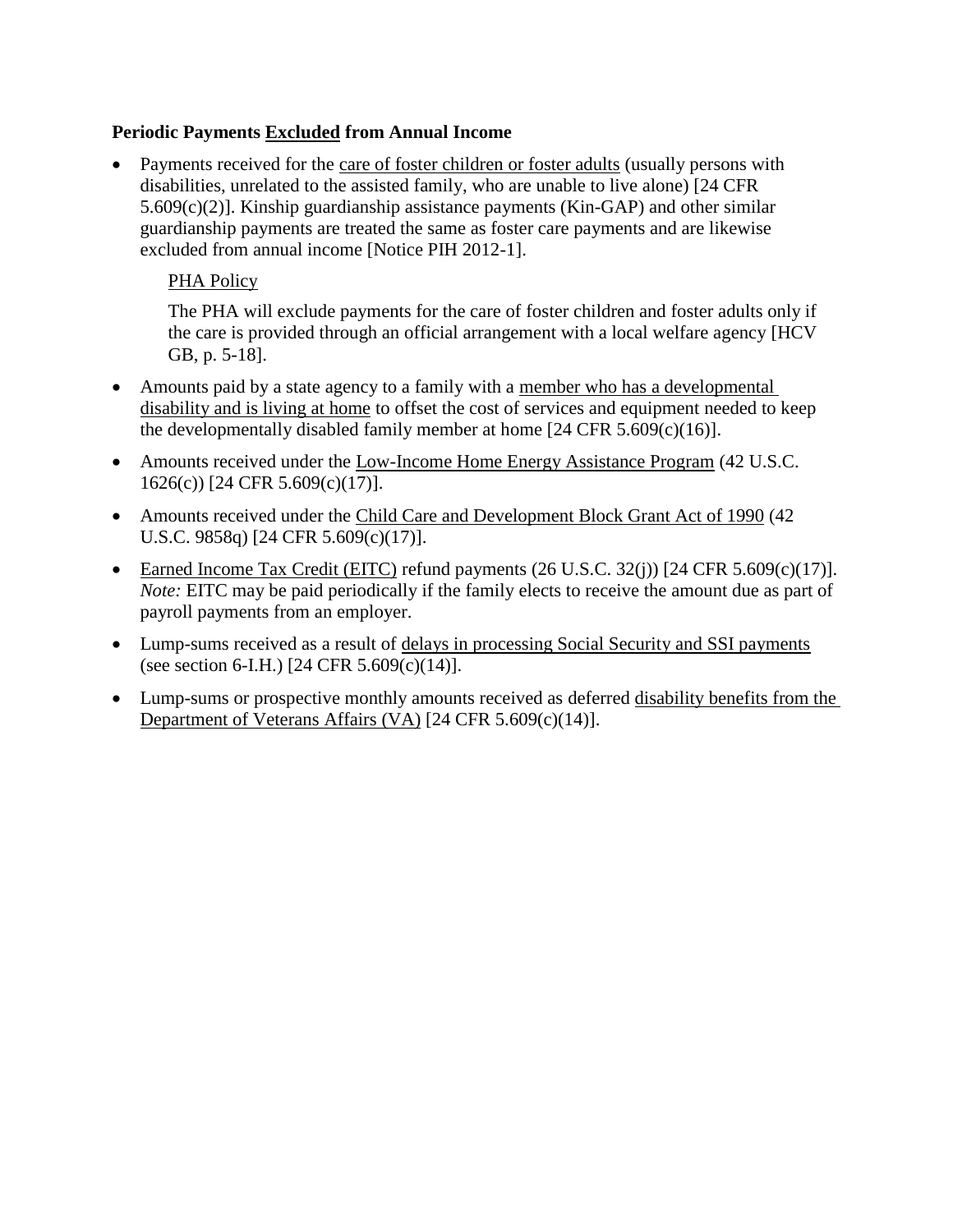**Periodic Payments Excluded from Annual Income**

- Payments received for the care of foster children or foster adults (usually persons with disabilities, unrelated to the assisted family, who are unable to live alone) [24 CFR 5.609(c)(2)]. Kinship guardianship assistance payments (Kin-GAP) and other similar guardianship payments are treated the same as foster care payments and are likewise excluded from annual income [Notice PIH 2012-1].

  PHA Policy

  The PHA will exclude payments for the care of foster children and foster adults only if the care is provided through an official arrangement with a local welfare agency [HCV GB, p. 5-18].

- Amounts paid by a state agency to a family with a member who has a developmental disability and is living at home to offset the cost of services and equipment needed to keep the developmentally disabled family member at home [24 CFR 5.609(c)(16)].
- Amounts received under the Low-Income Home Energy Assistance Program (42 U.S.C. 1626(c)) [24 CFR 5.609(c)(17)].
- Amounts received under the Child Care and Development Block Grant Act of 1990 (42 U.S.C. 9858q) [24 CFR 5.609(c)(17)].
- Earned Income Tax Credit (EITC) refund payments (26 U.S.C. 32(j)) [24 CFR 5.609(c)(17)]. *Note:* EITC may be paid periodically if the family elects to receive the amount due as part of payroll payments from an employer.
- Lump-sums received as a result of delays in processing Social Security and SSI payments (see section 6-I.H.) [24 CFR 5.609(c)(14)].
- Lump-sums or prospective monthly amounts received as deferred disability benefits from the Department of Veterans Affairs (VA) [24 CFR 5.609(c)(14)].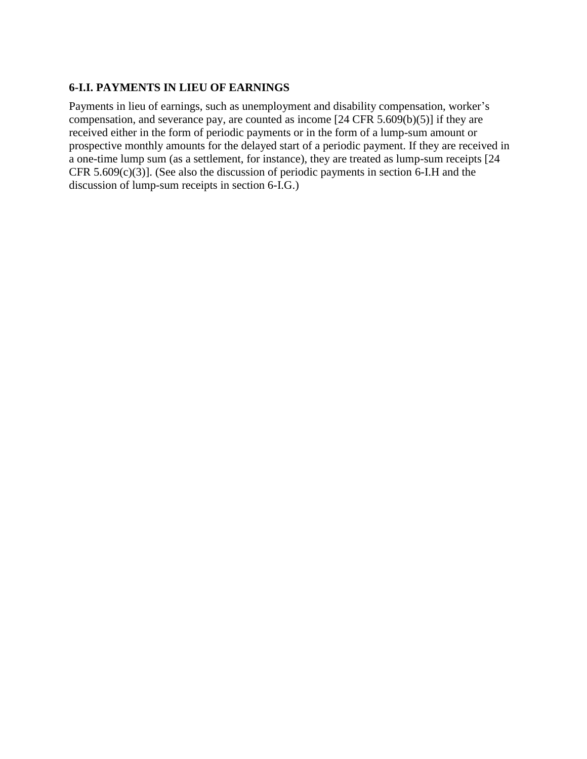## 6-I.I. PAYMENTS IN LIEU OF EARNINGS

Payments in lieu of earnings, such as unemployment and disability compensation, worker's compensation, and severance pay, are counted as income [24 CFR 5.609(b)(5)] if they are received either in the form of periodic payments or in the form of a lump-sum amount or prospective monthly amounts for the delayed start of a periodic payment. If they are received in a one-time lump sum (as a settlement, for instance), they are treated as lump-sum receipts [24 CFR 5.609(c)(3)]. (See also the discussion of periodic payments in section 6-I.H and the discussion of lump-sum receipts in section 6-I.G.)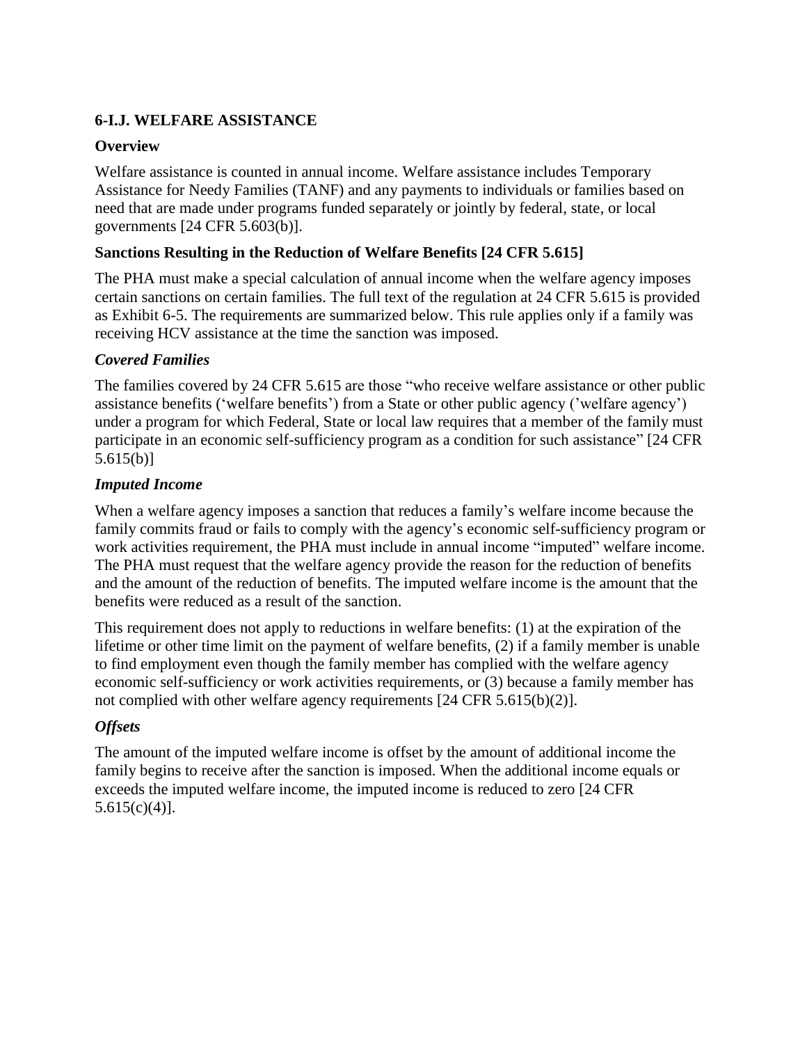## 6-I.J. WELFARE ASSISTANCE

### Overview

Welfare assistance is counted in annual income. Welfare assistance includes Temporary Assistance for Needy Families (TANF) and any payments to individuals or families based on need that are made under programs funded separately or jointly by federal, state, or local governments [24 CFR 5.603(b)].

### Sanctions Resulting in the Reduction of Welfare Benefits [24 CFR 5.615]

The PHA must make a special calculation of annual income when the welfare agency imposes certain sanctions on certain families. The full text of the regulation at 24 CFR 5.615 is provided as Exhibit 6-5. The requirements are summarized below. This rule applies only if a family was receiving HCV assistance at the time the sanction was imposed.

#### *Covered Families*

The families covered by 24 CFR 5.615 are those "who receive welfare assistance or other public assistance benefits ('welfare benefits') from a State or other public agency ('welfare agency') under a program for which Federal, State or local law requires that a member of the family must participate in an economic self-sufficiency program as a condition for such assistance" [24 CFR 5.615(b)]

#### *Imputed Income*

When a welfare agency imposes a sanction that reduces a family's welfare income because the family commits fraud or fails to comply with the agency's economic self-sufficiency program or work activities requirement, the PHA must include in annual income "imputed" welfare income. The PHA must request that the welfare agency provide the reason for the reduction of benefits and the amount of the reduction of benefits. The imputed welfare income is the amount that the benefits were reduced as a result of the sanction.

This requirement does not apply to reductions in welfare benefits: (1) at the expiration of the lifetime or other time limit on the payment of welfare benefits, (2) if a family member is unable to find employment even though the family member has complied with the welfare agency economic self-sufficiency or work activities requirements, or (3) because a family member has not complied with other welfare agency requirements [24 CFR 5.615(b)(2)].

#### *Offsets*

The amount of the imputed welfare income is offset by the amount of additional income the family begins to receive after the sanction is imposed. When the additional income equals or exceeds the imputed welfare income, the imputed income is reduced to zero [24 CFR 5.615(c)(4)].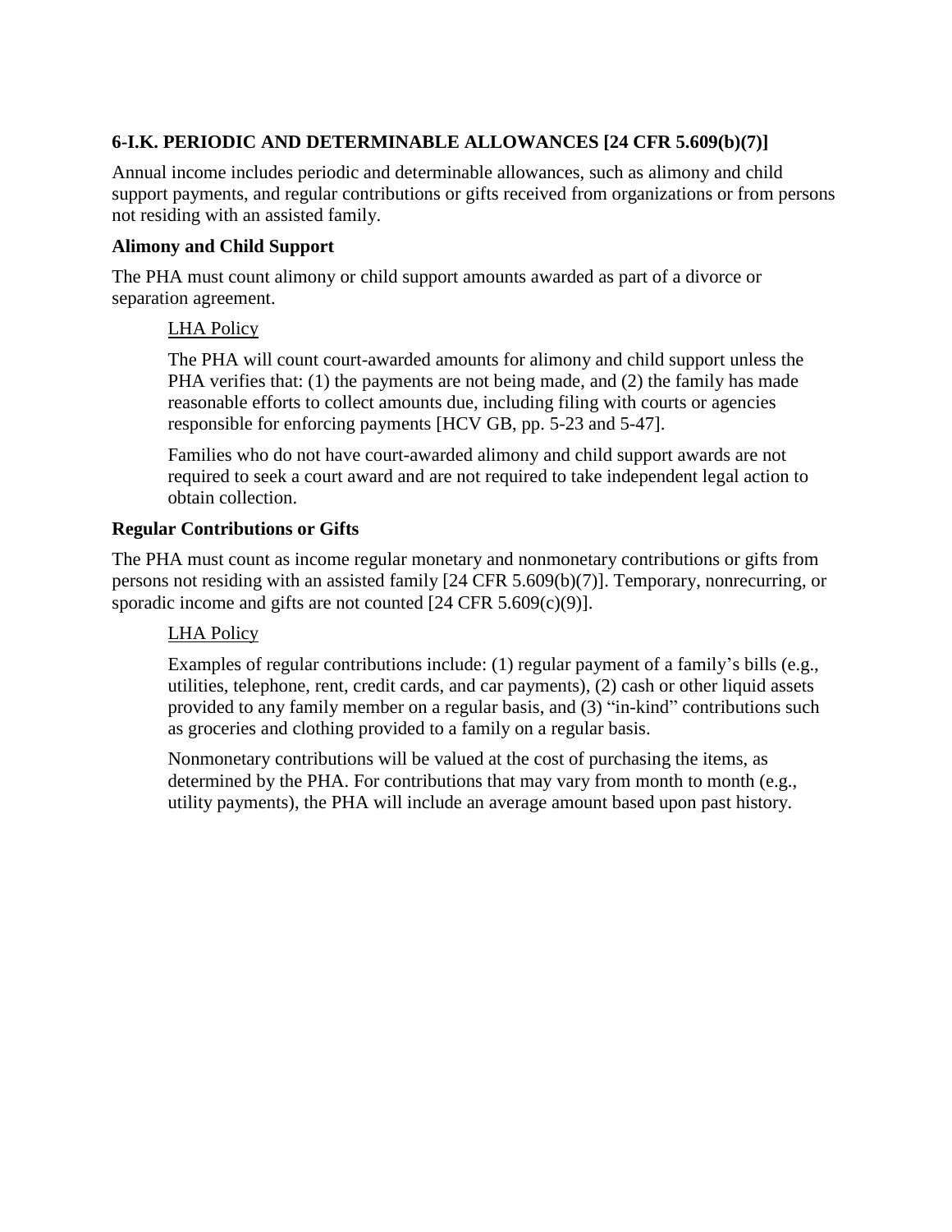### 6-I.K. PERIODIC AND DETERMINABLE ALLOWANCES [24 CFR 5.609(b)(7)]

Annual income includes periodic and determinable allowances, such as alimony and child support payments, and regular contributions or gifts received from organizations or from persons not residing with an assisted family.

#### Alimony and Child Support

The PHA must count alimony or child support amounts awarded as part of a divorce or separation agreement.

> <u>LHA Policy</u>
>
> The PHA will count court-awarded amounts for alimony and child support unless the PHA verifies that: (1) the payments are not being made, and (2) the family has made reasonable efforts to collect amounts due, including filing with courts or agencies responsible for enforcing payments [HCV GB, pp. 5-23 and 5-47].
>
> Families who do not have court-awarded alimony and child support awards are not required to seek a court award and are not required to take independent legal action to obtain collection.

#### Regular Contributions or Gifts

The PHA must count as income regular monetary and nonmonetary contributions or gifts from persons not residing with an assisted family [24 CFR 5.609(b)(7)]. Temporary, nonrecurring, or sporadic income and gifts are not counted [24 CFR 5.609(c)(9)].

> <u>LHA Policy</u>
>
> Examples of regular contributions include: (1) regular payment of a family's bills (e.g., utilities, telephone, rent, credit cards, and car payments), (2) cash or other liquid assets provided to any family member on a regular basis, and (3) "in-kind" contributions such as groceries and clothing provided to a family on a regular basis.
>
> Nonmonetary contributions will be valued at the cost of purchasing the items, as determined by the PHA. For contributions that may vary from month to month (e.g., utility payments), the PHA will include an average amount based upon past history.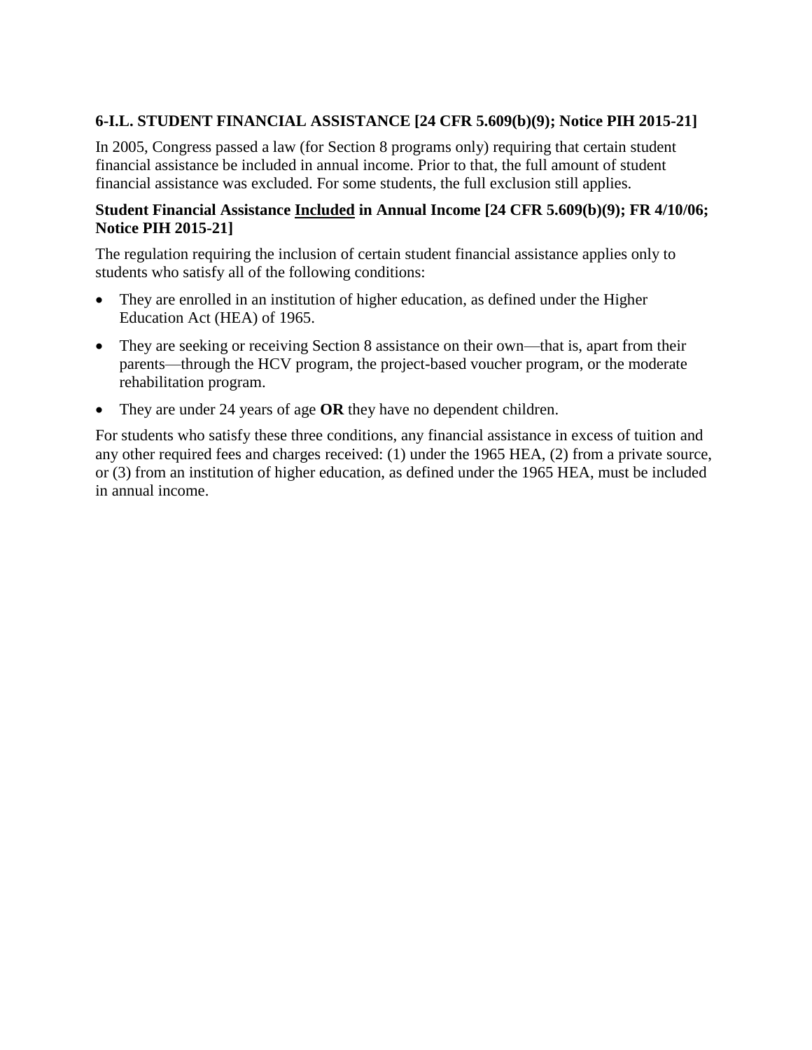### 6-I.L. STUDENT FINANCIAL ASSISTANCE [24 CFR 5.609(b)(9); Notice PIH 2015-21]

In 2005, Congress passed a law (for Section 8 programs only) requiring that certain student financial assistance be included in annual income. Prior to that, the full amount of student financial assistance was excluded. For some students, the full exclusion still applies.

**Student Financial Assistance <u>Included</u> in Annual Income [24 CFR 5.609(b)(9); FR 4/10/06; Notice PIH 2015-21]**

The regulation requiring the inclusion of certain student financial assistance applies only to students who satisfy all of the following conditions:

- They are enrolled in an institution of higher education, as defined under the Higher Education Act (HEA) of 1965.
- They are seeking or receiving Section 8 assistance on their own—that is, apart from their parents—through the HCV program, the project-based voucher program, or the moderate rehabilitation program.
- They are under 24 years of age **OR** they have no dependent children.

For students who satisfy these three conditions, any financial assistance in excess of tuition and any other required fees and charges received: (1) under the 1965 HEA, (2) from a private source, or (3) from an institution of higher education, as defined under the 1965 HEA, must be included in annual income.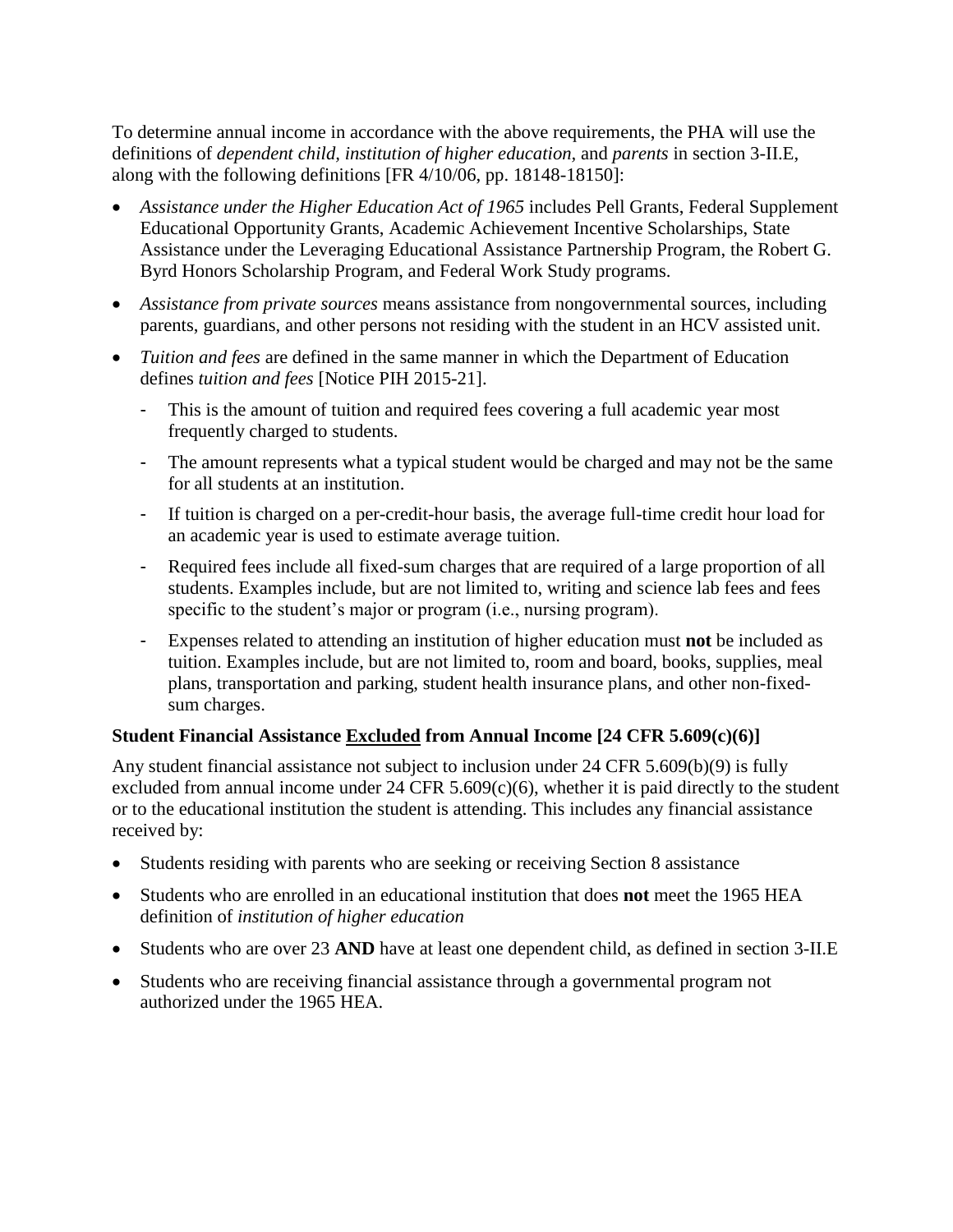To determine annual income in accordance with the above requirements, the PHA will use the definitions of *dependent child*, *institution of higher education*, and *parents* in section 3-II.E, along with the following definitions [FR 4/10/06, pp. 18148-18150]:

- *Assistance under the Higher Education Act of 1965* includes Pell Grants, Federal Supplement Educational Opportunity Grants, Academic Achievement Incentive Scholarships, State Assistance under the Leveraging Educational Assistance Partnership Program, the Robert G. Byrd Honors Scholarship Program, and Federal Work Study programs.
- *Assistance from private sources* means assistance from nongovernmental sources, including parents, guardians, and other persons not residing with the student in an HCV assisted unit.
- *Tuition and fees* are defined in the same manner in which the Department of Education defines *tuition and fees* [Notice PIH 2015-21].
  - This is the amount of tuition and required fees covering a full academic year most frequently charged to students.
  - The amount represents what a typical student would be charged and may not be the same for all students at an institution.
  - If tuition is charged on a per-credit-hour basis, the average full-time credit hour load for an academic year is used to estimate average tuition.
  - Required fees include all fixed-sum charges that are required of a large proportion of all students. Examples include, but are not limited to, writing and science lab fees and fees specific to the student's major or program (i.e., nursing program).
  - Expenses related to attending an institution of higher education must **not** be included as tuition. Examples include, but are not limited to, room and board, books, supplies, meal plans, transportation and parking, student health insurance plans, and other non-fixed-sum charges.

**Student Financial Assistance <u>Excluded</u> from Annual Income [24 CFR 5.609(c)(6)]**

Any student financial assistance not subject to inclusion under 24 CFR 5.609(b)(9) is fully excluded from annual income under 24 CFR 5.609(c)(6), whether it is paid directly to the student or to the educational institution the student is attending. This includes any financial assistance received by:

- Students residing with parents who are seeking or receiving Section 8 assistance
- Students who are enrolled in an educational institution that does **not** meet the 1965 HEA definition of *institution of higher education*
- Students who are over 23 **AND** have at least one dependent child, as defined in section 3-II.E
- Students who are receiving financial assistance through a governmental program not authorized under the 1965 HEA.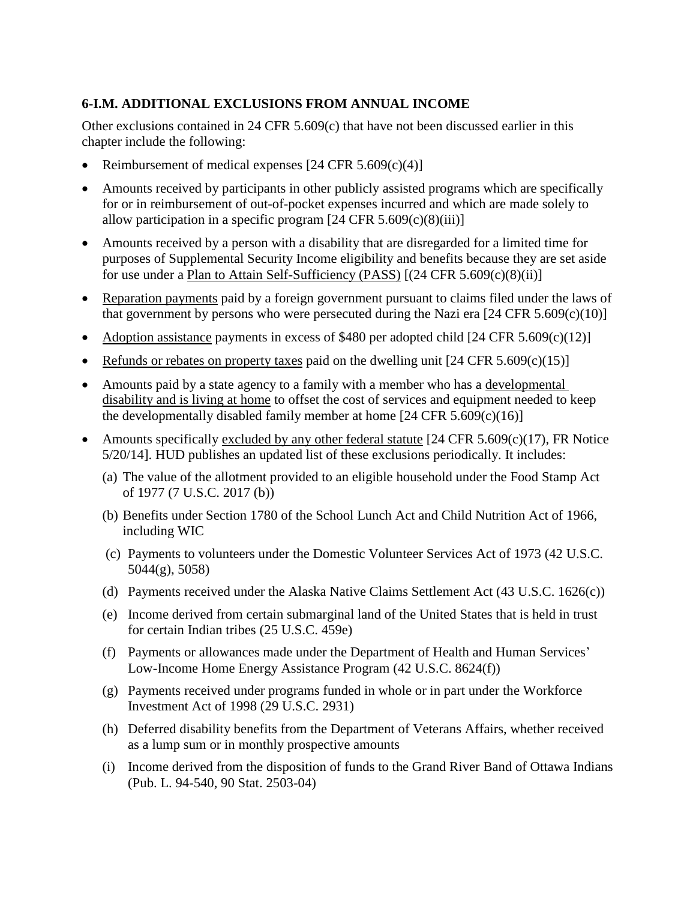### 6-I.M. ADDITIONAL EXCLUSIONS FROM ANNUAL INCOME

Other exclusions contained in 24 CFR 5.609(c) that have not been discussed earlier in this chapter include the following:

- Reimbursement of medical expenses [24 CFR 5.609(c)(4)]
- Amounts received by participants in other publicly assisted programs which are specifically for or in reimbursement of out-of-pocket expenses incurred and which are made solely to allow participation in a specific program [24 CFR 5.609(c)(8)(iii)]
- Amounts received by a person with a disability that are disregarded for a limited time for purposes of Supplemental Security Income eligibility and benefits because they are set aside for use under a Plan to Attain Self-Sufficiency (PASS) [(24 CFR 5.609(c)(8)(ii)]
- Reparation payments paid by a foreign government pursuant to claims filed under the laws of that government by persons who were persecuted during the Nazi era [24 CFR 5.609(c)(10)]
- Adoption assistance payments in excess of $480 per adopted child [24 CFR 5.609(c)(12)]
- Refunds or rebates on property taxes paid on the dwelling unit [24 CFR 5.609(c)(15)]
- Amounts paid by a state agency to a family with a member who has a developmental disability and is living at home to offset the cost of services and equipment needed to keep the developmentally disabled family member at home [24 CFR 5.609(c)(16)]
- Amounts specifically excluded by any other federal statute [24 CFR 5.609(c)(17), FR Notice 5/20/14]. HUD publishes an updated list of these exclusions periodically. It includes:
  - (a) The value of the allotment provided to an eligible household under the Food Stamp Act of 1977 (7 U.S.C. 2017 (b))
  - (b) Benefits under Section 1780 of the School Lunch Act and Child Nutrition Act of 1966, including WIC
  - (c) Payments to volunteers under the Domestic Volunteer Services Act of 1973 (42 U.S.C. 5044(g), 5058)
  - (d) Payments received under the Alaska Native Claims Settlement Act (43 U.S.C. 1626(c))
  - (e) Income derived from certain submarginal land of the United States that is held in trust for certain Indian tribes (25 U.S.C. 459e)
  - (f) Payments or allowances made under the Department of Health and Human Services' Low-Income Home Energy Assistance Program (42 U.S.C. 8624(f))
  - (g) Payments received under programs funded in whole or in part under the Workforce Investment Act of 1998 (29 U.S.C. 2931)
  - (h) Deferred disability benefits from the Department of Veterans Affairs, whether received as a lump sum or in monthly prospective amounts
  - (i) Income derived from the disposition of funds to the Grand River Band of Ottawa Indians (Pub. L. 94-540, 90 Stat. 2503-04)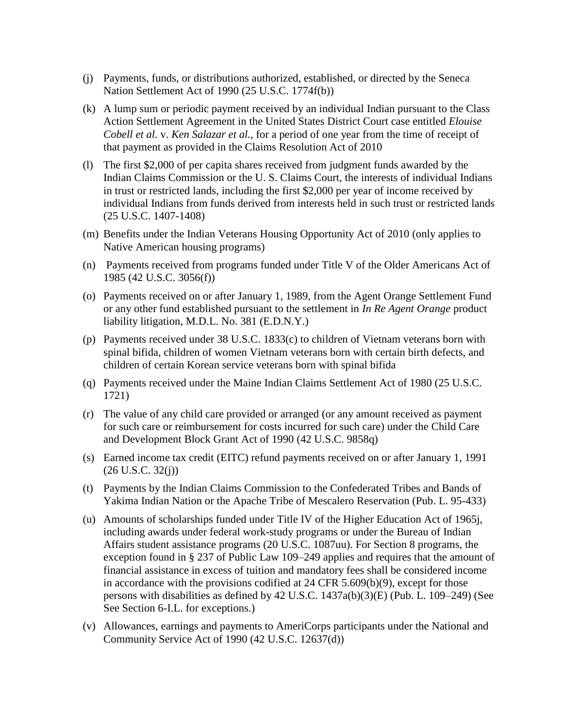(j) Payments, funds, or distributions authorized, established, or directed by the Seneca Nation Settlement Act of 1990 (25 U.S.C. 1774f(b))

(k) A lump sum or periodic payment received by an individual Indian pursuant to the Class Action Settlement Agreement in the United States District Court case entitled *Elouise Cobell et al.* v. *Ken Salazar et al.,* for a period of one year from the time of receipt of that payment as provided in the Claims Resolution Act of 2010

(l) The first $2,000 of per capita shares received from judgment funds awarded by the Indian Claims Commission or the U. S. Claims Court, the interests of individual Indians in trust or restricted lands, including the first $2,000 per year of income received by individual Indians from funds derived from interests held in such trust or restricted lands (25 U.S.C. 1407-1408)

(m) Benefits under the Indian Veterans Housing Opportunity Act of 2010 (only applies to Native American housing programs)

(n) Payments received from programs funded under Title V of the Older Americans Act of 1985 (42 U.S.C. 3056(f))

(o) Payments received on or after January 1, 1989, from the Agent Orange Settlement Fund or any other fund established pursuant to the settlement in *In Re Agent Orange* product liability litigation, M.D.L. No. 381 (E.D.N.Y.)

(p) Payments received under 38 U.S.C. 1833(c) to children of Vietnam veterans born with spinal bifida, children of women Vietnam veterans born with certain birth defects, and children of certain Korean service veterans born with spinal bifida

(q) Payments received under the Maine Indian Claims Settlement Act of 1980 (25 U.S.C. 1721)

(r) The value of any child care provided or arranged (or any amount received as payment for such care or reimbursement for costs incurred for such care) under the Child Care and Development Block Grant Act of 1990 (42 U.S.C. 9858q)

(s) Earned income tax credit (EITC) refund payments received on or after January 1, 1991 (26 U.S.C. 32(j))

(t) Payments by the Indian Claims Commission to the Confederated Tribes and Bands of Yakima Indian Nation or the Apache Tribe of Mescalero Reservation (Pub. L. 95-433)

(u) Amounts of scholarships funded under Title IV of the Higher Education Act of 1965j, including awards under federal work-study programs or under the Bureau of Indian Affairs student assistance programs (20 U.S.C. 1087uu). For Section 8 programs, the exception found in § 237 of Public Law 109–249 applies and requires that the amount of financial assistance in excess of tuition and mandatory fees shall be considered income in accordance with the provisions codified at 24 CFR 5.609(b)(9), except for those persons with disabilities as defined by 42 U.S.C. 1437a(b)(3)(E) (Pub. L. 109–249) (See See Section 6-I.L. for exceptions.)

(v) Allowances, earnings and payments to AmeriCorps participants under the National and Community Service Act of 1990 (42 U.S.C. 12637(d))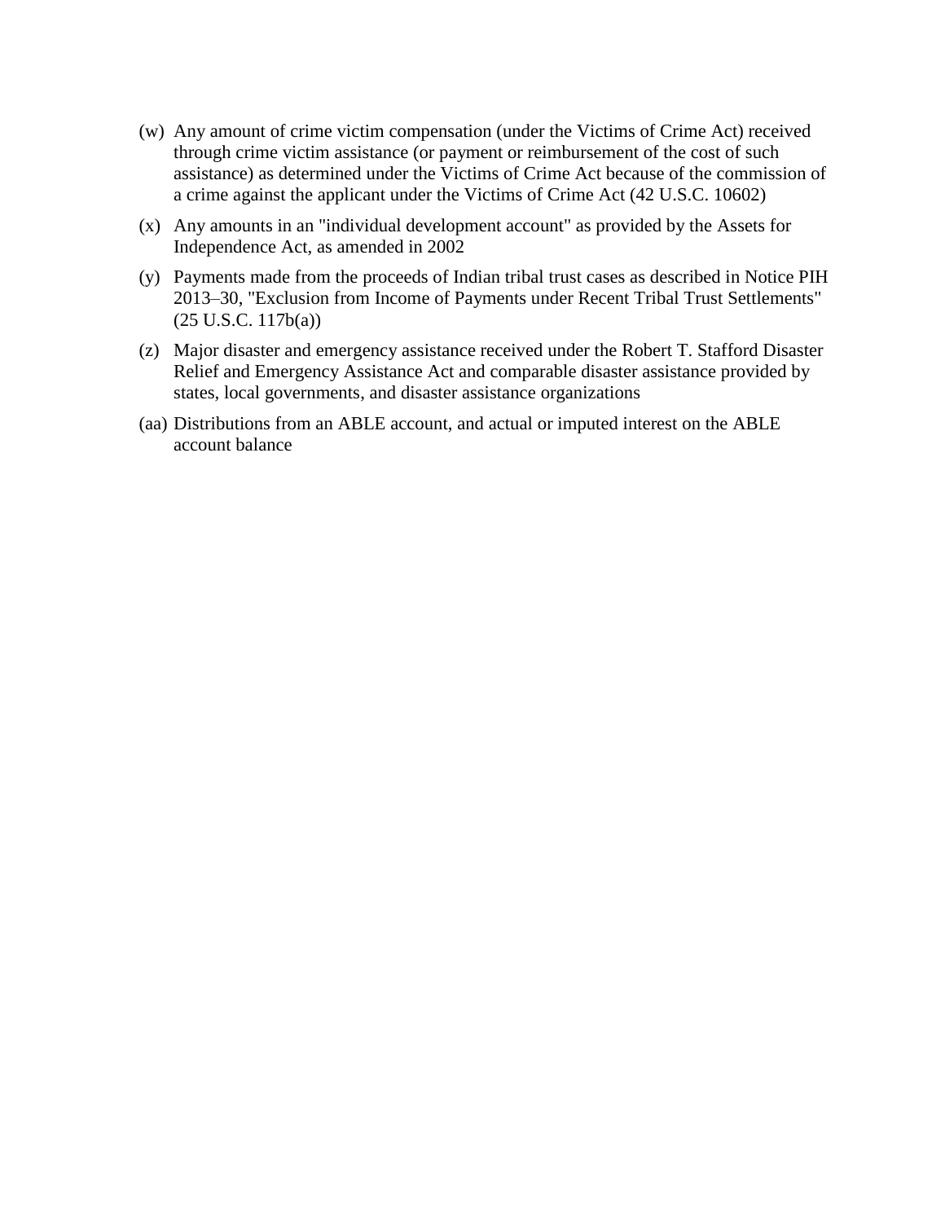(w) Any amount of crime victim compensation (under the Victims of Crime Act) received through crime victim assistance (or payment or reimbursement of the cost of such assistance) as determined under the Victims of Crime Act because of the commission of a crime against the applicant under the Victims of Crime Act (42 U.S.C. 10602)

(x) Any amounts in an "individual development account" as provided by the Assets for Independence Act, as amended in 2002

(y) Payments made from the proceeds of Indian tribal trust cases as described in Notice PIH 2013–30, "Exclusion from Income of Payments under Recent Tribal Trust Settlements" (25 U.S.C. 117b(a))

(z) Major disaster and emergency assistance received under the Robert T. Stafford Disaster Relief and Emergency Assistance Act and comparable disaster assistance provided by states, local governments, and disaster assistance organizations

(aa) Distributions from an ABLE account, and actual or imputed interest on the ABLE account balance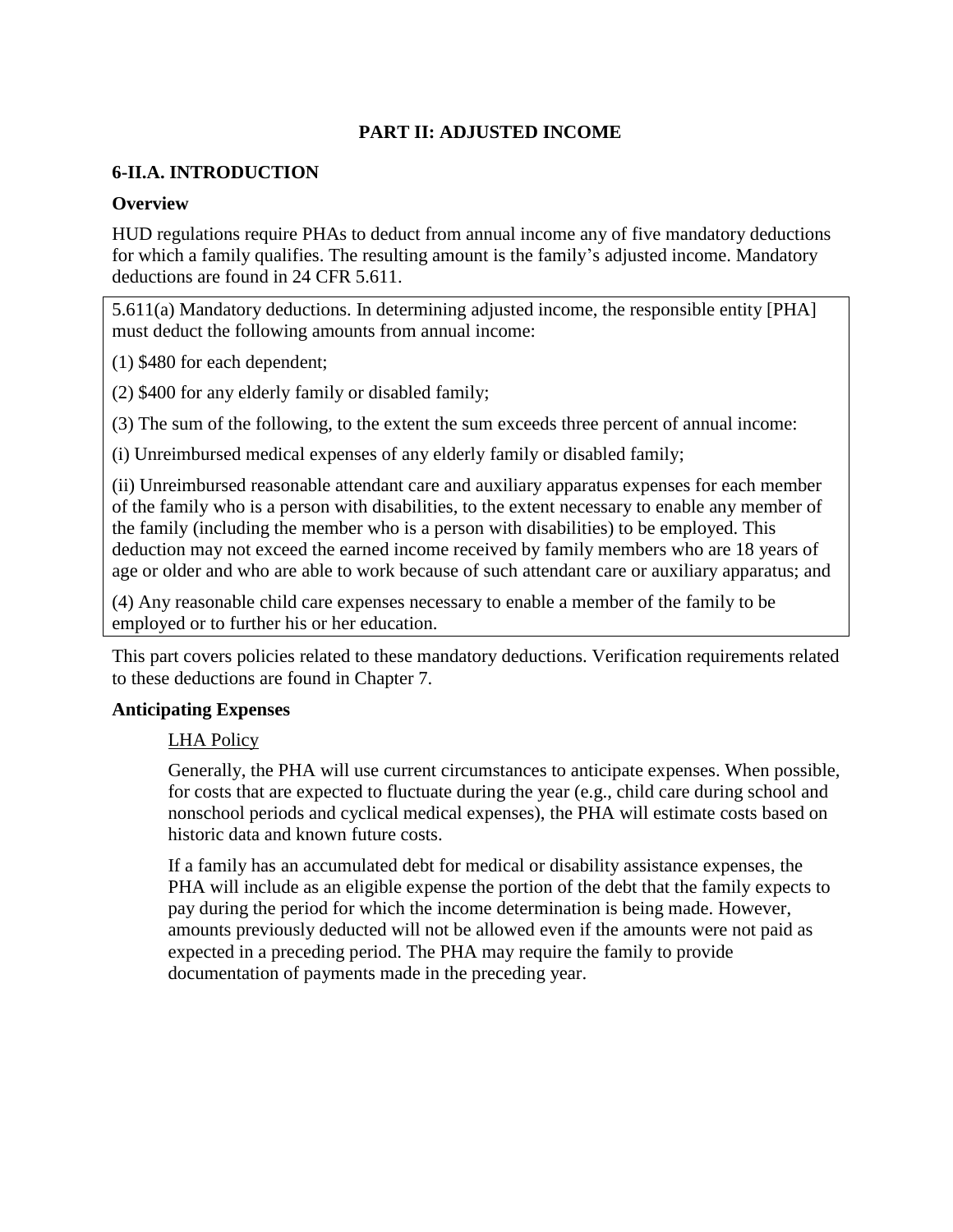## PART II: ADJUSTED INCOME

### 6-II.A. INTRODUCTION

**Overview**

HUD regulations require PHAs to deduct from annual income any of five mandatory deductions for which a family qualifies. The resulting amount is the family's adjusted income. Mandatory deductions are found in 24 CFR 5.611.

> 5.611(a) Mandatory deductions. In determining adjusted income, the responsible entity [PHA] must deduct the following amounts from annual income:
>
> (1) $480 for each dependent;
>
> (2) $400 for any elderly family or disabled family;
>
> (3) The sum of the following, to the extent the sum exceeds three percent of annual income:
>
> (i) Unreimbursed medical expenses of any elderly family or disabled family;
>
> (ii) Unreimbursed reasonable attendant care and auxiliary apparatus expenses for each member of the family who is a person with disabilities, to the extent necessary to enable any member of the family (including the member who is a person with disabilities) to be employed. This deduction may not exceed the earned income received by family members who are 18 years of age or older and who are able to work because of such attendant care or auxiliary apparatus; and
>
> (4) Any reasonable child care expenses necessary to enable a member of the family to be employed or to further his or her education.

This part covers policies related to these mandatory deductions. Verification requirements related to these deductions are found in Chapter 7.

**Anticipating Expenses**

LHA Policy

Generally, the PHA will use current circumstances to anticipate expenses. When possible, for costs that are expected to fluctuate during the year (e.g., child care during school and nonschool periods and cyclical medical expenses), the PHA will estimate costs based on historic data and known future costs.

If a family has an accumulated debt for medical or disability assistance expenses, the PHA will include as an eligible expense the portion of the debt that the family expects to pay during the period for which the income determination is being made. However, amounts previously deducted will not be allowed even if the amounts were not paid as expected in a preceding period. The PHA may require the family to provide documentation of payments made in the preceding year.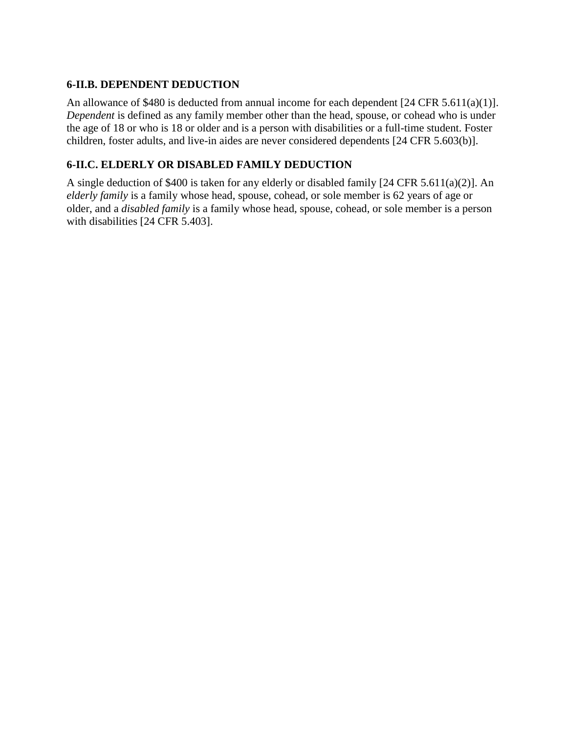### 6-II.B. DEPENDENT DEDUCTION

An allowance of $480 is deducted from annual income for each dependent [24 CFR 5.611(a)(1)]. *Dependent* is defined as any family member other than the head, spouse, or cohead who is under the age of 18 or who is 18 or older and is a person with disabilities or a full-time student. Foster children, foster adults, and live-in aides are never considered dependents [24 CFR 5.603(b)].

### 6-II.C. ELDERLY OR DISABLED FAMILY DEDUCTION

A single deduction of $400 is taken for any elderly or disabled family [24 CFR 5.611(a)(2)]. An *elderly family* is a family whose head, spouse, cohead, or sole member is 62 years of age or older, and a *disabled family* is a family whose head, spouse, cohead, or sole member is a person with disabilities [24 CFR 5.403].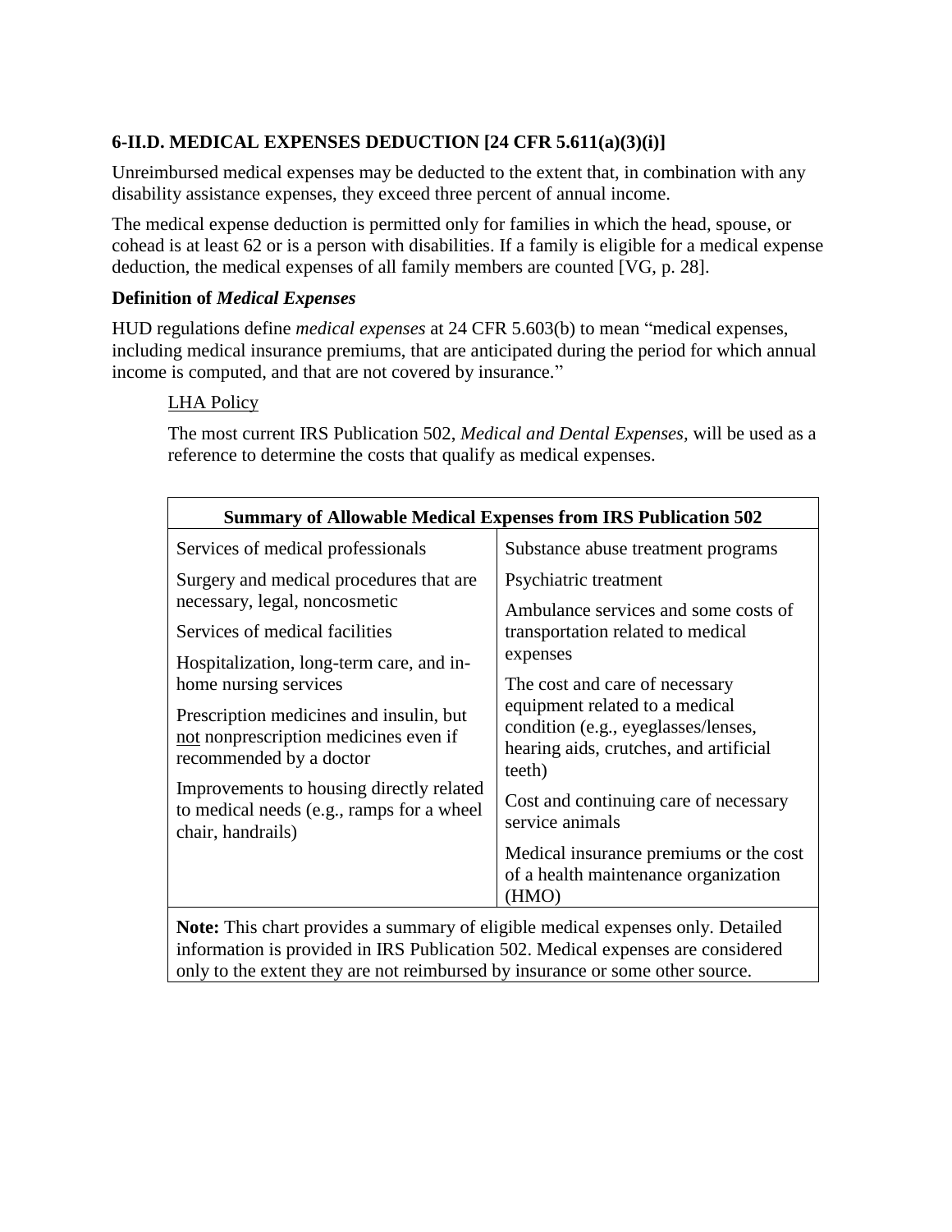### 6-II.D. MEDICAL EXPENSES DEDUCTION [24 CFR 5.611(a)(3)(i)]

Unreimbursed medical expenses may be deducted to the extent that, in combination with any disability assistance expenses, they exceed three percent of annual income.

The medical expense deduction is permitted only for families in which the head, spouse, or cohead is at least 62 or is a person with disabilities. If a family is eligible for a medical expense deduction, the medical expenses of all family members are counted [VG, p. 28].

#### Definition of *Medical Expenses*

HUD regulations define *medical expenses* at 24 CFR 5.603(b) to mean "medical expenses, including medical insurance premiums, that are anticipated during the period for which annual income is computed, and that are not covered by insurance."

> LHA Policy
>
> The most current IRS Publication 502, *Medical and Dental Expenses,* will be used as a reference to determine the costs that qualify as medical expenses.

| Summary of Allowable Medical Expenses from IRS Publication 502 | |
|---|---|
| Services of medical professionals<br><br>Surgery and medical procedures that are necessary, legal, noncosmetic<br><br>Services of medical facilities<br><br>Hospitalization, long-term care, and in-home nursing services<br><br>Prescription medicines and insulin, but not nonprescription medicines even if recommended by a doctor<br><br>Improvements to housing directly related to medical needs (e.g., ramps for a wheel chair, handrails) | Substance abuse treatment programs<br><br>Psychiatric treatment<br><br>Ambulance services and some costs of transportation related to medical expenses<br><br>The cost and care of necessary equipment related to a medical condition (e.g., eyeglasses/lenses, hearing aids, crutches, and artificial teeth)<br><br>Cost and continuing care of necessary service animals<br><br>Medical insurance premiums or the cost of a health maintenance organization (HMO) |
| **Note:** This chart provides a summary of eligible medical expenses only. Detailed information is provided in IRS Publication 502. Medical expenses are considered only to the extent they are not reimbursed by insurance or some other source. | |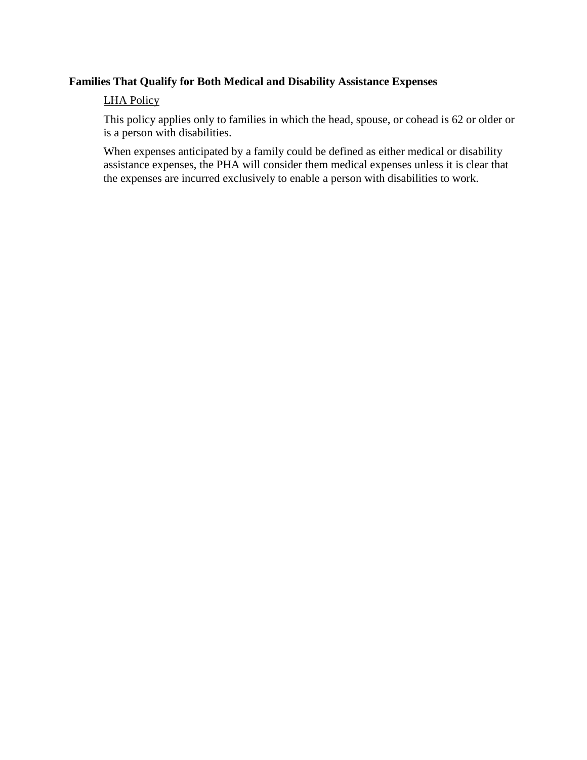**Families That Qualify for Both Medical and Disability Assistance Expenses**

<u>LHA Policy</u>

This policy applies only to families in which the head, spouse, or cohead is 62 or older or is a person with disabilities.

When expenses anticipated by a family could be defined as either medical or disability assistance expenses, the PHA will consider them medical expenses unless it is clear that the expenses are incurred exclusively to enable a person with disabilities to work.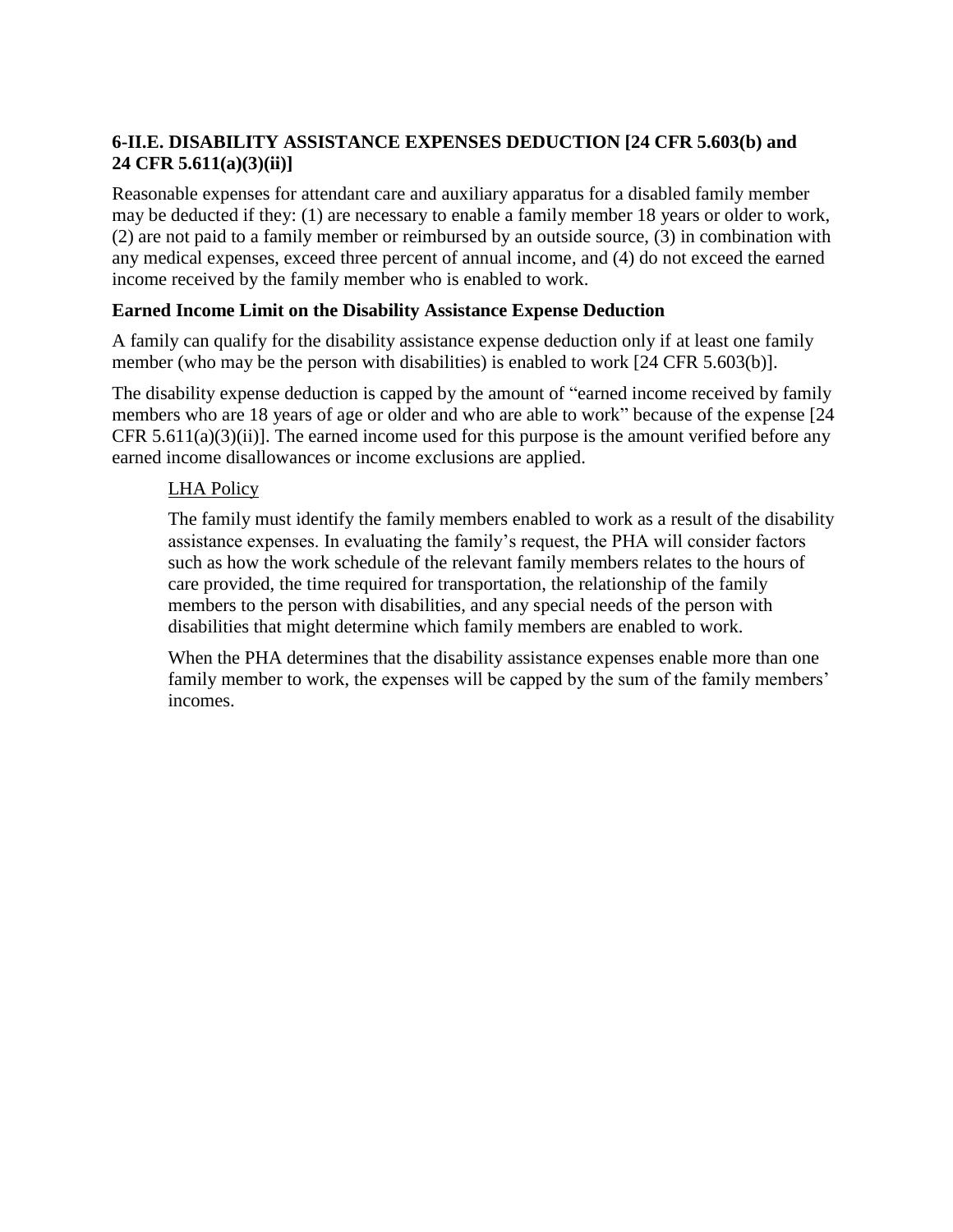### 6-II.E. DISABILITY ASSISTANCE EXPENSES DEDUCTION [24 CFR 5.603(b) and 24 CFR 5.611(a)(3)(ii)]

Reasonable expenses for attendant care and auxiliary apparatus for a disabled family member may be deducted if they: (1) are necessary to enable a family member 18 years or older to work, (2) are not paid to a family member or reimbursed by an outside source, (3) in combination with any medical expenses, exceed three percent of annual income, and (4) do not exceed the earned income received by the family member who is enabled to work.

**Earned Income Limit on the Disability Assistance Expense Deduction**

A family can qualify for the disability assistance expense deduction only if at least one family member (who may be the person with disabilities) is enabled to work [24 CFR 5.603(b)].

The disability expense deduction is capped by the amount of "earned income received by family members who are 18 years of age or older and who are able to work" because of the expense [24 CFR 5.611(a)(3)(ii)]. The earned income used for this purpose is the amount verified before any earned income disallowances or income exclusions are applied.

> <u>LHA Policy</u>
>
> The family must identify the family members enabled to work as a result of the disability assistance expenses. In evaluating the family's request, the PHA will consider factors such as how the work schedule of the relevant family members relates to the hours of care provided, the time required for transportation, the relationship of the family members to the person with disabilities, and any special needs of the person with disabilities that might determine which family members are enabled to work.
>
> When the PHA determines that the disability assistance expenses enable more than one family member to work, the expenses will be capped by the sum of the family members' incomes.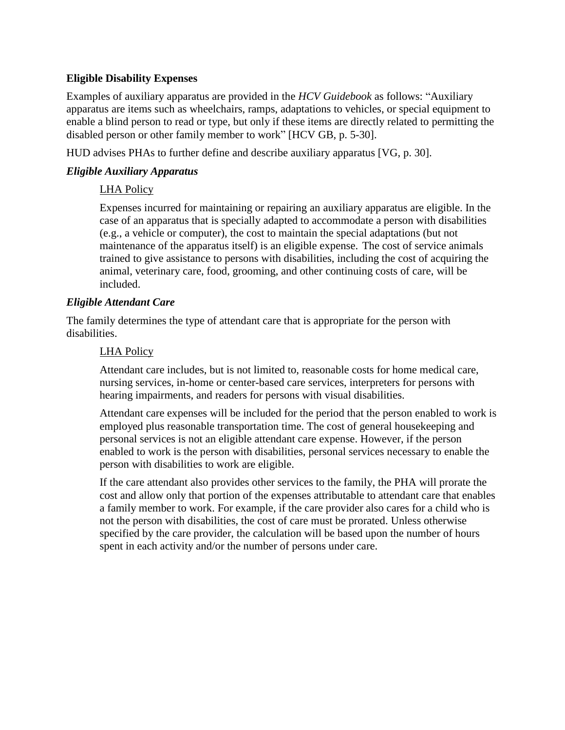**Eligible Disability Expenses**

Examples of auxiliary apparatus are provided in the *HCV Guidebook* as follows: "Auxiliary apparatus are items such as wheelchairs, ramps, adaptations to vehicles, or special equipment to enable a blind person to read or type, but only if these items are directly related to permitting the disabled person or other family member to work" [HCV GB, p. 5-30].

HUD advises PHAs to further define and describe auxiliary apparatus [VG, p. 30].

***Eligible Auxiliary Apparatus***

> <u>LHA Policy</u>
>
> Expenses incurred for maintaining or repairing an auxiliary apparatus are eligible. In the case of an apparatus that is specially adapted to accommodate a person with disabilities (e.g., a vehicle or computer), the cost to maintain the special adaptations (but not maintenance of the apparatus itself) is an eligible expense. The cost of service animals trained to give assistance to persons with disabilities, including the cost of acquiring the animal, veterinary care, food, grooming, and other continuing costs of care, will be included.

***Eligible Attendant Care***

The family determines the type of attendant care that is appropriate for the person with disabilities.

> <u>LHA Policy</u>
>
> Attendant care includes, but is not limited to, reasonable costs for home medical care, nursing services, in-home or center-based care services, interpreters for persons with hearing impairments, and readers for persons with visual disabilities.
>
> Attendant care expenses will be included for the period that the person enabled to work is employed plus reasonable transportation time. The cost of general housekeeping and personal services is not an eligible attendant care expense. However, if the person enabled to work is the person with disabilities, personal services necessary to enable the person with disabilities to work are eligible.
>
> If the care attendant also provides other services to the family, the PHA will prorate the cost and allow only that portion of the expenses attributable to attendant care that enables a family member to work. For example, if the care provider also cares for a child who is not the person with disabilities, the cost of care must be prorated. Unless otherwise specified by the care provider, the calculation will be based upon the number of hours spent in each activity and/or the number of persons under care.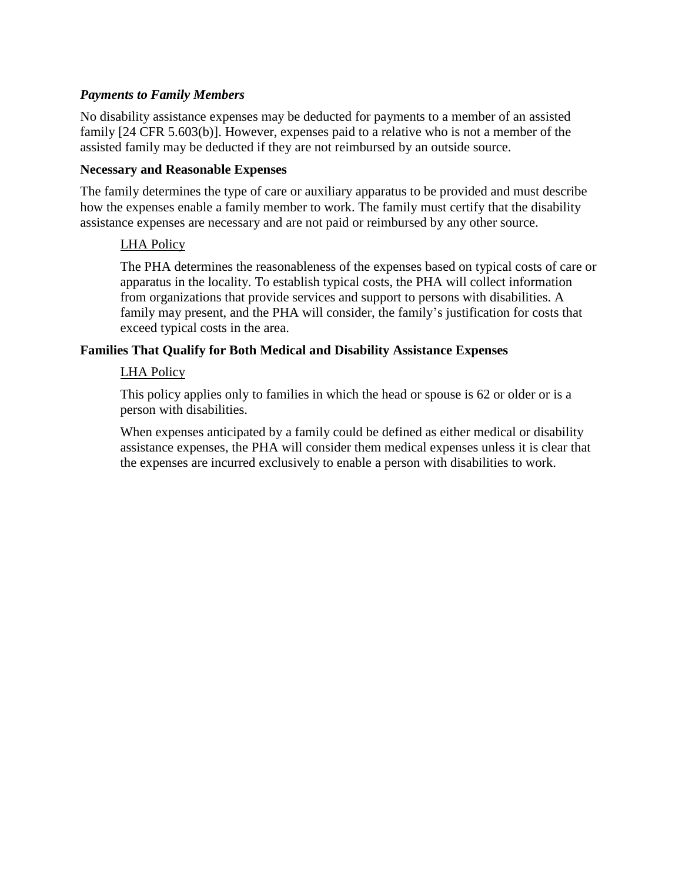#### *Payments to Family Members*

No disability assistance expenses may be deducted for payments to a member of an assisted family [24 CFR 5.603(b)]. However, expenses paid to a relative who is not a member of the assisted family may be deducted if they are not reimbursed by an outside source.

### Necessary and Reasonable Expenses

The family determines the type of care or auxiliary apparatus to be provided and must describe how the expenses enable a family member to work. The family must certify that the disability assistance expenses are necessary and are not paid or reimbursed by any other source.

> <u>LHA Policy</u>
>
> The PHA determines the reasonableness of the expenses based on typical costs of care or apparatus in the locality. To establish typical costs, the PHA will collect information from organizations that provide services and support to persons with disabilities. A family may present, and the PHA will consider, the family's justification for costs that exceed typical costs in the area.

### Families That Qualify for Both Medical and Disability Assistance Expenses

> <u>LHA Policy</u>
>
> This policy applies only to families in which the head or spouse is 62 or older or is a person with disabilities.
>
> When expenses anticipated by a family could be defined as either medical or disability assistance expenses, the PHA will consider them medical expenses unless it is clear that the expenses are incurred exclusively to enable a person with disabilities to work.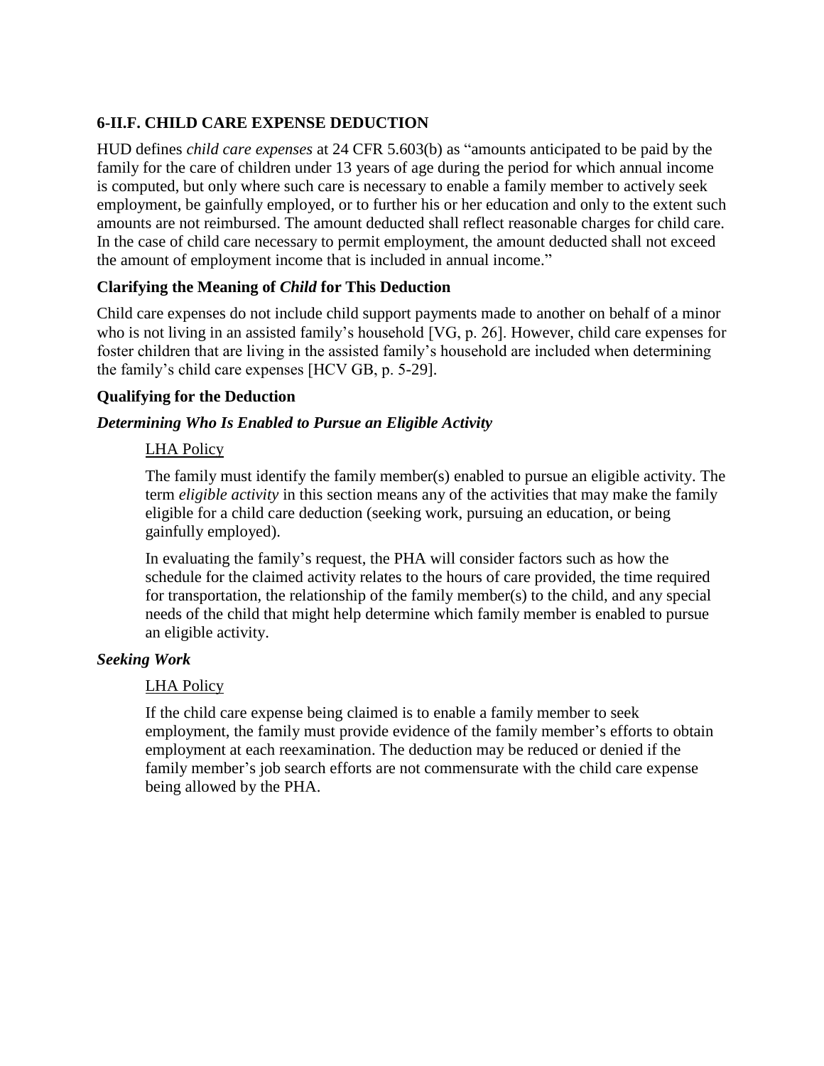## 6-II.F. CHILD CARE EXPENSE DEDUCTION

HUD defines *child care expenses* at 24 CFR 5.603(b) as "amounts anticipated to be paid by the family for the care of children under 13 years of age during the period for which annual income is computed, but only where such care is necessary to enable a family member to actively seek employment, be gainfully employed, or to further his or her education and only to the extent such amounts are not reimbursed. The amount deducted shall reflect reasonable charges for child care. In the case of child care necessary to permit employment, the amount deducted shall not exceed the amount of employment income that is included in annual income."

### Clarifying the Meaning of *Child* for This Deduction

Child care expenses do not include child support payments made to another on behalf of a minor who is not living in an assisted family's household [VG, p. 26]. However, child care expenses for foster children that are living in the assisted family's household are included when determining the family's child care expenses [HCV GB, p. 5-29].

### Qualifying for the Deduction

#### *Determining Who Is Enabled to Pursue an Eligible Activity*

LHA Policy

The family must identify the family member(s) enabled to pursue an eligible activity. The term *eligible activity* in this section means any of the activities that may make the family eligible for a child care deduction (seeking work, pursuing an education, or being gainfully employed).

In evaluating the family's request, the PHA will consider factors such as how the schedule for the claimed activity relates to the hours of care provided, the time required for transportation, the relationship of the family member(s) to the child, and any special needs of the child that might help determine which family member is enabled to pursue an eligible activity.

#### *Seeking Work*

LHA Policy

If the child care expense being claimed is to enable a family member to seek employment, the family must provide evidence of the family member's efforts to obtain employment at each reexamination. The deduction may be reduced or denied if the family member's job search efforts are not commensurate with the child care expense being allowed by the PHA.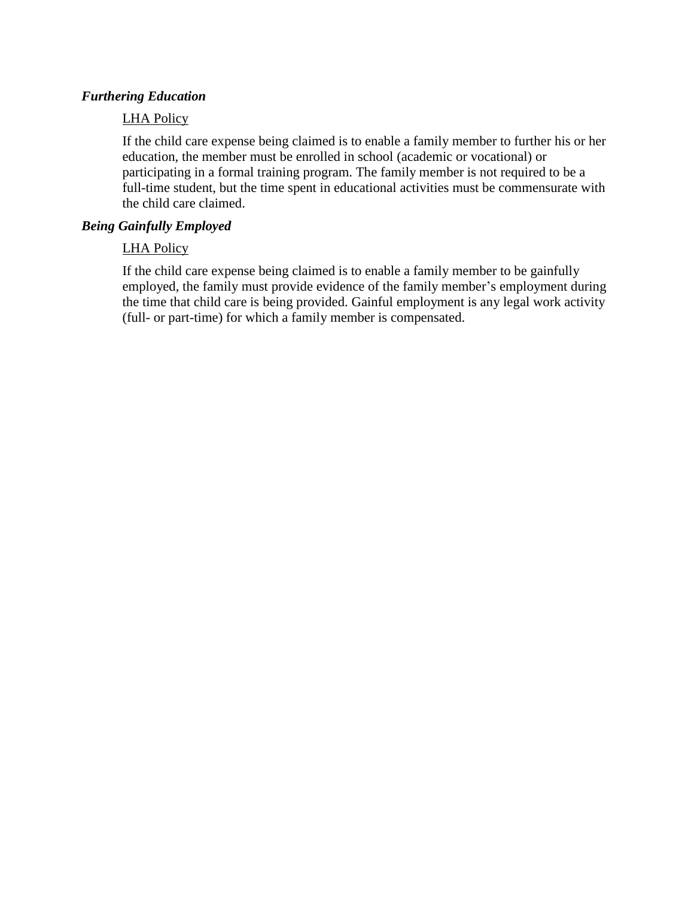***Furthering Education***

LHA Policy

If the child care expense being claimed is to enable a family member to further his or her education, the member must be enrolled in school (academic or vocational) or participating in a formal training program. The family member is not required to be a full-time student, but the time spent in educational activities must be commensurate with the child care claimed.

***Being Gainfully Employed***

LHA Policy

If the child care expense being claimed is to enable a family member to be gainfully employed, the family must provide evidence of the family member's employment during the time that child care is being provided. Gainful employment is any legal work activity (full- or part-time) for which a family member is compensated.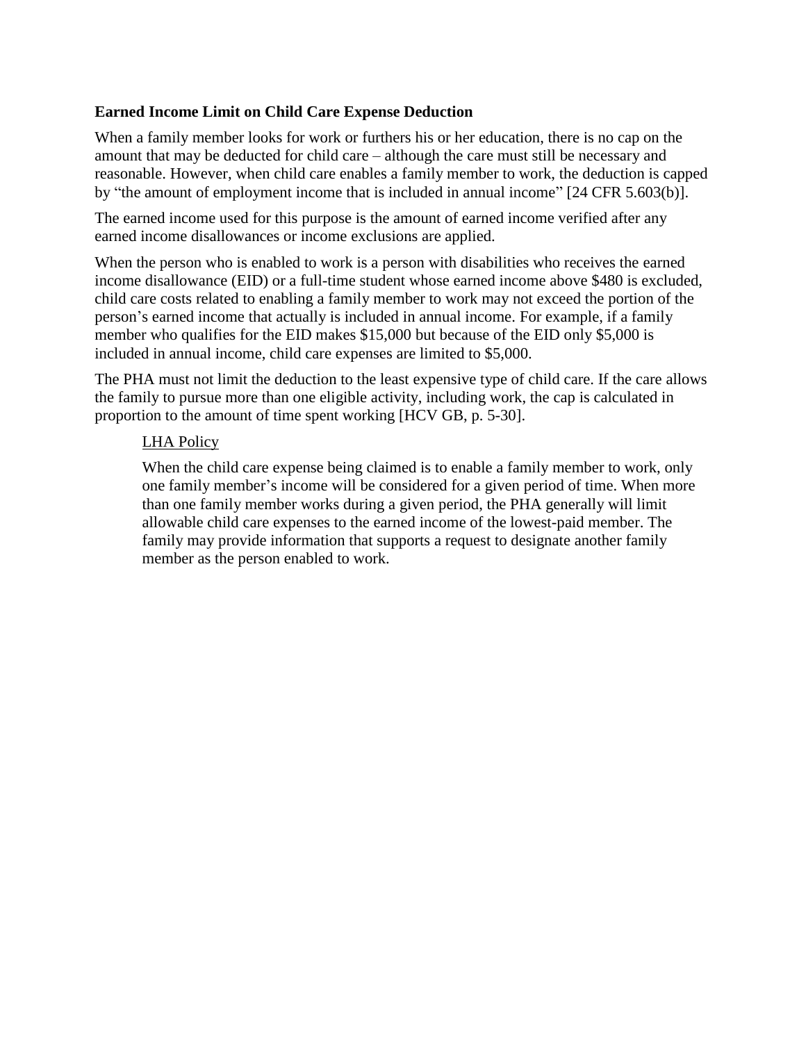**Earned Income Limit on Child Care Expense Deduction**

When a family member looks for work or furthers his or her education, there is no cap on the amount that may be deducted for child care – although the care must still be necessary and reasonable. However, when child care enables a family member to work, the deduction is capped by "the amount of employment income that is included in annual income" [24 CFR 5.603(b)].

The earned income used for this purpose is the amount of earned income verified after any earned income disallowances or income exclusions are applied.

When the person who is enabled to work is a person with disabilities who receives the earned income disallowance (EID) or a full-time student whose earned income above $480 is excluded, child care costs related to enabling a family member to work may not exceed the portion of the person's earned income that actually is included in annual income. For example, if a family member who qualifies for the EID makes $15,000 but because of the EID only $5,000 is included in annual income, child care expenses are limited to $5,000.

The PHA must not limit the deduction to the least expensive type of child care. If the care allows the family to pursue more than one eligible activity, including work, the cap is calculated in proportion to the amount of time spent working [HCV GB, p. 5-30].

> <u>LHA Policy</u>
>
> When the child care expense being claimed is to enable a family member to work, only one family member's income will be considered for a given period of time. When more than one family member works during a given period, the PHA generally will limit allowable child care expenses to the earned income of the lowest-paid member. The family may provide information that supports a request to designate another family member as the person enabled to work.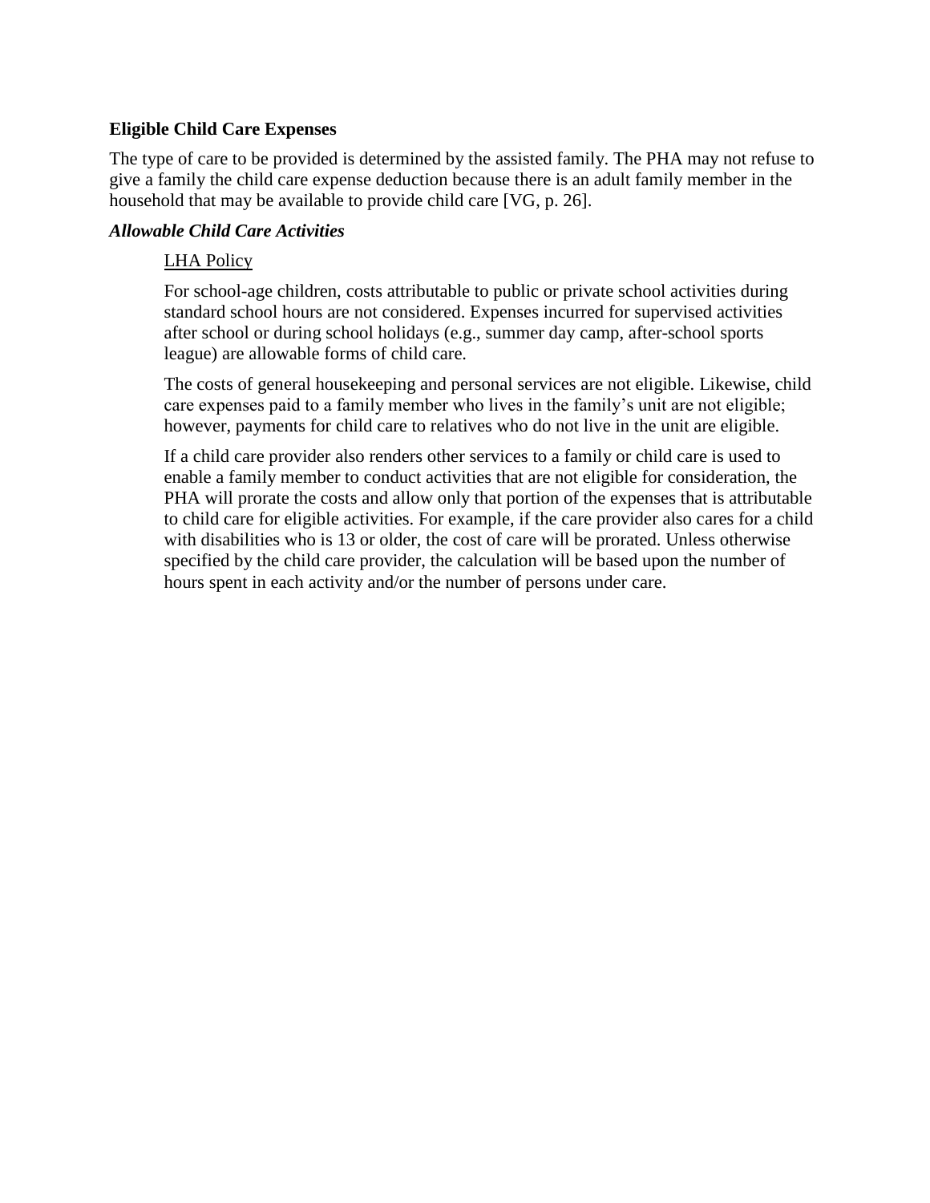### Eligible Child Care Expenses

The type of care to be provided is determined by the assisted family. The PHA may not refuse to give a family the child care expense deduction because there is an adult family member in the household that may be available to provide child care [VG, p. 26].

#### *Allowable Child Care Activities*

<u>LHA Policy</u>

For school-age children, costs attributable to public or private school activities during standard school hours are not considered. Expenses incurred for supervised activities after school or during school holidays (e.g., summer day camp, after-school sports league) are allowable forms of child care.

The costs of general housekeeping and personal services are not eligible. Likewise, child care expenses paid to a family member who lives in the family's unit are not eligible; however, payments for child care to relatives who do not live in the unit are eligible.

If a child care provider also renders other services to a family or child care is used to enable a family member to conduct activities that are not eligible for consideration, the PHA will prorate the costs and allow only that portion of the expenses that is attributable to child care for eligible activities. For example, if the care provider also cares for a child with disabilities who is 13 or older, the cost of care will be prorated. Unless otherwise specified by the child care provider, the calculation will be based upon the number of hours spent in each activity and/or the number of persons under care.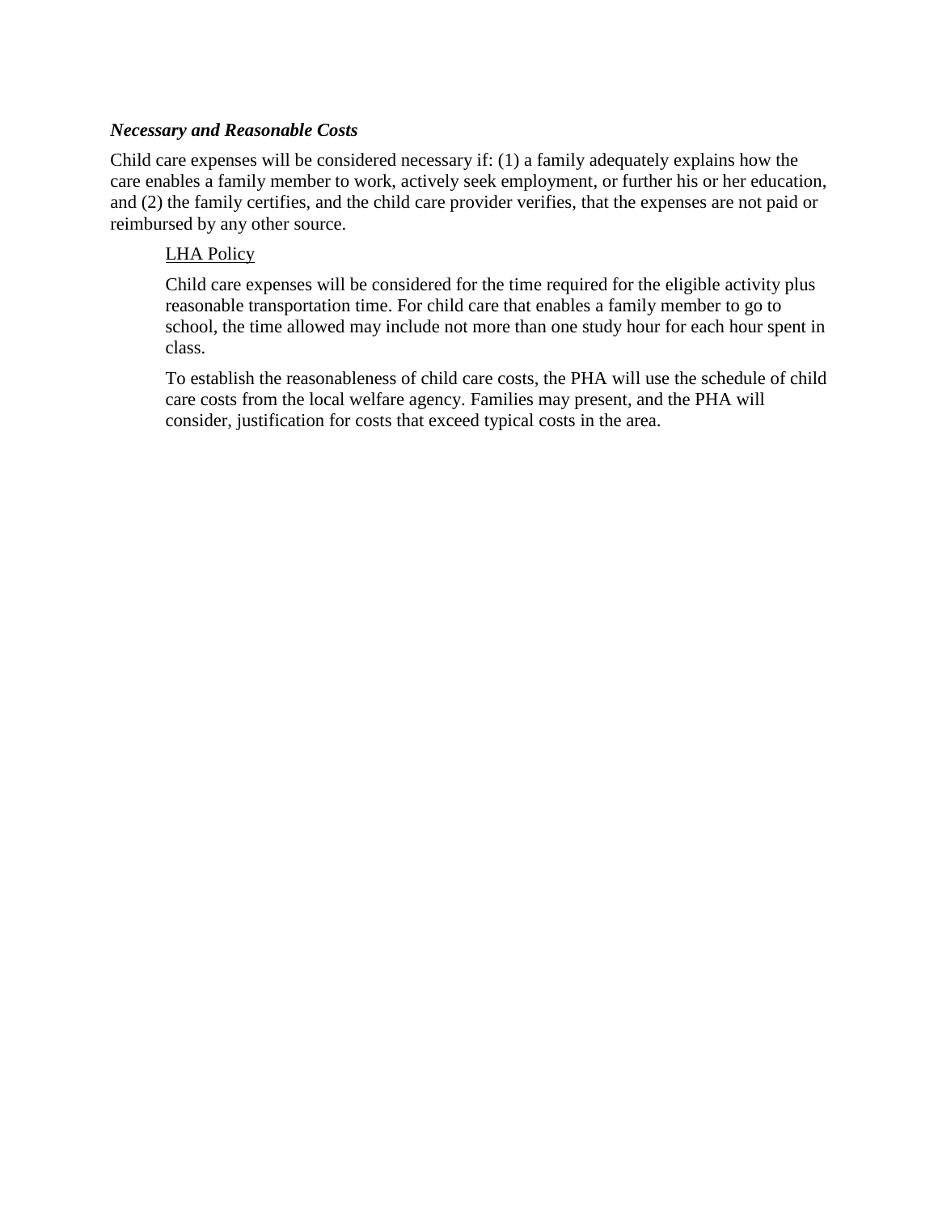***Necessary and Reasonable Costs***

Child care expenses will be considered necessary if: (1) a family adequately explains how the care enables a family member to work, actively seek employment, or further his or her education, and (2) the family certifies, and the child care provider verifies, that the expenses are not paid or reimbursed by any other source.

> <u>LHA Policy</u>
>
> Child care expenses will be considered for the time required for the eligible activity plus reasonable transportation time. For child care that enables a family member to go to school, the time allowed may include not more than one study hour for each hour spent in class.
>
> To establish the reasonableness of child care costs, the PHA will use the schedule of child care costs from the local welfare agency. Families may present, and the PHA will consider, justification for costs that exceed typical costs in the area.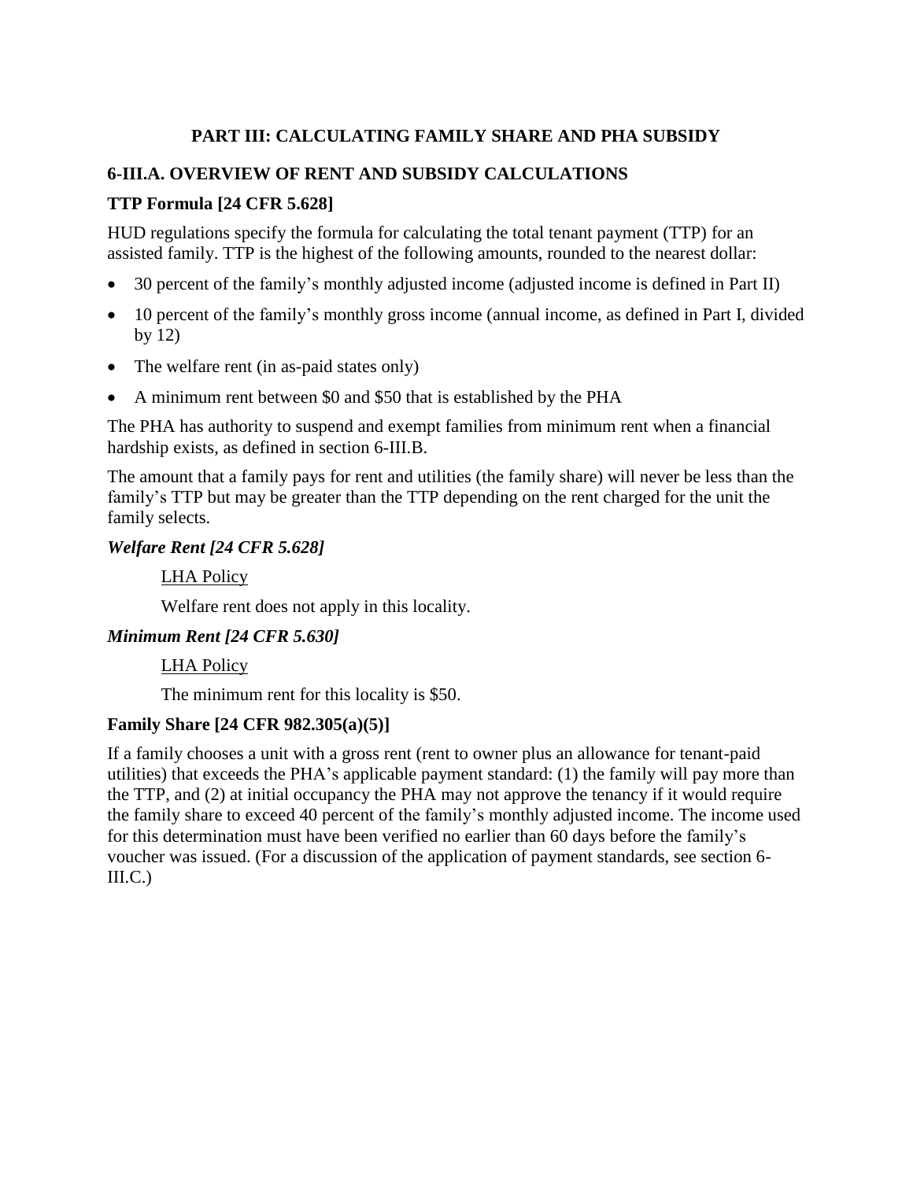## PART III: CALCULATING FAMILY SHARE AND PHA SUBSIDY

### 6-III.A. OVERVIEW OF RENT AND SUBSIDY CALCULATIONS

#### TTP Formula [24 CFR 5.628]

HUD regulations specify the formula for calculating the total tenant payment (TTP) for an assisted family. TTP is the highest of the following amounts, rounded to the nearest dollar:

- 30 percent of the family's monthly adjusted income (adjusted income is defined in Part II)
- 10 percent of the family's monthly gross income (annual income, as defined in Part I, divided by 12)
- The welfare rent (in as-paid states only)
- A minimum rent between $0 and $50 that is established by the PHA

The PHA has authority to suspend and exempt families from minimum rent when a financial hardship exists, as defined in section 6-III.B.

The amount that a family pays for rent and utilities (the family share) will never be less than the family's TTP but may be greater than the TTP depending on the rent charged for the unit the family selects.

#### *Welfare Rent [24 CFR 5.628]*

<u>LHA Policy</u>

Welfare rent does not apply in this locality.

#### *Minimum Rent [24 CFR 5.630]*

<u>LHA Policy</u>

The minimum rent for this locality is $50.

#### Family Share [24 CFR 982.305(a)(5)]

If a family chooses a unit with a gross rent (rent to owner plus an allowance for tenant-paid utilities) that exceeds the PHA's applicable payment standard: (1) the family will pay more than the TTP, and (2) at initial occupancy the PHA may not approve the tenancy if it would require the family share to exceed 40 percent of the family's monthly adjusted income. The income used for this determination must have been verified no earlier than 60 days before the family's voucher was issued. (For a discussion of the application of payment standards, see section 6-III.C.)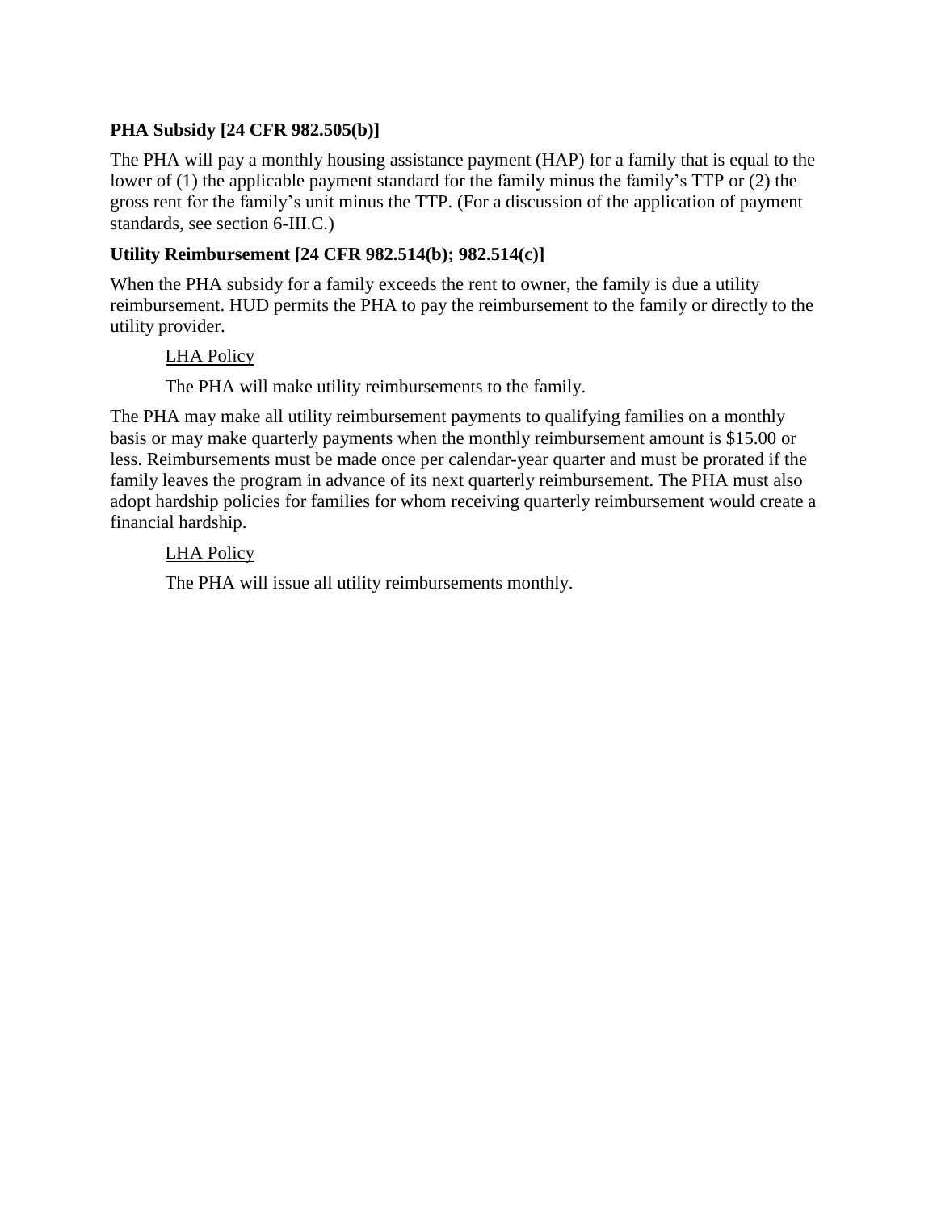**PHA Subsidy [24 CFR 982.505(b)]**

The PHA will pay a monthly housing assistance payment (HAP) for a family that is equal to the lower of (1) the applicable payment standard for the family minus the family's TTP or (2) the gross rent for the family's unit minus the TTP. (For a discussion of the application of payment standards, see section 6-III.C.)

**Utility Reimbursement [24 CFR 982.514(b); 982.514(c)]**

When the PHA subsidy for a family exceeds the rent to owner, the family is due a utility reimbursement. HUD permits the PHA to pay the reimbursement to the family or directly to the utility provider.

> <u>LHA Policy</u>
>
> The PHA will make utility reimbursements to the family.

The PHA may make all utility reimbursement payments to qualifying families on a monthly basis or may make quarterly payments when the monthly reimbursement amount is $15.00 or less. Reimbursements must be made once per calendar-year quarter and must be prorated if the family leaves the program in advance of its next quarterly reimbursement. The PHA must also adopt hardship policies for families for whom receiving quarterly reimbursement would create a financial hardship.

> <u>LHA Policy</u>
>
> The PHA will issue all utility reimbursements monthly.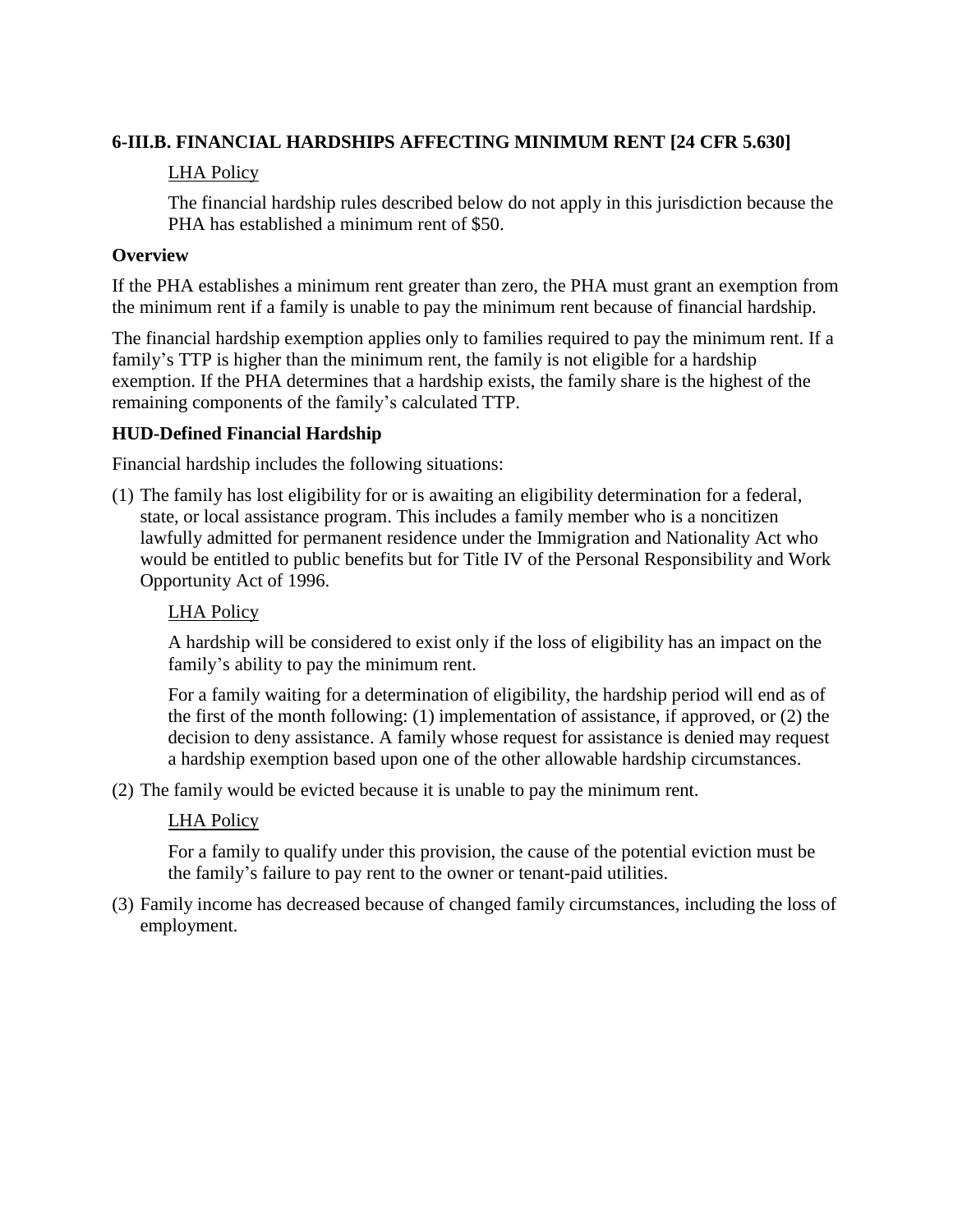### 6-III.B. FINANCIAL HARDSHIPS AFFECTING MINIMUM RENT [24 CFR 5.630]

<u>LHA Policy</u>

The financial hardship rules described below do not apply in this jurisdiction because the PHA has established a minimum rent of $50.

**Overview**

If the PHA establishes a minimum rent greater than zero, the PHA must grant an exemption from the minimum rent if a family is unable to pay the minimum rent because of financial hardship.

The financial hardship exemption applies only to families required to pay the minimum rent. If a family's TTP is higher than the minimum rent, the family is not eligible for a hardship exemption. If the PHA determines that a hardship exists, the family share is the highest of the remaining components of the family's calculated TTP.

**HUD-Defined Financial Hardship**

Financial hardship includes the following situations:

(1) The family has lost eligibility for or is awaiting an eligibility determination for a federal, state, or local assistance program. This includes a family member who is a noncitizen lawfully admitted for permanent residence under the Immigration and Nationality Act who would be entitled to public benefits but for Title IV of the Personal Responsibility and Work Opportunity Act of 1996.

<u>LHA Policy</u>

A hardship will be considered to exist only if the loss of eligibility has an impact on the family's ability to pay the minimum rent.

For a family waiting for a determination of eligibility, the hardship period will end as of the first of the month following: (1) implementation of assistance, if approved, or (2) the decision to deny assistance. A family whose request for assistance is denied may request a hardship exemption based upon one of the other allowable hardship circumstances.

(2) The family would be evicted because it is unable to pay the minimum rent.

<u>LHA Policy</u>

For a family to qualify under this provision, the cause of the potential eviction must be the family's failure to pay rent to the owner or tenant-paid utilities.

(3) Family income has decreased because of changed family circumstances, including the loss of employment.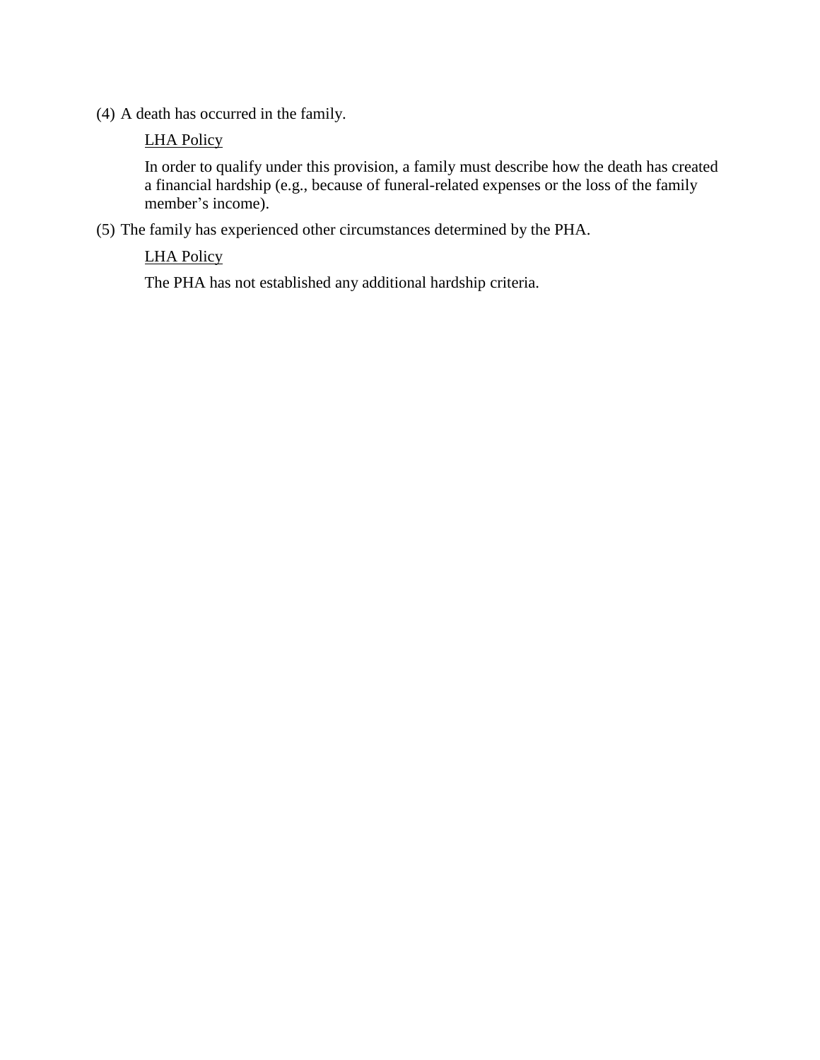(4) A death has occurred in the family.

<u>LHA Policy</u>

In order to qualify under this provision, a family must describe how the death has created a financial hardship (e.g., because of funeral-related expenses or the loss of the family member's income).

(5) The family has experienced other circumstances determined by the PHA.

<u>LHA Policy</u>

The PHA has not established any additional hardship criteria.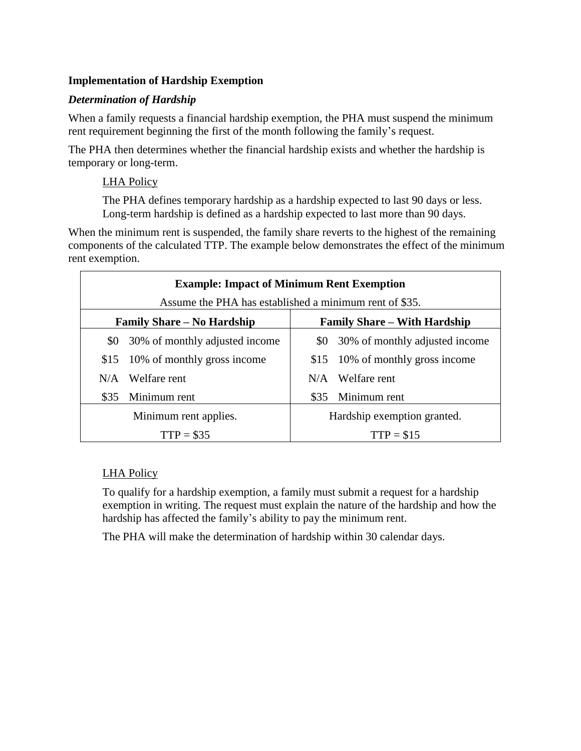**Implementation of Hardship Exemption**

***Determination of Hardship***

When a family requests a financial hardship exemption, the PHA must suspend the minimum rent requirement beginning the first of the month following the family's request.

The PHA then determines whether the financial hardship exists and whether the hardship is temporary or long-term.

LHA Policy

The PHA defines temporary hardship as a hardship expected to last 90 days or less. Long-term hardship is defined as a hardship expected to last more than 90 days.

When the minimum rent is suspended, the family share reverts to the highest of the remaining components of the calculated TTP. The example below demonstrates the effect of the minimum rent exemption.

| **Example: Impact of Minimum Rent Exemption** | | | |
|---|---|---|---|
| Assume the PHA has established a minimum rent of $35. | | | |
| **Family Share – No Hardship** | | **Family Share – With Hardship** | |
| $0 | 30% of monthly adjusted income | $0 | 30% of monthly adjusted income |
| $15 | 10% of monthly gross income | $15 | 10% of monthly gross income |
| N/A | Welfare rent | N/A | Welfare rent |
| $35 | Minimum rent | $35 | Minimum rent |
| Minimum rent applies. | | Hardship exemption granted. | |
| TTP = $35 | | TTP = $15 | |

LHA Policy

To qualify for a hardship exemption, a family must submit a request for a hardship exemption in writing. The request must explain the nature of the hardship and how the hardship has affected the family's ability to pay the minimum rent.

The PHA will make the determination of hardship within 30 calendar days.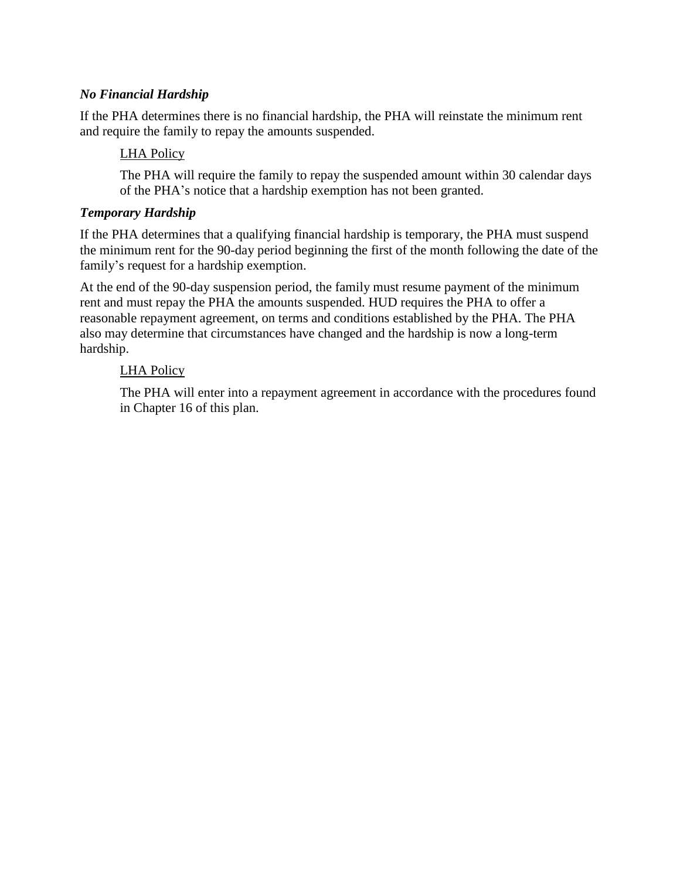***No Financial Hardship***

If the PHA determines there is no financial hardship, the PHA will reinstate the minimum rent and require the family to repay the amounts suspended.

> <u>LHA Policy</u>
>
> The PHA will require the family to repay the suspended amount within 30 calendar days of the PHA's notice that a hardship exemption has not been granted.

***Temporary Hardship***

If the PHA determines that a qualifying financial hardship is temporary, the PHA must suspend the minimum rent for the 90-day period beginning the first of the month following the date of the family's request for a hardship exemption.

At the end of the 90-day suspension period, the family must resume payment of the minimum rent and must repay the PHA the amounts suspended. HUD requires the PHA to offer a reasonable repayment agreement, on terms and conditions established by the PHA. The PHA also may determine that circumstances have changed and the hardship is now a long-term hardship.

> <u>LHA Policy</u>
>
> The PHA will enter into a repayment agreement in accordance with the procedures found in Chapter 16 of this plan.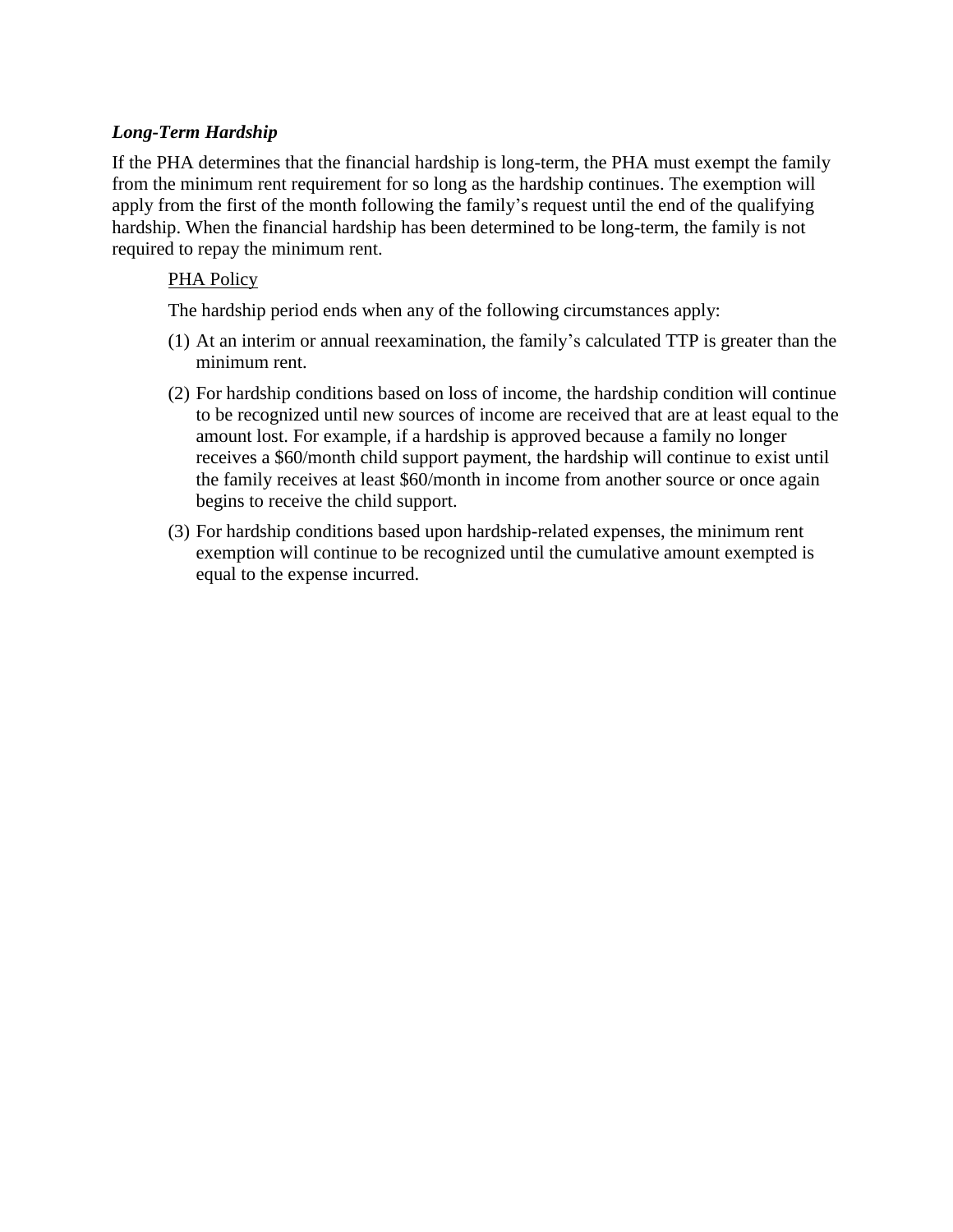***Long-Term Hardship***

If the PHA determines that the financial hardship is long-term, the PHA must exempt the family from the minimum rent requirement for so long as the hardship continues. The exemption will apply from the first of the month following the family's request until the end of the qualifying hardship. When the financial hardship has been determined to be long-term, the family is not required to repay the minimum rent.

PHA Policy

The hardship period ends when any of the following circumstances apply:

(1) At an interim or annual reexamination, the family's calculated TTP is greater than the minimum rent.

(2) For hardship conditions based on loss of income, the hardship condition will continue to be recognized until new sources of income are received that are at least equal to the amount lost. For example, if a hardship is approved because a family no longer receives a $60/month child support payment, the hardship will continue to exist until the family receives at least $60/month in income from another source or once again begins to receive the child support.

(3) For hardship conditions based upon hardship-related expenses, the minimum rent exemption will continue to be recognized until the cumulative amount exempted is equal to the expense incurred.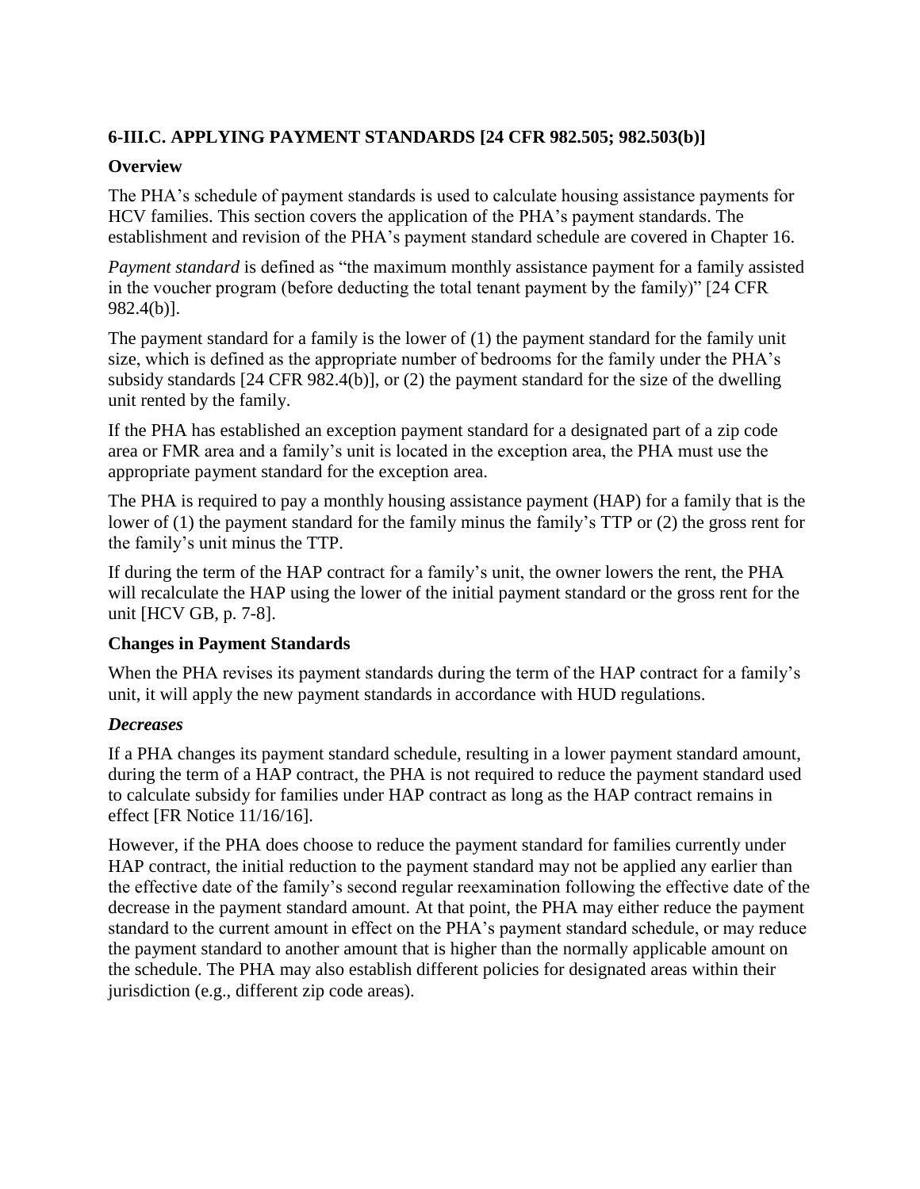### 6-III.C. APPLYING PAYMENT STANDARDS [24 CFR 982.505; 982.503(b)]

**Overview**

The PHA's schedule of payment standards is used to calculate housing assistance payments for HCV families. This section covers the application of the PHA's payment standards. The establishment and revision of the PHA's payment standard schedule are covered in Chapter 16.

*Payment standard* is defined as "the maximum monthly assistance payment for a family assisted in the voucher program (before deducting the total tenant payment by the family)" [24 CFR 982.4(b)].

The payment standard for a family is the lower of (1) the payment standard for the family unit size, which is defined as the appropriate number of bedrooms for the family under the PHA's subsidy standards [24 CFR 982.4(b)], or (2) the payment standard for the size of the dwelling unit rented by the family.

If the PHA has established an exception payment standard for a designated part of a zip code area or FMR area and a family's unit is located in the exception area, the PHA must use the appropriate payment standard for the exception area.

The PHA is required to pay a monthly housing assistance payment (HAP) for a family that is the lower of (1) the payment standard for the family minus the family's TTP or (2) the gross rent for the family's unit minus the TTP.

If during the term of the HAP contract for a family's unit, the owner lowers the rent, the PHA will recalculate the HAP using the lower of the initial payment standard or the gross rent for the unit [HCV GB, p. 7-8].

**Changes in Payment Standards**

When the PHA revises its payment standards during the term of the HAP contract for a family's unit, it will apply the new payment standards in accordance with HUD regulations.

***Decreases***

If a PHA changes its payment standard schedule, resulting in a lower payment standard amount, during the term of a HAP contract, the PHA is not required to reduce the payment standard used to calculate subsidy for families under HAP contract as long as the HAP contract remains in effect [FR Notice 11/16/16].

However, if the PHA does choose to reduce the payment standard for families currently under HAP contract, the initial reduction to the payment standard may not be applied any earlier than the effective date of the family's second regular reexamination following the effective date of the decrease in the payment standard amount. At that point, the PHA may either reduce the payment standard to the current amount in effect on the PHA's payment standard schedule, or may reduce the payment standard to another amount that is higher than the normally applicable amount on the schedule. The PHA may also establish different policies for designated areas within their jurisdiction (e.g., different zip code areas).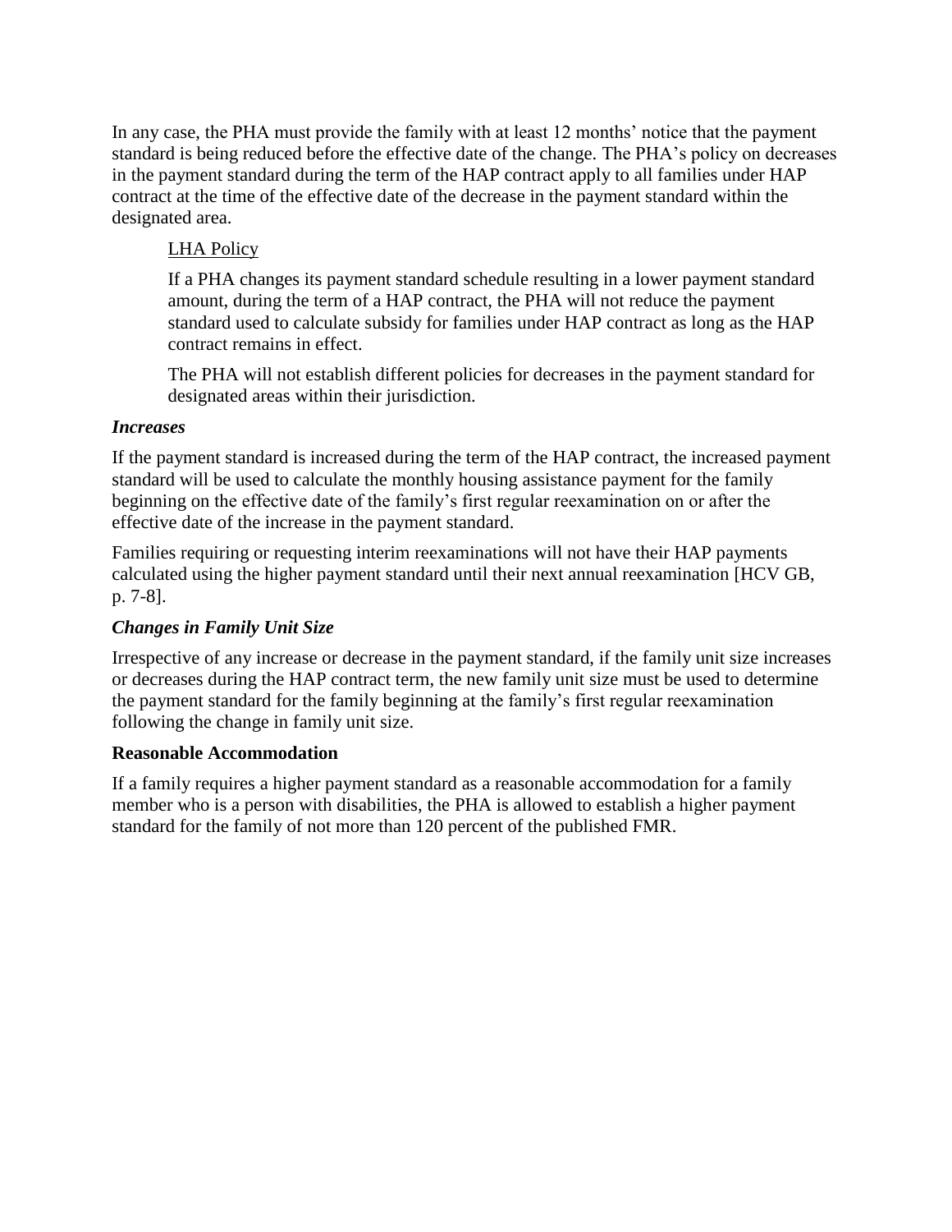In any case, the PHA must provide the family with at least 12 months' notice that the payment standard is being reduced before the effective date of the change. The PHA's policy on decreases in the payment standard during the term of the HAP contract apply to all families under HAP contract at the time of the effective date of the decrease in the payment standard within the designated area.

<u>LHA Policy</u>

If a PHA changes its payment standard schedule resulting in a lower payment standard amount, during the term of a HAP contract, the PHA will not reduce the payment standard used to calculate subsidy for families under HAP contract as long as the HAP contract remains in effect.

The PHA will not establish different policies for decreases in the payment standard for designated areas within their jurisdiction.

***Increases***

If the payment standard is increased during the term of the HAP contract, the increased payment standard will be used to calculate the monthly housing assistance payment for the family beginning on the effective date of the family's first regular reexamination on or after the effective date of the increase in the payment standard.

Families requiring or requesting interim reexaminations will not have their HAP payments calculated using the higher payment standard until their next annual reexamination [HCV GB, p. 7-8].

***Changes in Family Unit Size***

Irrespective of any increase or decrease in the payment standard, if the family unit size increases or decreases during the HAP contract term, the new family unit size must be used to determine the payment standard for the family beginning at the family's first regular reexamination following the change in family unit size.

**Reasonable Accommodation**

If a family requires a higher payment standard as a reasonable accommodation for a family member who is a person with disabilities, the PHA is allowed to establish a higher payment standard for the family of not more than 120 percent of the published FMR.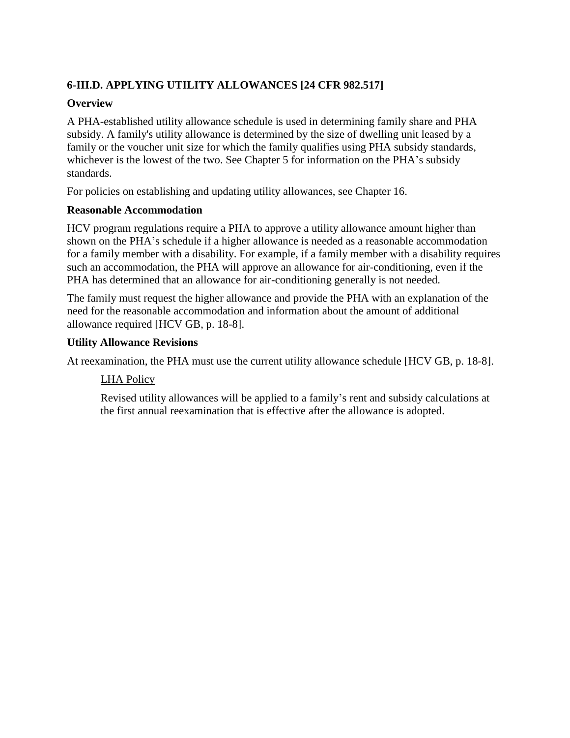### 6-III.D. APPLYING UTILITY ALLOWANCES [24 CFR 982.517]

**Overview**

A PHA-established utility allowance schedule is used in determining family share and PHA subsidy. A family's utility allowance is determined by the size of dwelling unit leased by a family or the voucher unit size for which the family qualifies using PHA subsidy standards, whichever is the lowest of the two. See Chapter 5 for information on the PHA's subsidy standards.

For policies on establishing and updating utility allowances, see Chapter 16.

**Reasonable Accommodation**

HCV program regulations require a PHA to approve a utility allowance amount higher than shown on the PHA's schedule if a higher allowance is needed as a reasonable accommodation for a family member with a disability. For example, if a family member with a disability requires such an accommodation, the PHA will approve an allowance for air-conditioning, even if the PHA has determined that an allowance for air-conditioning generally is not needed.

The family must request the higher allowance and provide the PHA with an explanation of the need for the reasonable accommodation and information about the amount of additional allowance required [HCV GB, p. 18-8].

**Utility Allowance Revisions**

At reexamination, the PHA must use the current utility allowance schedule [HCV GB, p. 18-8].

> LHA Policy
>
> Revised utility allowances will be applied to a family's rent and subsidy calculations at the first annual reexamination that is effective after the allowance is adopted.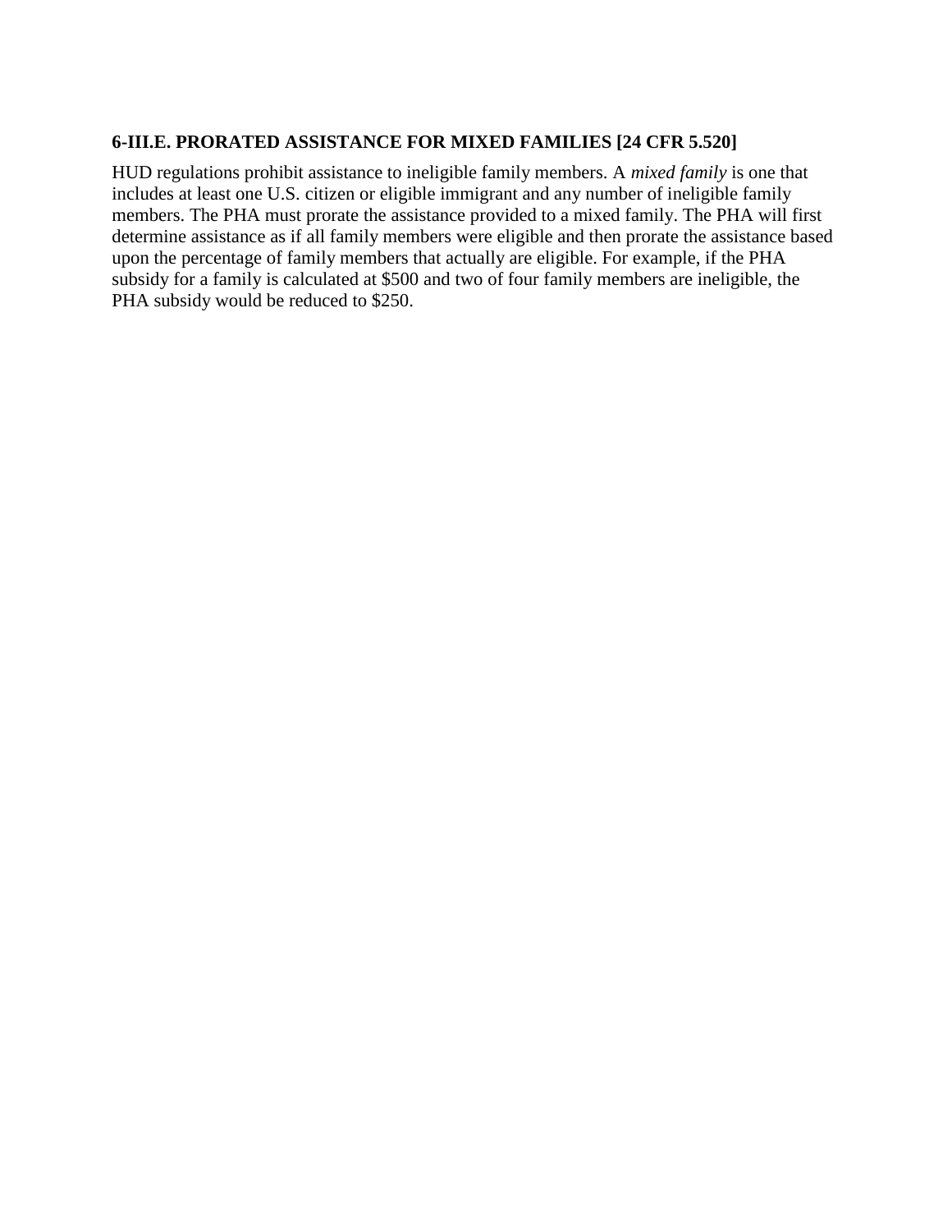### 6-III.E. PRORATED ASSISTANCE FOR MIXED FAMILIES [24 CFR 5.520]

HUD regulations prohibit assistance to ineligible family members. A *mixed family* is one that includes at least one U.S. citizen or eligible immigrant and any number of ineligible family members. The PHA must prorate the assistance provided to a mixed family. The PHA will first determine assistance as if all family members were eligible and then prorate the assistance based upon the percentage of family members that actually are eligible. For example, if the PHA subsidy for a family is calculated at $500 and two of four family members are ineligible, the PHA subsidy would be reduced to $250.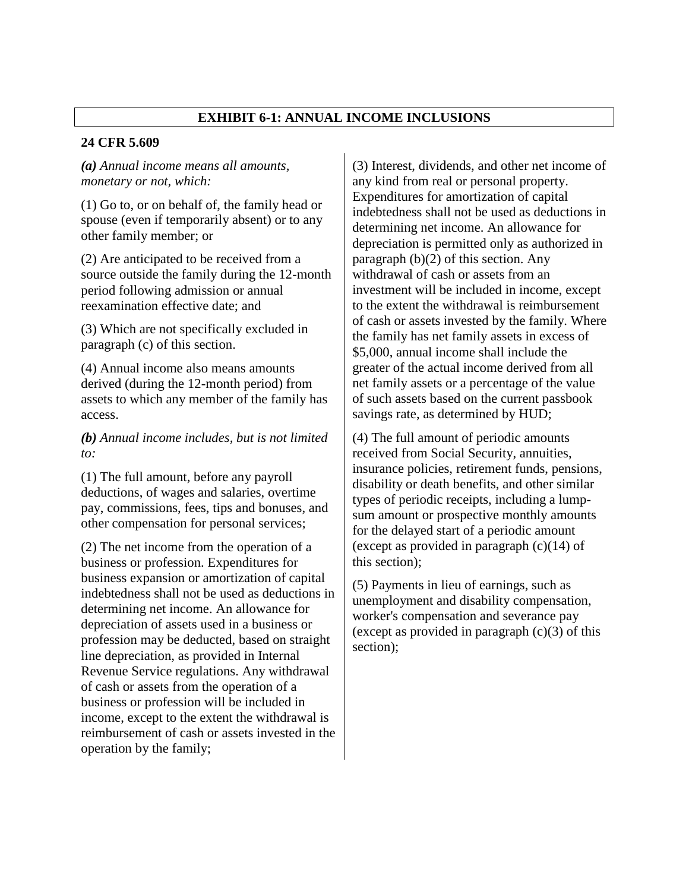## EXHIBIT 6-1: ANNUAL INCOME INCLUSIONS

**24 CFR 5.609**

***(a)*** *Annual income means all amounts, monetary or not, which:*

(1) Go to, or on behalf of, the family head or spouse (even if temporarily absent) or to any other family member; or

(2) Are anticipated to be received from a source outside the family during the 12-month period following admission or annual reexamination effective date; and

(3) Which are not specifically excluded in paragraph (c) of this section.

(4) Annual income also means amounts derived (during the 12-month period) from assets to which any member of the family has access.

***(b)*** *Annual income includes, but is not limited to:*

(1) The full amount, before any payroll deductions, of wages and salaries, overtime pay, commissions, fees, tips and bonuses, and other compensation for personal services;

(2) The net income from the operation of a business or profession. Expenditures for business expansion or amortization of capital indebtedness shall not be used as deductions in determining net income. An allowance for depreciation of assets used in a business or profession may be deducted, based on straight line depreciation, as provided in Internal Revenue Service regulations. Any withdrawal of cash or assets from the operation of a business or profession will be included in income, except to the extent the withdrawal is reimbursement of cash or assets invested in the operation by the family;

(3) Interest, dividends, and other net income of any kind from real or personal property. Expenditures for amortization of capital indebtedness shall not be used as deductions in determining net income. An allowance for depreciation is permitted only as authorized in paragraph (b)(2) of this section. Any withdrawal of cash or assets from an investment will be included in income, except to the extent the withdrawal is reimbursement of cash or assets invested by the family. Where the family has net family assets in excess of \$5,000, annual income shall include the greater of the actual income derived from all net family assets or a percentage of the value of such assets based on the current passbook savings rate, as determined by HUD;

(4) The full amount of periodic amounts received from Social Security, annuities, insurance policies, retirement funds, pensions, disability or death benefits, and other similar types of periodic receipts, including a lump-sum amount or prospective monthly amounts for the delayed start of a periodic amount (except as provided in paragraph (c)(14) of this section);

(5) Payments in lieu of earnings, such as unemployment and disability compensation, worker's compensation and severance pay (except as provided in paragraph (c)(3) of this section);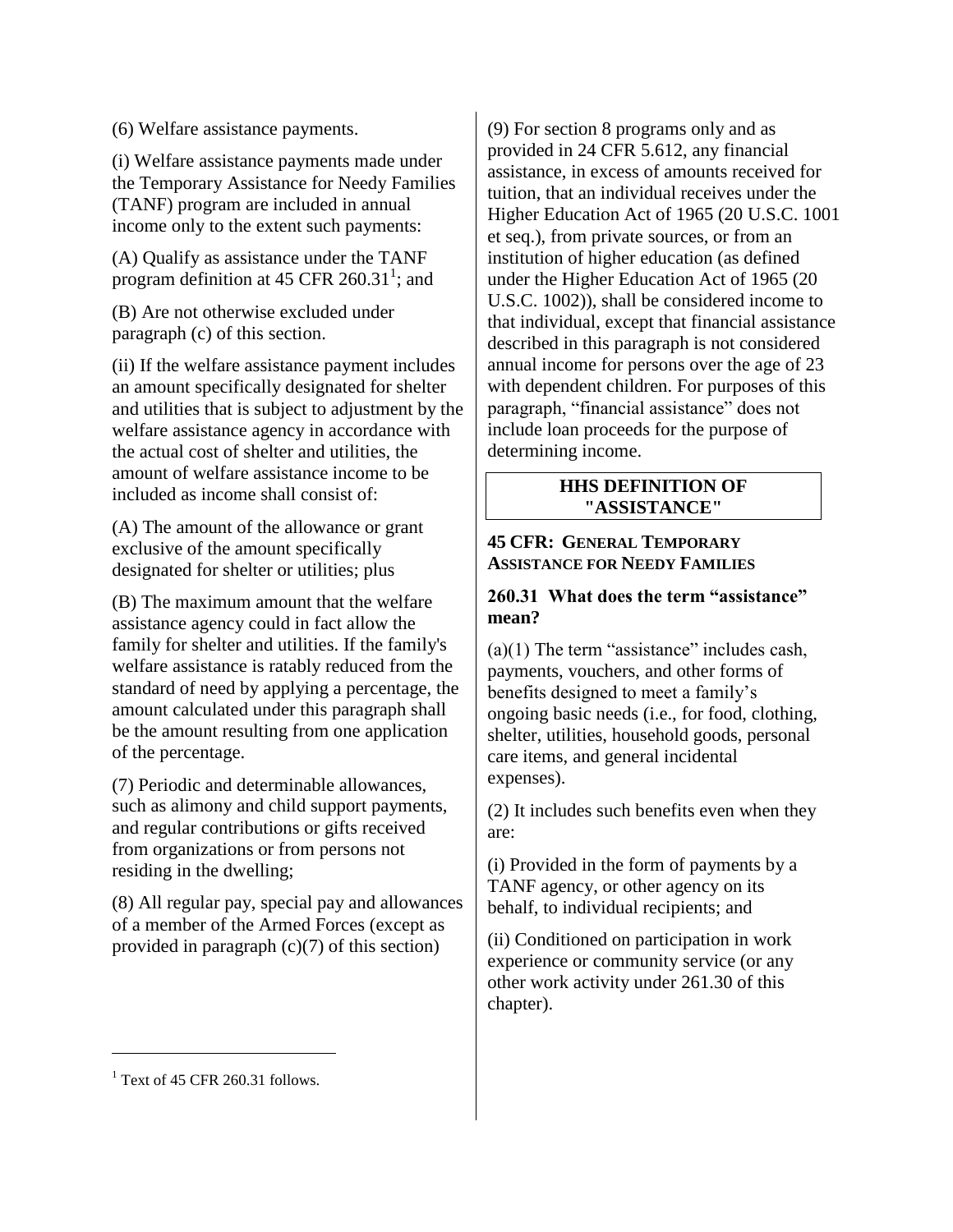(6) Welfare assistance payments.

(i) Welfare assistance payments made under the Temporary Assistance for Needy Families (TANF) program are included in annual income only to the extent such payments:

(A) Qualify as assistance under the TANF program definition at 45 CFR 260.31[1]; and

(B) Are not otherwise excluded under paragraph (c) of this section.

(ii) If the welfare assistance payment includes an amount specifically designated for shelter and utilities that is subject to adjustment by the welfare assistance agency in accordance with the actual cost of shelter and utilities, the amount of welfare assistance income to be included as income shall consist of:

(A) The amount of the allowance or grant exclusive of the amount specifically designated for shelter or utilities; plus

(B) The maximum amount that the welfare assistance agency could in fact allow the family for shelter and utilities. If the family's welfare assistance is ratably reduced from the standard of need by applying a percentage, the amount calculated under this paragraph shall be the amount resulting from one application of the percentage.

(7) Periodic and determinable allowances, such as alimony and child support payments, and regular contributions or gifts received from organizations or from persons not residing in the dwelling;

(8) All regular pay, special pay and allowances of a member of the Armed Forces (except as provided in paragraph (c)(7) of this section)

(9) For section 8 programs only and as provided in 24 CFR 5.612, any financial assistance, in excess of amounts received for tuition, that an individual receives under the Higher Education Act of 1965 (20 U.S.C. 1001 et seq.), from private sources, or from an institution of higher education (as defined under the Higher Education Act of 1965 (20 U.S.C. 1002)), shall be considered income to that individual, except that financial assistance described in this paragraph is not considered annual income for persons over the age of 23 with dependent children. For purposes of this paragraph, "financial assistance" does not include loan proceeds for the purpose of determining income.

## HHS DEFINITION OF "ASSISTANCE"

**45 CFR: GENERAL TEMPORARY ASSISTANCE FOR NEEDY FAMILIES**

### 260.31 What does the term "assistance" mean?

(a)(1) The term "assistance" includes cash, payments, vouchers, and other forms of benefits designed to meet a family's ongoing basic needs (i.e., for food, clothing, shelter, utilities, household goods, personal care items, and general incidental expenses).

(2) It includes such benefits even when they are:

(i) Provided in the form of payments by a TANF agency, or other agency on its behalf, to individual recipients; and

(ii) Conditioned on participation in work experience or community service (or any other work activity under 261.30 of this chapter).

---

[1] Text of 45 CFR 260.31 follows.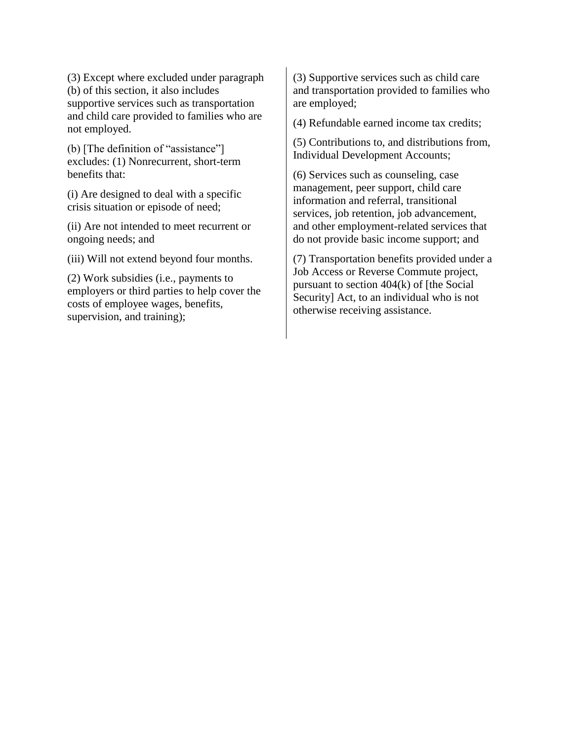(3) Except where excluded under paragraph (b) of this section, it also includes supportive services such as transportation and child care provided to families who are not employed.

(b) [The definition of "assistance"] excludes: (1) Nonrecurrent, short-term benefits that:

(i) Are designed to deal with a specific crisis situation or episode of need;

(ii) Are not intended to meet recurrent or ongoing needs; and

(iii) Will not extend beyond four months.

(2) Work subsidies (i.e., payments to employers or third parties to help cover the costs of employee wages, benefits, supervision, and training);

(3) Supportive services such as child care and transportation provided to families who are employed;

(4) Refundable earned income tax credits;

(5) Contributions to, and distributions from, Individual Development Accounts;

(6) Services such as counseling, case management, peer support, child care information and referral, transitional services, job retention, job advancement, and other employment-related services that do not provide basic income support; and

(7) Transportation benefits provided under a Job Access or Reverse Commute project, pursuant to section 404(k) of [the Social Security] Act, to an individual who is not otherwise receiving assistance.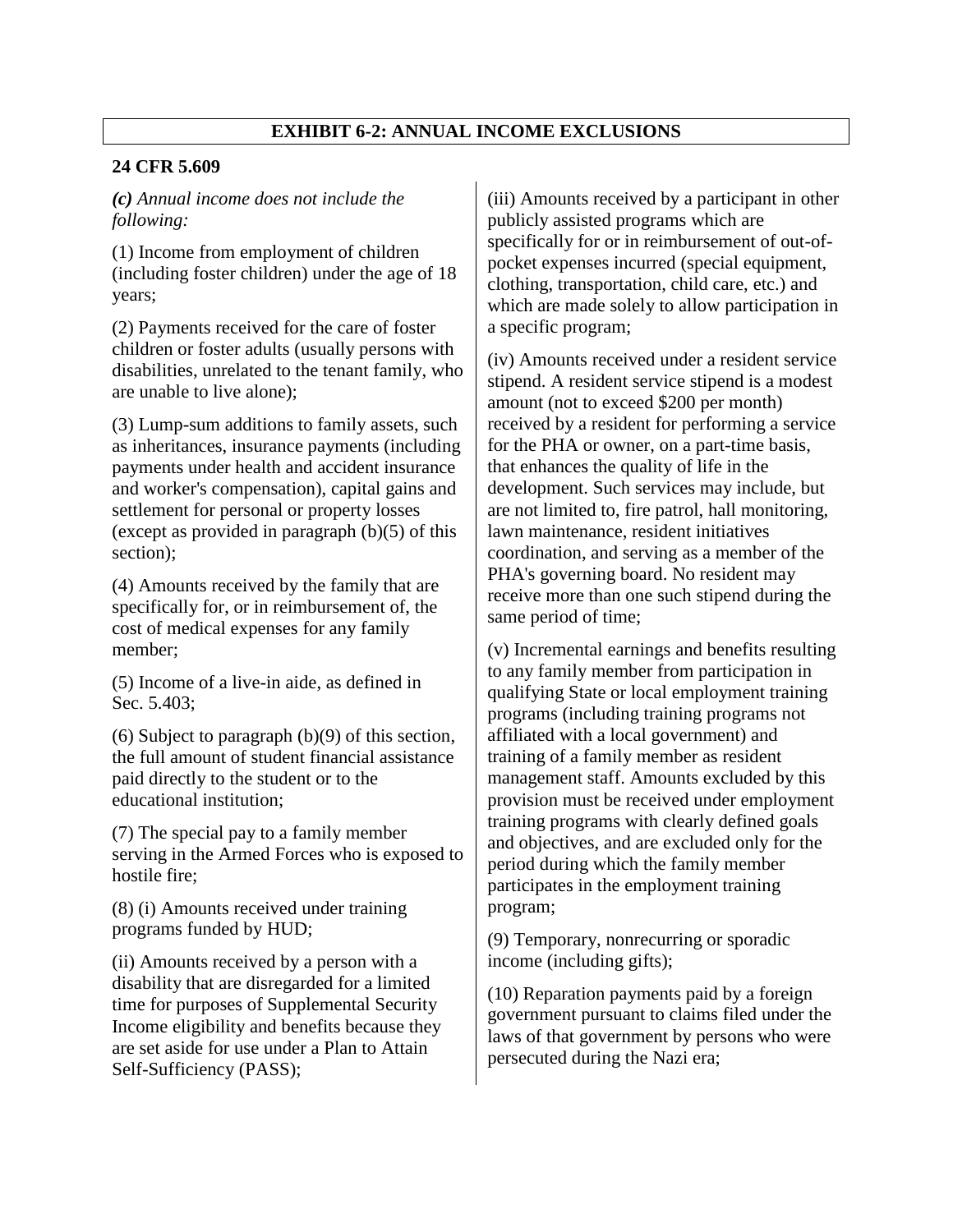## EXHIBIT 6-2: ANNUAL INCOME EXCLUSIONS

**24 CFR 5.609**

***(c)** Annual income does not include the following:*

(1) Income from employment of children (including foster children) under the age of 18 years;

(2) Payments received for the care of foster children or foster adults (usually persons with disabilities, unrelated to the tenant family, who are unable to live alone);

(3) Lump-sum additions to family assets, such as inheritances, insurance payments (including payments under health and accident insurance and worker's compensation), capital gains and settlement for personal or property losses (except as provided in paragraph (b)(5) of this section);

(4) Amounts received by the family that are specifically for, or in reimbursement of, the cost of medical expenses for any family member;

(5) Income of a live-in aide, as defined in Sec. 5.403;

(6) Subject to paragraph (b)(9) of this section, the full amount of student financial assistance paid directly to the student or to the educational institution;

(7) The special pay to a family member serving in the Armed Forces who is exposed to hostile fire;

(8) (i) Amounts received under training programs funded by HUD;

(ii) Amounts received by a person with a disability that are disregarded for a limited time for purposes of Supplemental Security Income eligibility and benefits because they are set aside for use under a Plan to Attain Self-Sufficiency (PASS);

(iii) Amounts received by a participant in other publicly assisted programs which are specifically for or in reimbursement of out-of-pocket expenses incurred (special equipment, clothing, transportation, child care, etc.) and which are made solely to allow participation in a specific program;

(iv) Amounts received under a resident service stipend. A resident service stipend is a modest amount (not to exceed $200 per month) received by a resident for performing a service for the PHA or owner, on a part-time basis, that enhances the quality of life in the development. Such services may include, but are not limited to, fire patrol, hall monitoring, lawn maintenance, resident initiatives coordination, and serving as a member of the PHA's governing board. No resident may receive more than one such stipend during the same period of time;

(v) Incremental earnings and benefits resulting to any family member from participation in qualifying State or local employment training programs (including training programs not affiliated with a local government) and training of a family member as resident management staff. Amounts excluded by this provision must be received under employment training programs with clearly defined goals and objectives, and are excluded only for the period during which the family member participates in the employment training program;

(9) Temporary, nonrecurring or sporadic income (including gifts);

(10) Reparation payments paid by a foreign government pursuant to claims filed under the laws of that government by persons who were persecuted during the Nazi era;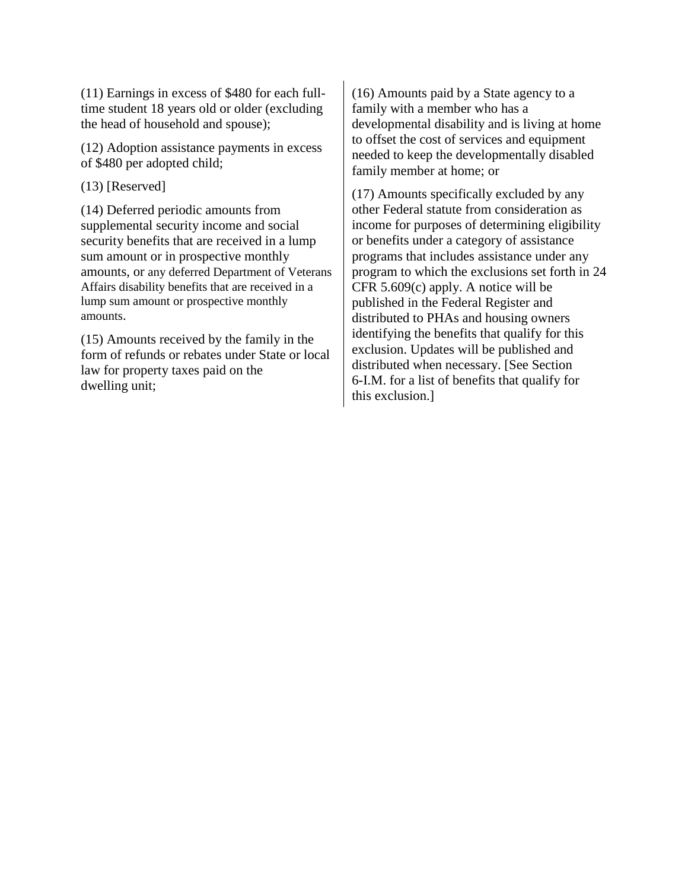(11) Earnings in excess of $480 for each full-time student 18 years old or older (excluding the head of household and spouse);

(12) Adoption assistance payments in excess of $480 per adopted child;

(13) [Reserved]

(14) Deferred periodic amounts from supplemental security income and social security benefits that are received in a lump sum amount or in prospective monthly amounts, or any deferred Department of Veterans Affairs disability benefits that are received in a lump sum amount or prospective monthly amounts.

(15) Amounts received by the family in the form of refunds or rebates under State or local law for property taxes paid on the dwelling unit;

(16) Amounts paid by a State agency to a family with a member who has a developmental disability and is living at home to offset the cost of services and equipment needed to keep the developmentally disabled family member at home; or

(17) Amounts specifically excluded by any other Federal statute from consideration as income for purposes of determining eligibility or benefits under a category of assistance programs that includes assistance under any program to which the exclusions set forth in 24 CFR 5.609(c) apply. A notice will be published in the Federal Register and distributed to PHAs and housing owners identifying the benefits that qualify for this exclusion. Updates will be published and distributed when necessary. [See Section 6-I.M. for a list of benefits that qualify for this exclusion.]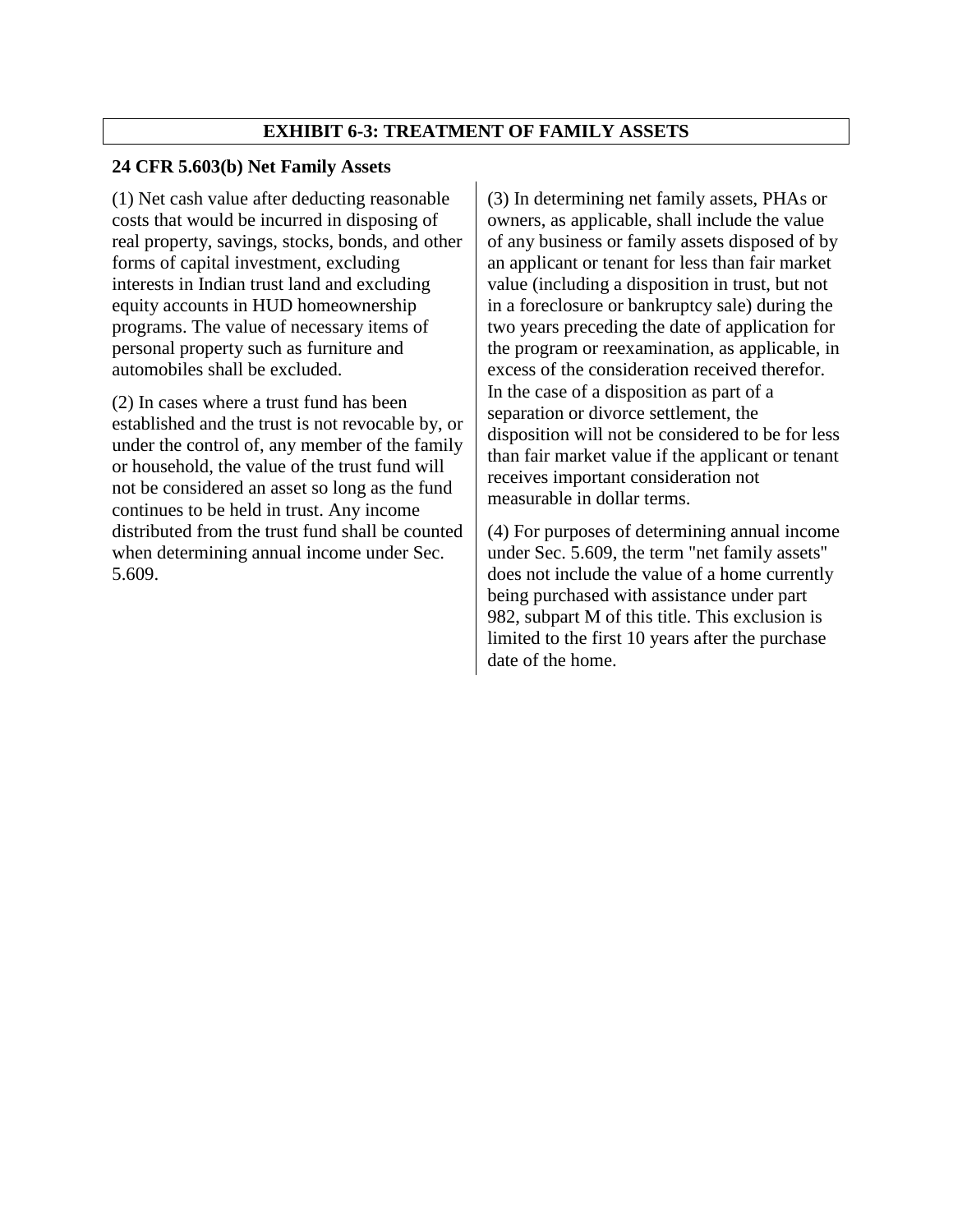## EXHIBIT 6-3: TREATMENT OF FAMILY ASSETS

**24 CFR 5.603(b) Net Family Assets**

(1) Net cash value after deducting reasonable costs that would be incurred in disposing of real property, savings, stocks, bonds, and other forms of capital investment, excluding interests in Indian trust land and excluding equity accounts in HUD homeownership programs. The value of necessary items of personal property such as furniture and automobiles shall be excluded.

(2) In cases where a trust fund has been established and the trust is not revocable by, or under the control of, any member of the family or household, the value of the trust fund will not be considered an asset so long as the fund continues to be held in trust. Any income distributed from the trust fund shall be counted when determining annual income under Sec. 5.609.

(3) In determining net family assets, PHAs or owners, as applicable, shall include the value of any business or family assets disposed of by an applicant or tenant for less than fair market value (including a disposition in trust, but not in a foreclosure or bankruptcy sale) during the two years preceding the date of application for the program or reexamination, as applicable, in excess of the consideration received therefor. In the case of a disposition as part of a separation or divorce settlement, the disposition will not be considered to be for less than fair market value if the applicant or tenant receives important consideration not measurable in dollar terms.

(4) For purposes of determining annual income under Sec. 5.609, the term "net family assets" does not include the value of a home currently being purchased with assistance under part 982, subpart M of this title. This exclusion is limited to the first 10 years after the purchase date of the home.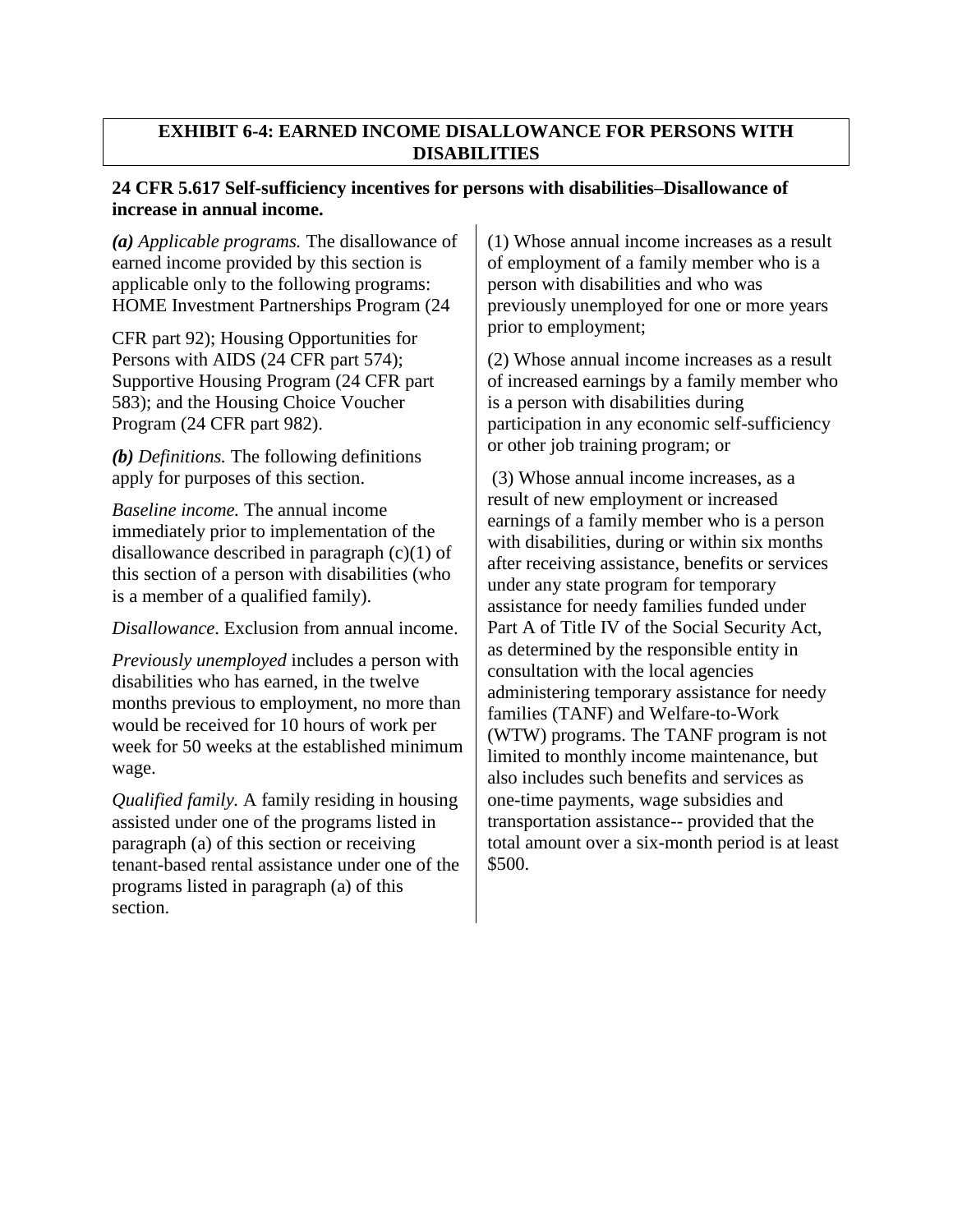## EXHIBIT 6-4: EARNED INCOME DISALLOWANCE FOR PERSONS WITH DISABILITIES

**24 CFR 5.617 Self-sufficiency incentives for persons with disabilities–Disallowance of increase in annual income.**

***(a)*** *Applicable programs.* The disallowance of earned income provided by this section is applicable only to the following programs: HOME Investment Partnerships Program (24 CFR part 92); Housing Opportunities for Persons with AIDS (24 CFR part 574); Supportive Housing Program (24 CFR part 583); and the Housing Choice Voucher Program (24 CFR part 982).

***(b)*** *Definitions.* The following definitions apply for purposes of this section.

*Baseline income.* The annual income immediately prior to implementation of the disallowance described in paragraph (c)(1) of this section of a person with disabilities (who is a member of a qualified family).

*Disallowance*. Exclusion from annual income.

*Previously unemployed* includes a person with disabilities who has earned, in the twelve months previous to employment, no more than would be received for 10 hours of work per week for 50 weeks at the established minimum wage.

*Qualified family.* A family residing in housing assisted under one of the programs listed in paragraph (a) of this section or receiving tenant-based rental assistance under one of the programs listed in paragraph (a) of this section.

(1) Whose annual income increases as a result of employment of a family member who is a person with disabilities and who was previously unemployed for one or more years prior to employment;

(2) Whose annual income increases as a result of increased earnings by a family member who is a person with disabilities during participation in any economic self-sufficiency or other job training program; or

(3) Whose annual income increases, as a result of new employment or increased earnings of a family member who is a person with disabilities, during or within six months after receiving assistance, benefits or services under any state program for temporary assistance for needy families funded under Part A of Title IV of the Social Security Act, as determined by the responsible entity in consultation with the local agencies administering temporary assistance for needy families (TANF) and Welfare-to-Work (WTW) programs. The TANF program is not limited to monthly income maintenance, but also includes such benefits and services as one-time payments, wage subsidies and transportation assistance-- provided that the total amount over a six-month period is at least $500.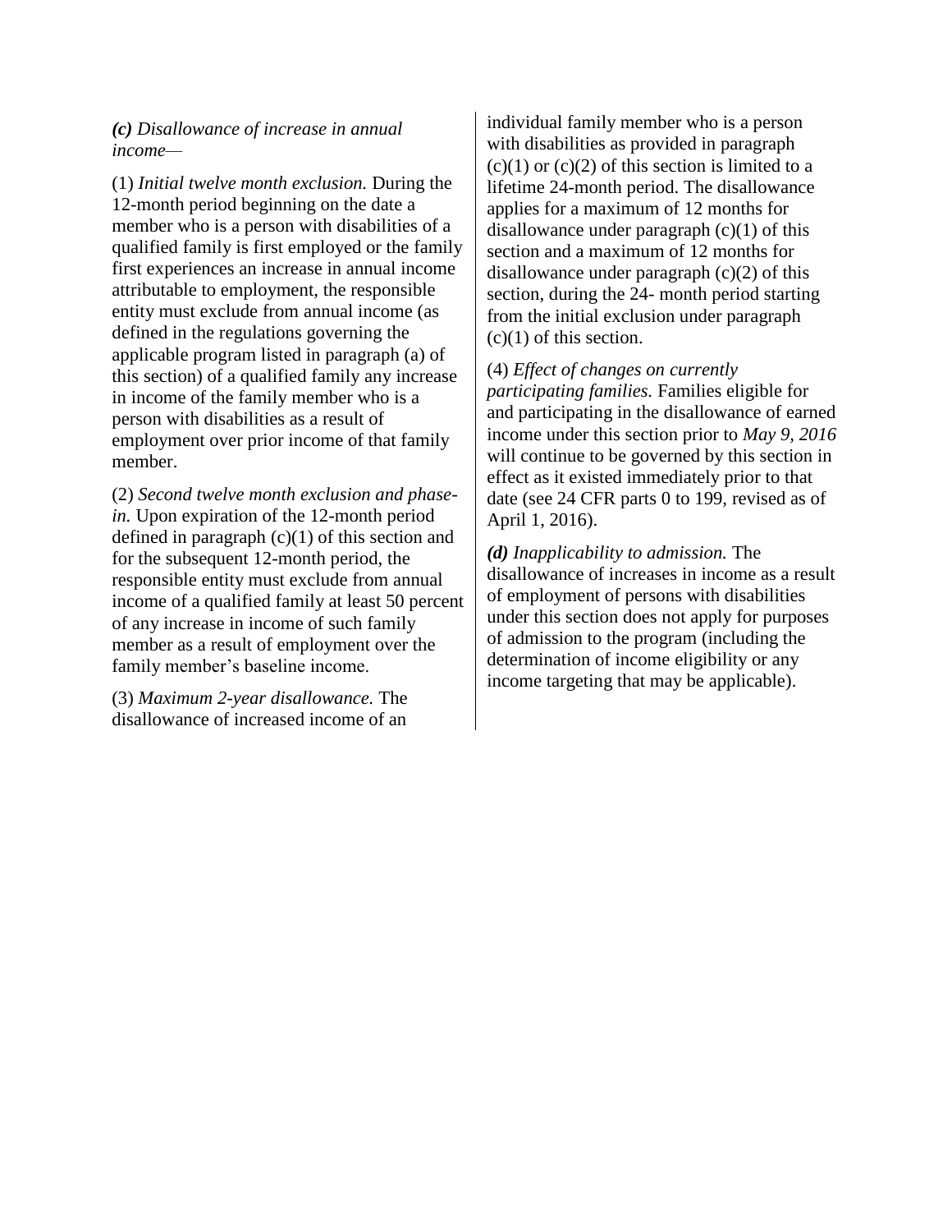***(c)*** *Disallowance of increase in annual income*—

(1) *Initial twelve month exclusion.* During the 12-month period beginning on the date a member who is a person with disabilities of a qualified family is first employed or the family first experiences an increase in annual income attributable to employment, the responsible entity must exclude from annual income (as defined in the regulations governing the applicable program listed in paragraph (a) of this section) of a qualified family any increase in income of the family member who is a person with disabilities as a result of employment over prior income of that family member.

(2) *Second twelve month exclusion and phase-in.* Upon expiration of the 12-month period defined in paragraph (c)(1) of this section and for the subsequent 12-month period, the responsible entity must exclude from annual income of a qualified family at least 50 percent of any increase in income of such family member as a result of employment over the family member's baseline income.

(3) *Maximum 2-year disallowance.* The disallowance of increased income of an individual family member who is a person with disabilities as provided in paragraph (c)(1) or (c)(2) of this section is limited to a lifetime 24-month period. The disallowance applies for a maximum of 12 months for disallowance under paragraph (c)(1) of this section and a maximum of 12 months for disallowance under paragraph (c)(2) of this section, during the 24- month period starting from the initial exclusion under paragraph (c)(1) of this section.

(4) *Effect of changes on currently participating families.* Families eligible for and participating in the disallowance of earned income under this section prior to *May 9, 2016* will continue to be governed by this section in effect as it existed immediately prior to that date (see 24 CFR parts 0 to 199, revised as of April 1, 2016).

***(d)*** *Inapplicability to admission.* The disallowance of increases in income as a result of employment of persons with disabilities under this section does not apply for purposes of admission to the program (including the determination of income eligibility or any income targeting that may be applicable).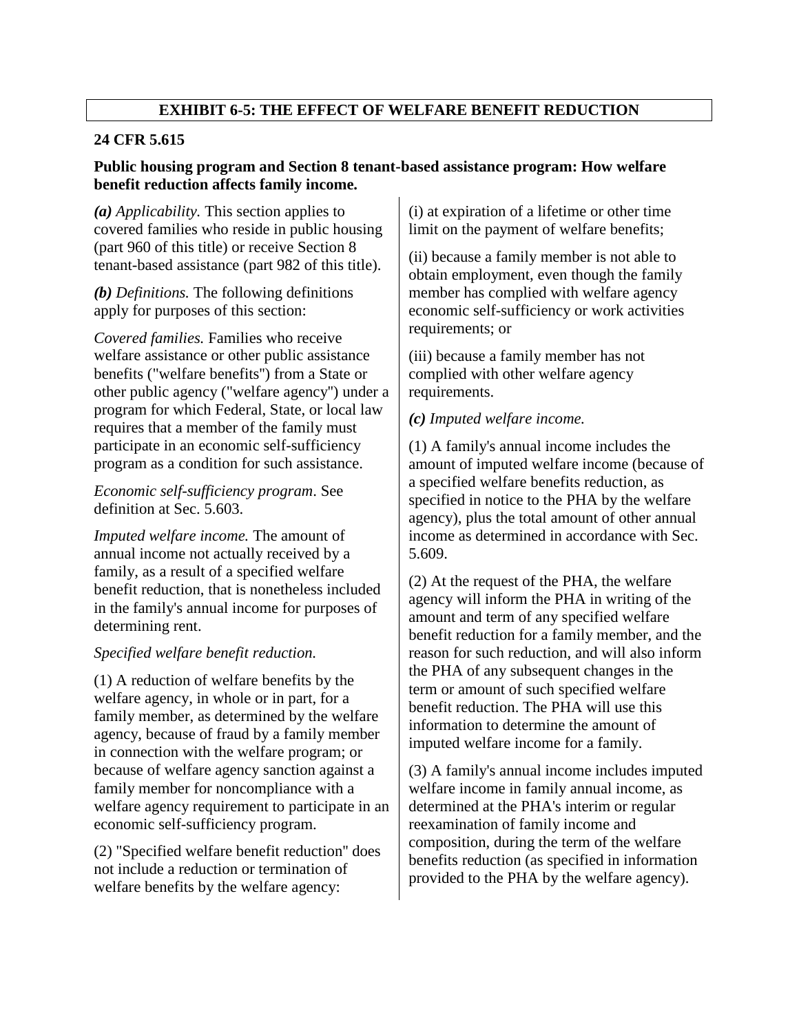## EXHIBIT 6-5: THE EFFECT OF WELFARE BENEFIT REDUCTION

**24 CFR 5.615**

**Public housing program and Section 8 tenant-based assistance program: How welfare benefit reduction affects family income.**

***(a)*** *Applicability.* This section applies to covered families who reside in public housing (part 960 of this title) or receive Section 8 tenant-based assistance (part 982 of this title).

***(b)*** *Definitions.* The following definitions apply for purposes of this section:

*Covered families.* Families who receive welfare assistance or other public assistance benefits ("welfare benefits") from a State or other public agency ("welfare agency") under a program for which Federal, State, or local law requires that a member of the family must participate in an economic self-sufficiency program as a condition for such assistance.

*Economic self-sufficiency program*. See definition at Sec. 5.603.

*Imputed welfare income.* The amount of annual income not actually received by a family, as a result of a specified welfare benefit reduction, that is nonetheless included in the family's annual income for purposes of determining rent.

*Specified welfare benefit reduction.*

(1) A reduction of welfare benefits by the welfare agency, in whole or in part, for a family member, as determined by the welfare agency, because of fraud by a family member in connection with the welfare program; or because of welfare agency sanction against a family member for noncompliance with a welfare agency requirement to participate in an economic self-sufficiency program.

(2) "Specified welfare benefit reduction" does not include a reduction or termination of welfare benefits by the welfare agency:

(i) at expiration of a lifetime or other time limit on the payment of welfare benefits;

(ii) because a family member is not able to obtain employment, even though the family member has complied with welfare agency economic self-sufficiency or work activities requirements; or

(iii) because a family member has not complied with other welfare agency requirements.

***(c)*** *Imputed welfare income.*

(1) A family's annual income includes the amount of imputed welfare income (because of a specified welfare benefits reduction, as specified in notice to the PHA by the welfare agency), plus the total amount of other annual income as determined in accordance with Sec. 5.609.

(2) At the request of the PHA, the welfare agency will inform the PHA in writing of the amount and term of any specified welfare benefit reduction for a family member, and the reason for such reduction, and will also inform the PHA of any subsequent changes in the term or amount of such specified welfare benefit reduction. The PHA will use this information to determine the amount of imputed welfare income for a family.

(3) A family's annual income includes imputed welfare income in family annual income, as determined at the PHA's interim or regular reexamination of family income and composition, during the term of the welfare benefits reduction (as specified in information provided to the PHA by the welfare agency).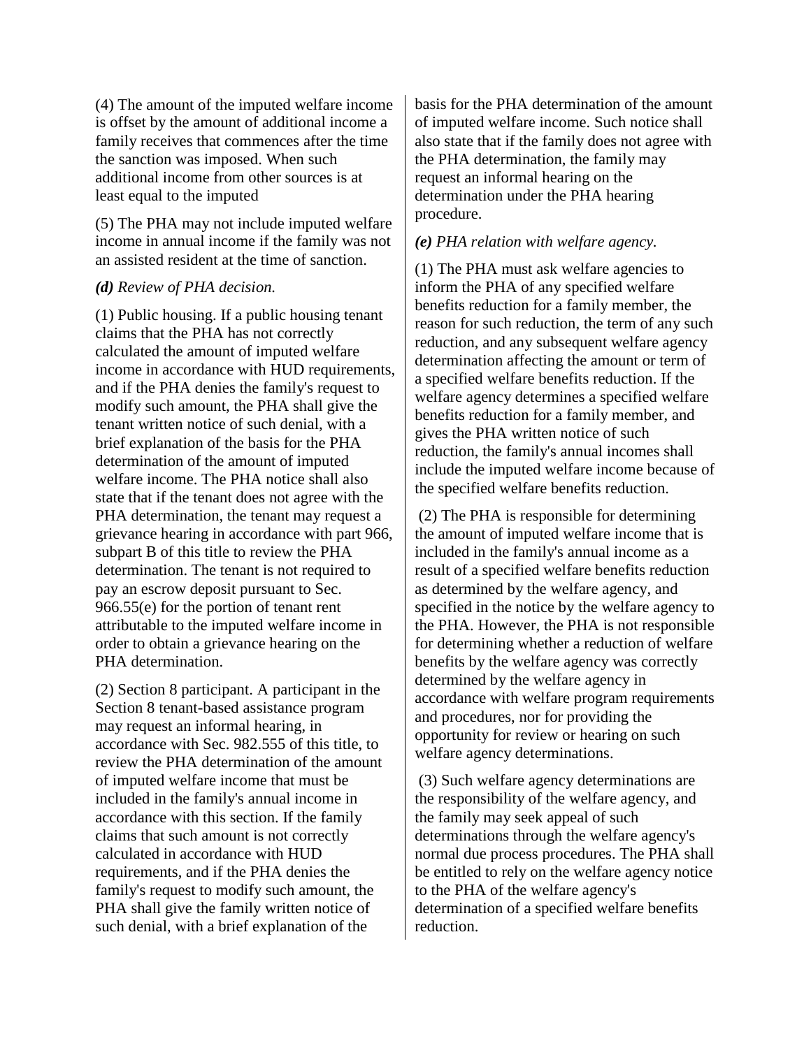(4) The amount of the imputed welfare income is offset by the amount of additional income a family receives that commences after the time the sanction was imposed. When such additional income from other sources is at least equal to the imputed

(5) The PHA may not include imputed welfare income in annual income if the family was not an assisted resident at the time of sanction.

***(d)*** *Review of PHA decision.*

(1) Public housing. If a public housing tenant claims that the PHA has not correctly calculated the amount of imputed welfare income in accordance with HUD requirements, and if the PHA denies the family's request to modify such amount, the PHA shall give the tenant written notice of such denial, with a brief explanation of the basis for the PHA determination of the amount of imputed welfare income. The PHA notice shall also state that if the tenant does not agree with the PHA determination, the tenant may request a grievance hearing in accordance with part 966, subpart B of this title to review the PHA determination. The tenant is not required to pay an escrow deposit pursuant to Sec. 966.55(e) for the portion of tenant rent attributable to the imputed welfare income in order to obtain a grievance hearing on the PHA determination.

(2) Section 8 participant. A participant in the Section 8 tenant-based assistance program may request an informal hearing, in accordance with Sec. 982.555 of this title, to review the PHA determination of the amount of imputed welfare income that must be included in the family's annual income in accordance with this section. If the family claims that such amount is not correctly calculated in accordance with HUD requirements, and if the PHA denies the family's request to modify such amount, the PHA shall give the family written notice of such denial, with a brief explanation of the basis for the PHA determination of the amount of imputed welfare income. Such notice shall also state that if the family does not agree with the PHA determination, the family may request an informal hearing on the determination under the PHA hearing procedure.

***(e)*** *PHA relation with welfare agency.*

(1) The PHA must ask welfare agencies to inform the PHA of any specified welfare benefits reduction for a family member, the reason for such reduction, the term of any such reduction, and any subsequent welfare agency determination affecting the amount or term of a specified welfare benefits reduction. If the welfare agency determines a specified welfare benefits reduction for a family member, and gives the PHA written notice of such reduction, the family's annual incomes shall include the imputed welfare income because of the specified welfare benefits reduction.

(2) The PHA is responsible for determining the amount of imputed welfare income that is included in the family's annual income as a result of a specified welfare benefits reduction as determined by the welfare agency, and specified in the notice by the welfare agency to the PHA. However, the PHA is not responsible for determining whether a reduction of welfare benefits by the welfare agency was correctly determined by the welfare agency in accordance with welfare program requirements and procedures, nor for providing the opportunity for review or hearing on such welfare agency determinations.

(3) Such welfare agency determinations are the responsibility of the welfare agency, and the family may seek appeal of such determinations through the welfare agency's normal due process procedures. The PHA shall be entitled to rely on the welfare agency notice to the PHA of the welfare agency's determination of a specified welfare benefits reduction.